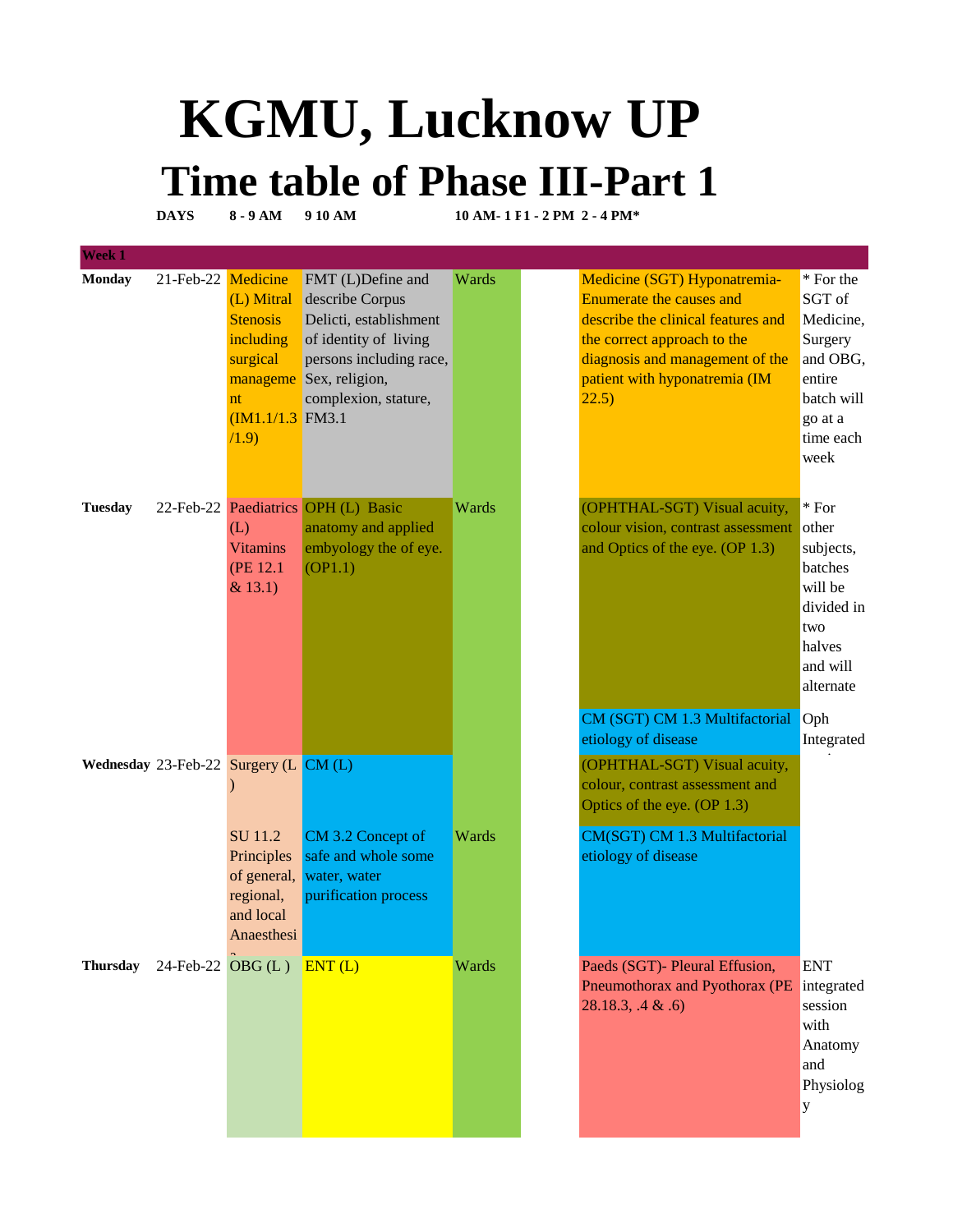# KGMU, Lucknow UP

## Time table of Phase III-Part 1

| DAYS | | 8 - 9 AM | 9 10 AM | 10 AM- 1 PM | 1 - 2 PM | 2 - 4 PM* | |
|---|---|---|---|---|---|---|---|
| **Week 1** | | | | | | | |
| **Monday** | 21-Feb-22 | Medicine (L) Mitral Stenosis including surgical management (IM1.1/1.3/1.9) | FMT (L)Define and describe Corpus Delicti, establishment of identity of living persons including race, Sex, religion, complexion, stature, FM3.1 | Wards | | Medicine (SGT) Hyponatremia- Enumerate the causes and describe the clinical features and the correct approach to the diagnosis and management of the patient with hyponatremia (IM 22.5) | * For the SGT of Medicine, Surgery and OBG, entire batch will go at a time each week |
| **Tuesday** | 22-Feb-22 | Paediatrics (L) Vitamins (PE 12.1 & 13.1) | OPH (L) Basic anatomy and applied embyology the of eye. (OP1.1) | Wards | | (OPHTHAL-SGT) Visual acuity, colour vision, contrast assessment and Optics of the eye. (OP 1.3) | * For other subjects, batches will be divided in two halves and will alternate |
| | | | | | | CM (SGT) CM 1.3 Multifactorial etiology of disease | Oph Integrated |
| **Wednesday** | 23-Feb-22 | Surgery (L) SU 11.2 Principles of general, regional, and local Anaesthesia | CM (L) CM 3.2 Concept of safe and whole some water, water purification process | Wards | | (OPHTHAL-SGT) Visual acuity, colour, contrast assessment and Optics of the eye. (OP 1.3) | |
| | | | | | | CM(SGT) CM 1.3 Multifactorial etiology of disease | |
| **Thursday** | 24-Feb-22 | OBG (L) | ENT (L) | Wards | | Paeds (SGT)- Pleural Effusion, Pneumothorax and Pyothorax (PE 28.18.3, .4 & .6) | ENT integrated session with Anatomy and Physiology |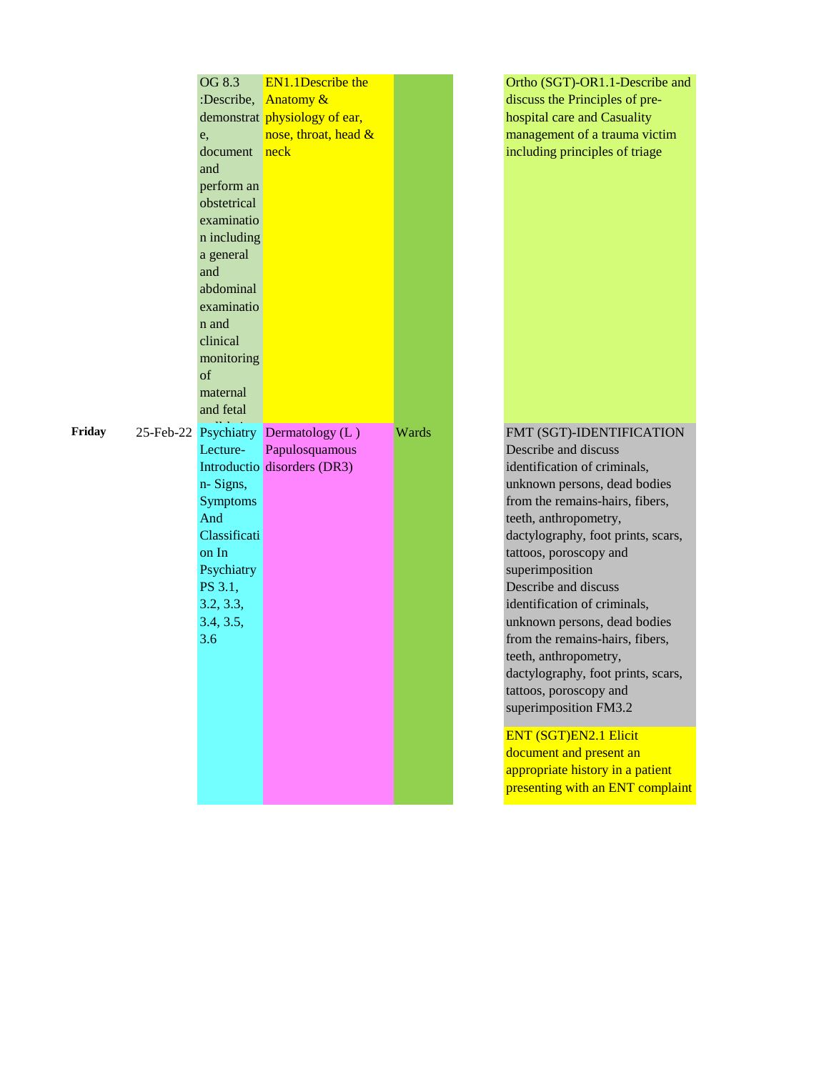| | | | | | | |
|---|---|---|---|---|---|---|
| | | OG 8.3 :Describe, demonstrate, document and perform an obstetrical examination including a general and abdominal examination and clinical monitoring of maternal and fetal well-bei... | EN1.1Describe the Anatomy & physiology of ear, nose, throat, head & neck | | | Ortho (SGT)-OR1.1-Describe and discuss the Principles of pre-hospital care and Casuality management of a trauma victim including principles of triage |
| **Friday** | 25-Feb-22 | Psychiatry Lecture- Introduction- Signs, Symptoms And Classification In Psychiatry PS 3.1, 3.2, 3.3, 3.4, 3.5, 3.6 | Dermatology (L ) Papulosquamous disorders (DR3) | Wards | | FMT (SGT)-IDENTIFICATION Describe and discuss identification of criminals, unknown persons, dead bodies from the remains-hairs, fibers, teeth, anthropometry, dactylography, foot prints, scars, tattoos, poroscopy and superimposition Describe and discuss identification of criminals, unknown persons, dead bodies from the remains-hairs, fibers, teeth, anthropometry, dactylography, foot prints, scars, tattoos, poroscopy and superimposition FM3.2 |
| | | | | | | ENT (SGT)EN2.1 Elicit document and present an appropriate history in a patient presenting with an ENT complaint |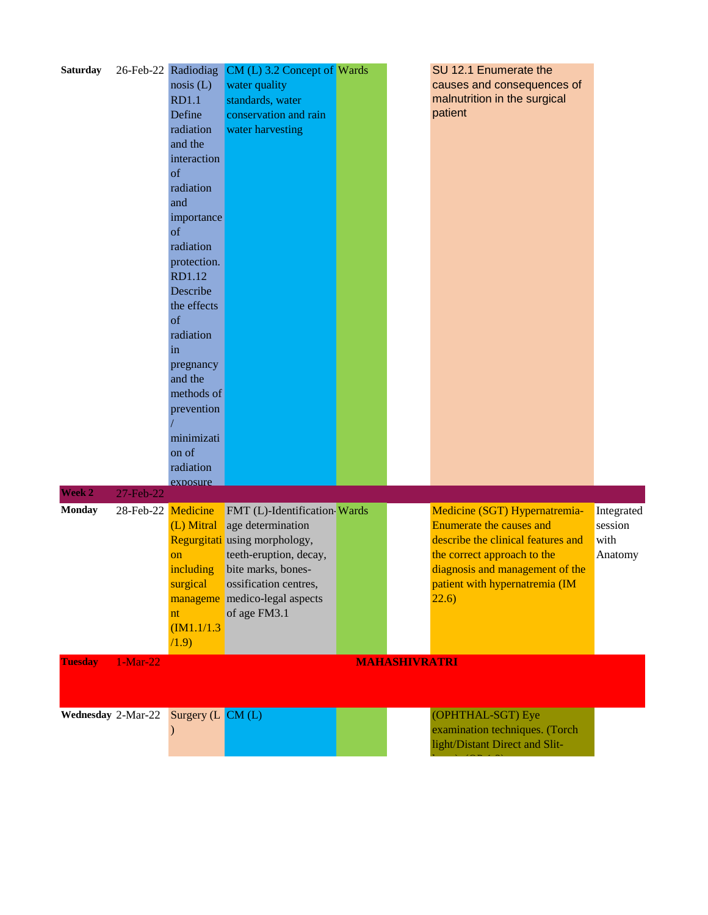| | | | | | | | |
|---|---|---|---|---|---|---|---|
| **Saturday** | 26-Feb-22 | Radiodiagnosis (L) RD1.1 Define radiation and the interaction of radiation and importance of radiation protection. RD1.12 Describe the effects of radiation in pregnancy and the methods of prevention / minimization of radiation exposure | CM (L) 3.2 Concept of water quality standards, water conservation and rain water harvesting | Wards | | SU 12.1 Enumerate the causes and consequences of malnutrition in the surgical patient | |
| **Week 2** | 27-Feb-22 | | | | | | |
| **Monday** | 28-Feb-22 | Medicine (L) Mitral Regurgitation including surgical management (IM1.1/1.3/1.9) | FMT (L)-Identification-age determination using morphology, teeth-eruption, decay, bite marks, bones-ossification centres, medico-legal aspects of age FM3.1 | Wards | | Medicine (SGT) Hypernatremia-Enumerate the causes and describe the clinical features and the correct approach to the diagnosis and management of the patient with hypernatremia (IM 22.6) | Integrated session with Anatomy |
| **Tuesday** | 1-Mar-22 | **MAHASHIVRATRI** | | | | | |
| **Wednesday** | 2-Mar-22 | Surgery (L) | CM (L) | | | (OPHTHAL-SGT) Eye examination techniques. (Torch light/Distant Direct and Slit-lamp) (OP 1.3) | |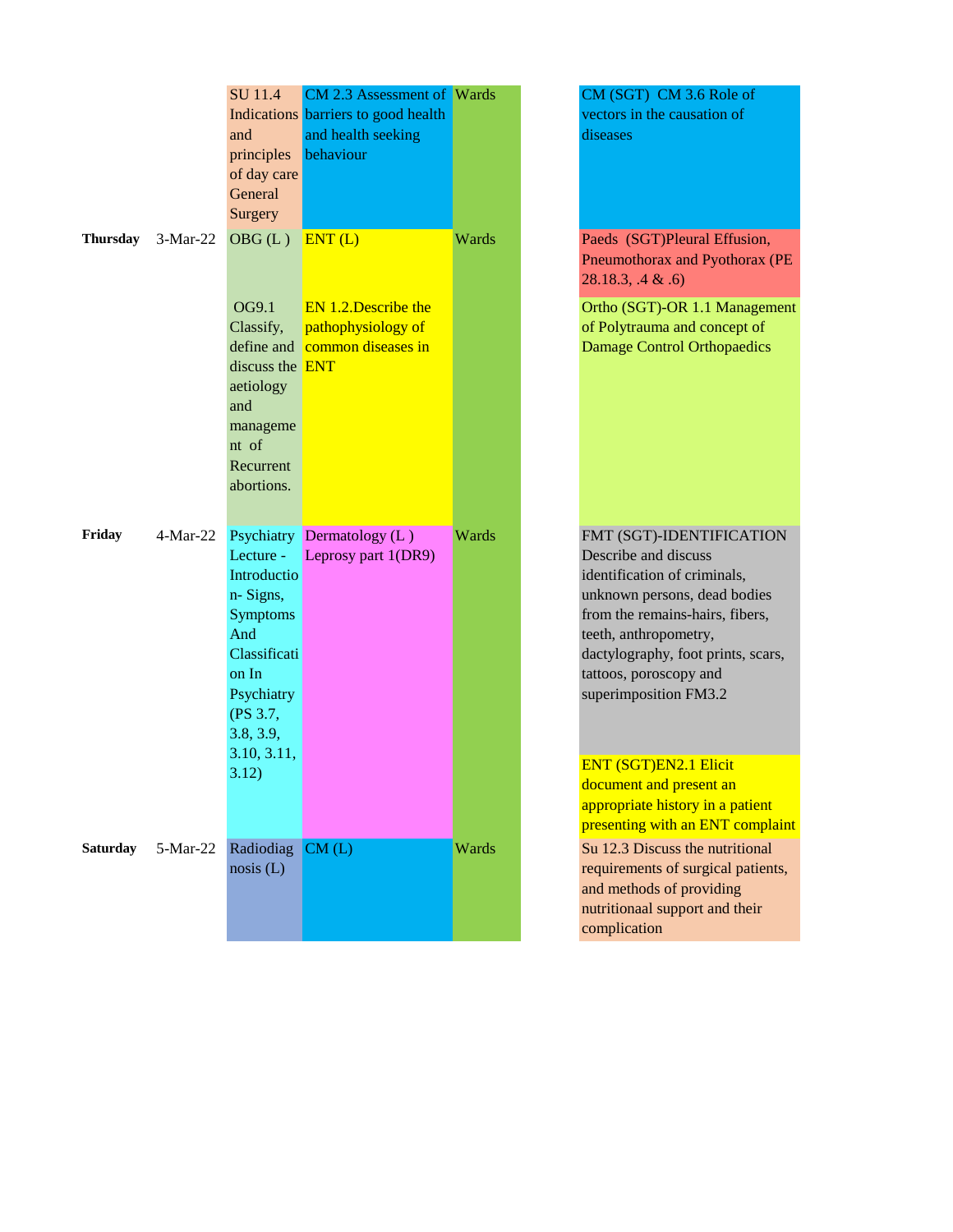| Day | Date | | | | | |
|---|---|---|---|---|---|---|
| | | SU 11.4 Indications and principles of day care General Surgery | CM 2.3 Assessment of barriers to good health and health seeking behaviour | Wards | | CM (SGT) CM 3.6 Role of vectors in the causation of diseases |
| **Thursday** | 3-Mar-22 | OBG (L ) OG9.1 Classify, define and discuss the aetiology and management of Recurrent abortions. | ENT (L) EN 1.2.Describe the pathophysiology of common diseases in ENT | Wards | | Paeds (SGT)Pleural Effusion, Pneumothorax and Pyothorax (PE 28.18.3, .4 & .6) |
| | | | | | | Ortho (SGT)-OR 1.1 Management of Polytrauma and concept of Damage Control Orthopaedics |
| **Friday** | 4-Mar-22 | Psychiatry Lecture - Introduction- Signs, Symptoms And Classification In Psychiatry (PS 3.7, 3.8, 3.9, 3.10, 3.11, 3.12) | Dermatology (L ) Leprosy part 1(DR9) | Wards | | FMT (SGT)-IDENTIFICATION Describe and discuss identification of criminals, unknown persons, dead bodies from the remains-hairs, fibers, teeth, anthropometry, dactylography, foot prints, scars, tattoos, poroscopy and superimposition FM3.2 |
| | | | | | | ENT (SGT)EN2.1 Elicit document and present an appropriate history in a patient presenting with an ENT complaint |
| **Saturday** | 5-Mar-22 | Radiodiagnosis (L) | CM (L) | Wards | | Su 12.3 Discuss the nutritional requirements of surgical patients, and methods of providing nutritionaal support and their complication |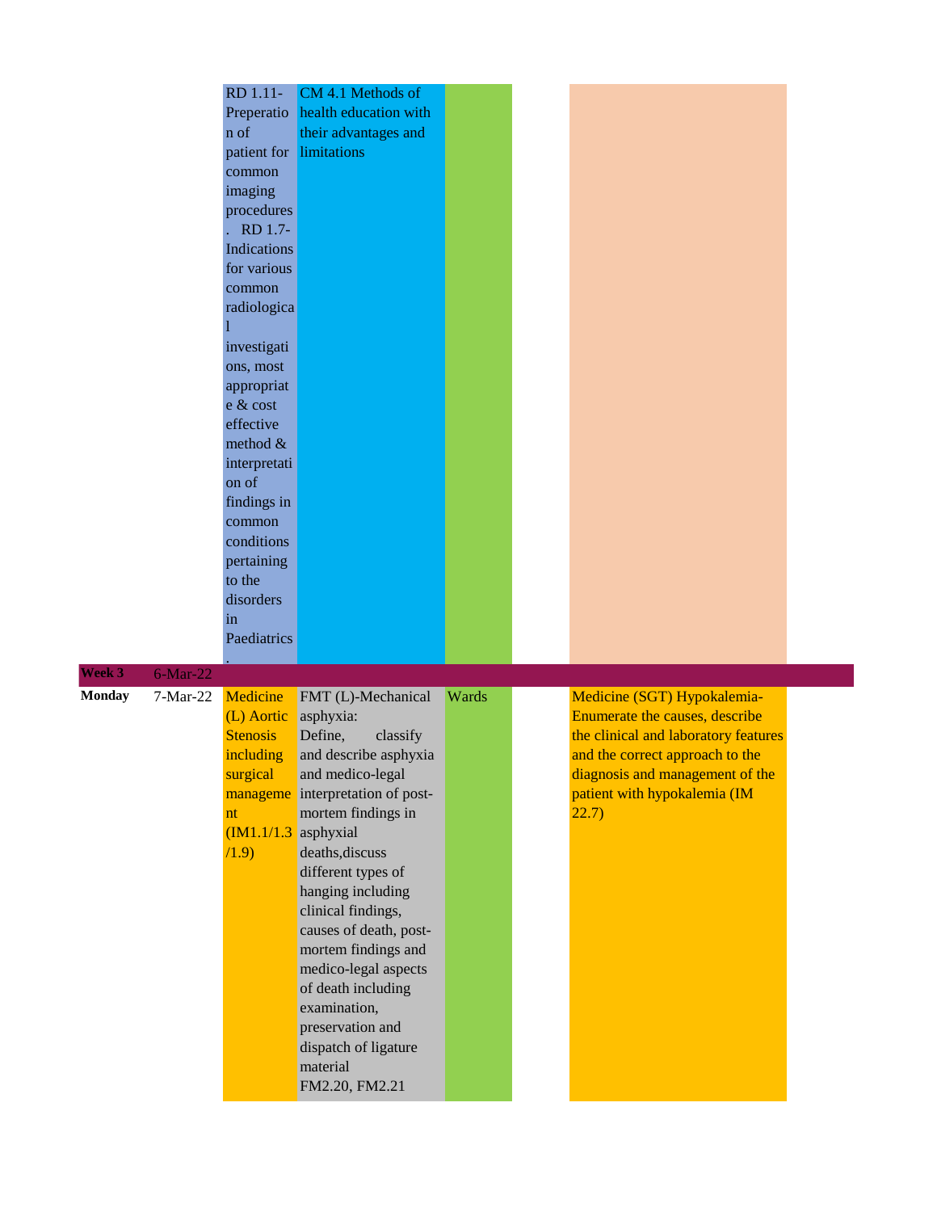| | | | | | | |
|---|---|---|---|---|---|---|
| | | RD 1.11-Preperation of patient for common imaging procedures. RD 1.7- Indications for various common radiological investigations, most appropriate & cost effective method & interpretation of findings in common conditions pertaining to the disorders in Paediatrics. | CM 4.1 Methods of health education with their advantages and limitations | | | |
| **Week 3** | 6-Mar-22 | | | | | |
| **Monday** | 7-Mar-22 | Medicine (L) Aortic Stenosis including surgical management (IM1.1/1.3/1.9) | FMT (L)-Mechanical asphyxia: Define, classify and describe asphyxia and medico-legal interpretation of post-mortem findings in asphyxial deaths,discuss different types of hanging including clinical findings, causes of death, post-mortem findings and medico-legal aspects of death including examination, preservation and dispatch of ligature material FM2.20, FM2.21 | Wards | | Medicine (SGT) Hypokalemia- Enumerate the causes, describe the clinical and laboratory features and the correct approach to the diagnosis and management of the patient with hypokalemia (IM 22.7) |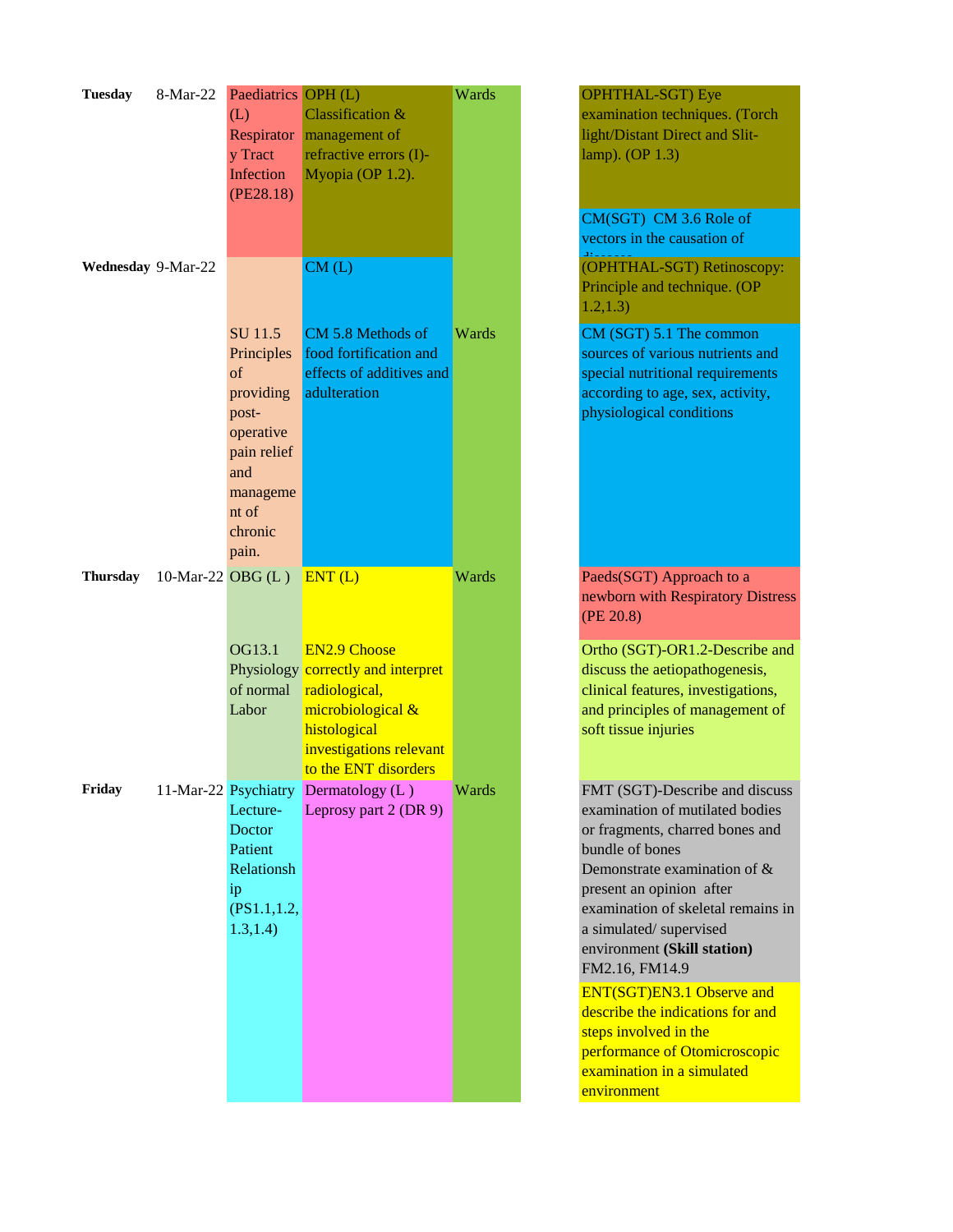| | | | | | | |
|---|---|---|---|---|---|---|
| **Tuesday** | 8-Mar-22 | Paediatrics (L) Respiratory Tract Infection (PE28.18) | OPH (L) Classification & management of refractive errors (I)- Myopia (OP 1.2). | Wards | | OPHTHAL-SGT) Eye examination techniques. (Torch light/Distant Direct and Slit-lamp). (OP 1.3) |
| | | | | | | CM(SGT) CM 3.6 Role of vectors in the causation of disease |
| **Wednesday** | 9-Mar-22 | SU 11.5 Principles of providing post-operative pain relief and management of chronic pain. | CM (L) CM 5.8 Methods of food fortification and effects of additives and adulteration | Wards | | (OPHTHAL-SGT) Retinoscopy: Principle and technique. (OP 1.2,1.3) |
| | | | | | | CM (SGT) 5.1 The common sources of various nutrients and special nutritional requirements according to age, sex, activity, physiological conditions |
| **Thursday** | 10-Mar-22 | OBG (L ) OG13.1 Physiology of normal Labor | ENT (L) EN2.9 Choose correctly and interpret radiological, microbiological & histological investigations relevant to the ENT disorders | Wards | | Paeds(SGT) Approach to a newborn with Respiratory Distress (PE 20.8) |
| | | | | | | Ortho (SGT)-OR1.2-Describe and discuss the aetiopathogenesis, clinical features, investigations, and principles of management of soft tissue injuries |
| **Friday** | 11-Mar-22 | Psychiatry Lecture- Doctor Patient Relationship (PS1.1,1.2, 1.3,1.4) | Dermatology (L ) Leprosy part 2 (DR 9) | Wards | | FMT (SGT)-Describe and discuss examination of mutilated bodies or fragments, charred bones and bundle of bones Demonstrate examination of & present an opinion after examination of skeletal remains in a simulated/ supervised environment **(Skill station)** FM2.16, FM14.9 |
| | | | | | | ENT(SGT)EN3.1 Observe and describe the indications for and steps involved in the performance of Otomicroscopic examination in a simulated environment |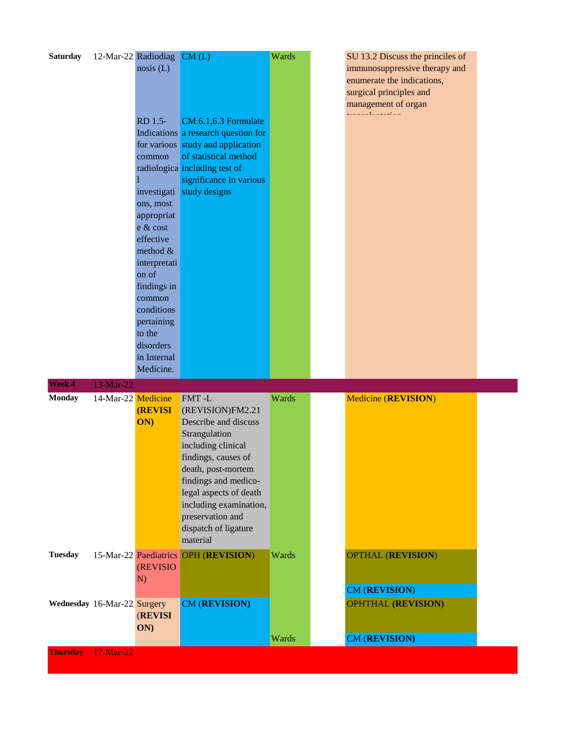| | | | | | | |
|---|---|---|---|---|---|---|
| **Saturday** | 12-Mar-22 | Radiodiagnosis (L)<br><br>RD 1.5- Indications for various common radiological investigations, most appropriate & cost effective method & interpretation of findings in common conditions pertaining to the disorders in Internal Medicine. | CM (L)<br><br>CM 6.1,6.3 Formulate a research question for study and application of statistical method including test of significance in various study designs | Wards | | SU 13.2 Discuss the princiles of immunosuppressive therapy and enumerate the indications, surgical principles and management of organ transplantation |
| **Week 4** | 13-Mar-22 | | | | | |
| **Monday** | 14-Mar-22 | Medicine **(REVISION)** | FMT -L (REVISION)FM2.21 Describe and discuss Strangulation including clinical findings, causes of death, post-mortem findings and medico-legal aspects of death including examination, preservation and dispatch of ligature material | Wards | | Medicine (**REVISION**) |
| **Tuesday** | 15-Mar-22 | Paediatrics (REVISION) | OPH (**REVISION**) | Wards | | OPTHAL (**REVISION**)<br>CM (**REVISION**) |
| **Wednesday** | 16-Mar-22 | Surgery (**REVISION**) | CM (**REVISION**) | Wards | | OPHTHAL **(REVISION)**<br>CM (**REVISION**) |
| **Thursday** | 17-Mar-22 | | | | | |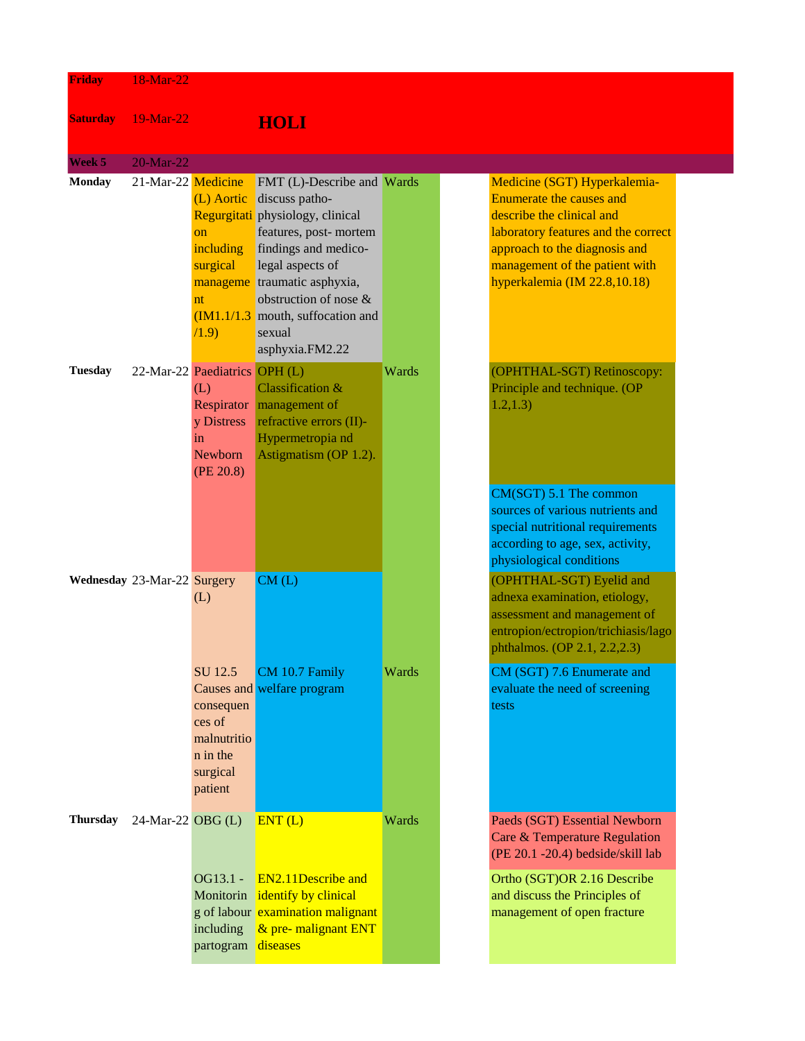| Friday | 18-Mar-22 | | | | | |
|---|---|---|---|---|---|---|
| Saturday | 19-Mar-22 | | HOLI | | | |
| Week 5 | 20-Mar-22 | | | | | |
| Monday | 21-Mar-22 | Medicine (L) Aortic Regurgitation including surgical management (IM1.1/1.3/1.9) | FMT (L)-Describe and discuss patho-physiology, clinical features, post- mortem findings and medico-legal aspects of traumatic asphyxia, obstruction of nose & mouth, suffocation and sexual asphyxia.FM2.22 | Wards | | Medicine (SGT) Hyperkalemia-Enumerate the causes and describe the clinical and laboratory features and the correct approach to the diagnosis and management of the patient with hyperkalemia (IM 22.8,10.18) |
| Tuesday | 22-Mar-22 | Paediatrics (L) Respiratory Distress in Newborn (PE 20.8) | OPH (L) Classification & management of refractive errors (II)-Hypermetropia nd Astigmatism (OP 1.2). | Wards | | (OPHTHAL-SGT) Retinoscopy: Principle and technique. (OP 1.2,1.3) |
| | | | | | | CM(SGT) 5.1 The common sources of various nutrients and special nutritional requirements according to age, sex, activity, physiological conditions |
| Wednesday | 23-Mar-22 | Surgery (L) | CM (L) | | | (OPHTHAL-SGT) Eyelid and adnexa examination, etiology, assessment and management of entropion/ectropion/trichiasis/lagophthalmos. (OP 2.1, 2.2,2.3) |
| | | SU 12.5 Causes and consequences of malnutrition in the surgical patient | CM 10.7 Family welfare program | Wards | | CM (SGT) 7.6 Enumerate and evaluate the need of screening tests |
| Thursday | 24-Mar-22 | OBG (L) | ENT (L) | Wards | | Paeds (SGT) Essential Newborn Care & Temperature Regulation (PE 20.1 -20.4) bedside/skill lab |
| | | OG13.1 - Monitoring of labour including partogram | EN2.11Describe and identify by clinical examination malignant & pre- malignant ENT diseases | | | Ortho (SGT)OR 2.16 Describe and discuss the Principles of management of open fracture |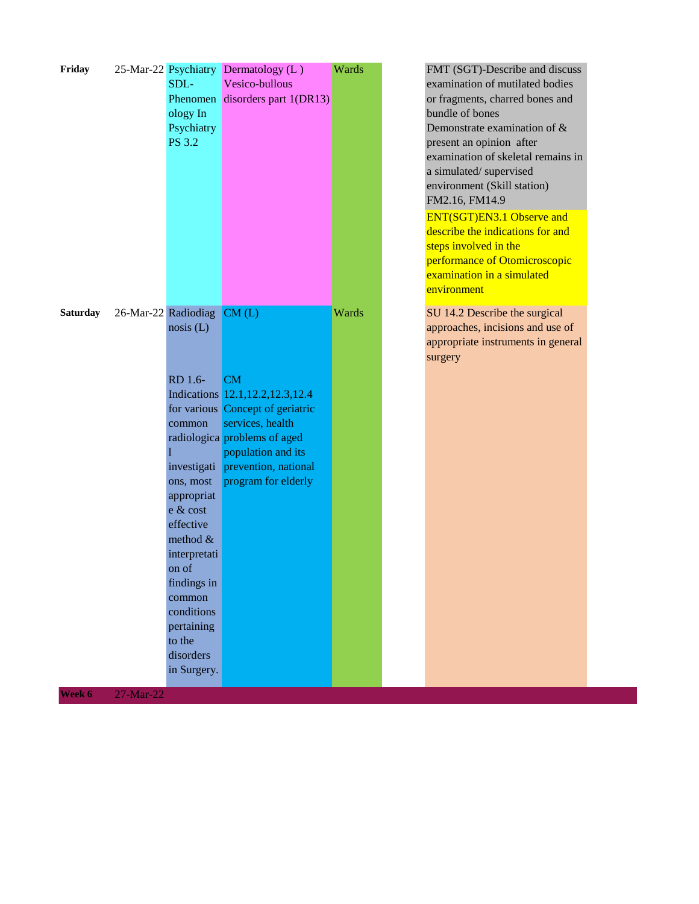| Friday | 25-Mar-22 | Psychiatry SDL- Phenomenology In Psychiatry PS 3.2 | Dermatology (L ) Vesico-bullous disorders part 1(DR13) | Wards | | FMT (SGT)-Describe and discuss examination of mutilated bodies or fragments, charred bones and bundle of bones Demonstrate examination of & present an opinion after examination of skeletal remains in a simulated/ supervised environment (Skill station) FM2.16, FM14.9<br>ENT(SGT)EN3.1 Observe and describe the indications for and steps involved in the performance of Otomicroscopic examination in a simulated environment |
|---|---|---|---|---|---|---|
| **Saturday** | 26-Mar-22 | Radiodiagnosis (L)<br><br>RD 1.6- Indications for various common radiological investigations, most appropriate & cost effective method & interpretation of findings in common conditions pertaining to the disorders in Surgery. | CM (L)<br><br>CM 12.1,12.2,12.3,12.4 Concept of geriatric services, health problems of aged population and its prevention, national program for elderly | Wards | | SU 14.2 Describe the surgical approaches, incisions and use of appropriate instruments in general surgery |
| **Week 6** | 27-Mar-22 | | | | | |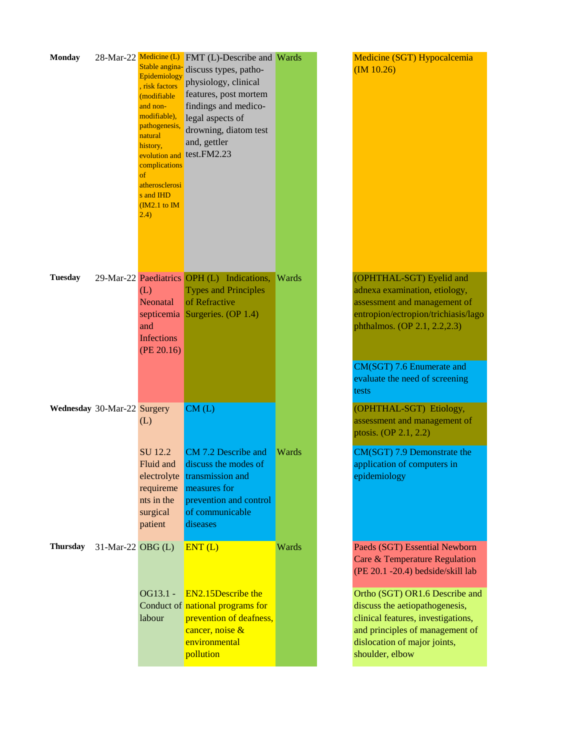| Day | Date | | | | | |
|---|---|---|---|---|---|---|
| **Monday** | 28-Mar-22 | Medicine (L) Stable angina- Epidemiology , risk factors (modifiable and non-modifiable), pathogenesis, natural history, evolution and complications of atherosclerosis and IHD (IM2.1 to IM 2.4) | FMT (L)-Describe and discuss types, patho-physiology, clinical features, post mortem findings and medico-legal aspects of drowning, diatom test and, gettler test.FM2.23 | Wards | | Medicine (SGT) Hypocalcemia (IM 10.26) |
| **Tuesday** | 29-Mar-22 | Paediatrics (L) Neonatal septicemia and Infections (PE 20.16) | OPH (L) Indications, Types and Principles of Refractive Surgeries. (OP 1.4) | Wards | | (OPHTHAL-SGT) Eyelid and adnexa examination, etiology, assessment and management of entropion/ectropion/trichiasis/lagophthalmos. (OP 2.1, 2.2,2.3) |
| | | | | | | CM(SGT) 7.6 Enumerate and evaluate the need of screening tests |
| **Wednesday** | 30-Mar-22 | Surgery (L) | CM (L) | | | (OPHTHAL-SGT) Etiology, assessment and management of ptosis. (OP 2.1, 2.2) |
| | | SU 12.2 Fluid and electrolyte requirements in the surgical patient | CM 7.2 Describe and discuss the modes of transmission and measures for prevention and control of communicable diseases | Wards | | CM(SGT) 7.9 Demonstrate the application of computers in epidemiology |
| **Thursday** | 31-Mar-22 | OBG (L) | ENT (L) | Wards | | Paeds (SGT) Essential Newborn Care & Temperature Regulation (PE 20.1 -20.4) bedside/skill lab |
| | | OG13.1 - Conduct of labour | EN2.15Describe the national programs for prevention of deafness, cancer, noise & environmental pollution | | | Ortho (SGT) OR1.6 Describe and discuss the aetiopathogenesis, clinical features, investigations, and principles of management of dislocation of major joints, shoulder, elbow |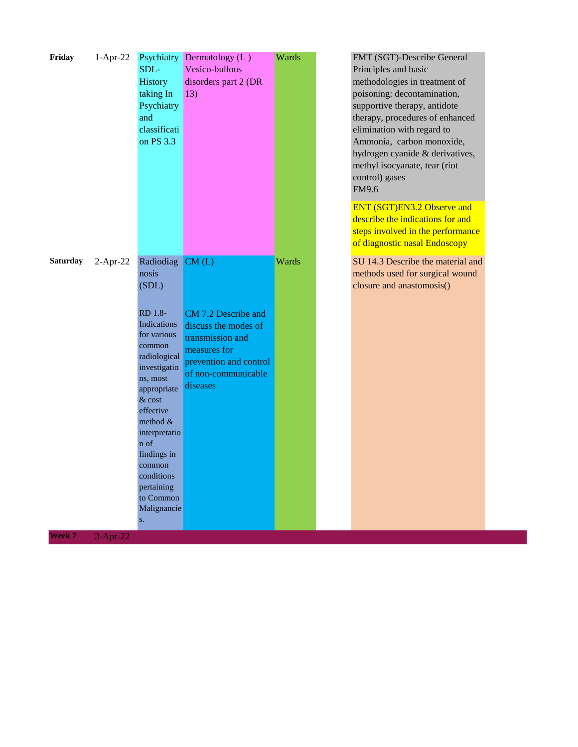| | | | | | | |
|---|---|---|---|---|---|---|
| **Friday** | 1-Apr-22 | Psychiatry SDL- History taking In Psychiatry and classification PS 3.3 | Dermatology (L ) Vesico-bullous disorders part 2 (DR 13) | Wards | | FMT (SGT)-Describe General Principles and basic methodologies in treatment of poisoning: decontamination, supportive therapy, antidote therapy, procedures of enhanced elimination with regard to Ammonia, carbon monoxide, hydrogen cyanide & derivatives, methyl isocyanate, tear (riot control) gases FM9.6<br>ENT (SGT)EN3.2 Observe and describe the indications for and steps involved in the performance of diagnostic nasal Endoscopy |
| **Saturday** | 2-Apr-22 | Radiodiagnosis (SDL)<br>RD 1.8- Indications for various common radiological investigations, most appropriate & cost effective method & interpretation of findings in common conditions pertaining to Common Malignancies. | CM (L)<br>CM 7.2 Describe and discuss the modes of transmission and measures for prevention and control of non-communicable diseases | Wards | | SU 14.3 Describe the material and methods used for surgical wound closure and anastomosis() |
| **Week 7** | 3-Apr-22 | | | | | |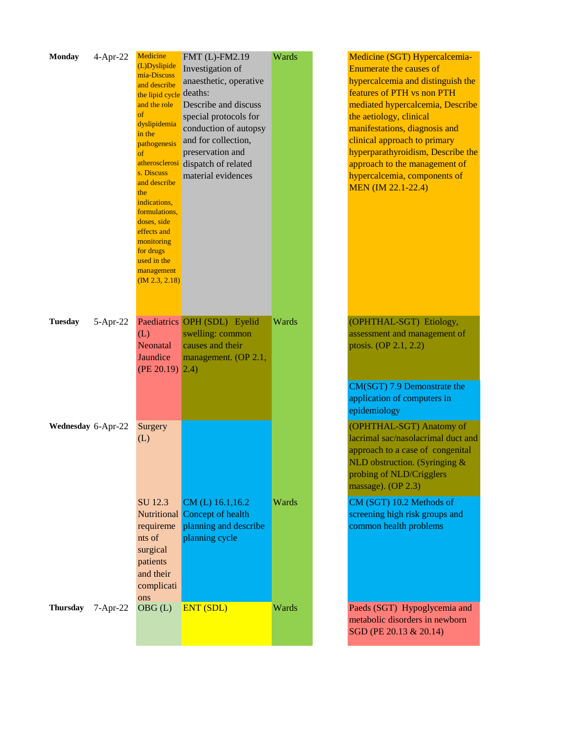| Day | Date | | | | | |
|---|---|---|---|---|---|---|
| **Monday** | 4-Apr-22 | Medicine (L)Dyslipidemia-Discuss and describe the lipid cycle and the role of dyslipidemia in the pathogenesis of atherosclerosis. Discuss and describe the indications, formulations, doses, side effects and monitoring for drugs used in the management (IM 2.3, 2.18) | FMT (L)-FM2.19 Investigation of anaesthetic, operative deaths: Describe and discuss special protocols for conduction of autopsy and for collection, preservation and dispatch of related material evidences | Wards | | Medicine (SGT) Hypercalcemia- Enumerate the causes of hypercalcemia and distinguish the features of PTH vs non PTH mediated hypercalcemia, Describe the aetiology, clinical manifestations, diagnosis and clinical approach to primary hyperparathyroidism, Describe the approach to the management of hypercalcemia, components of MEN (IM 22.1-22.4) |
| **Tuesday** | 5-Apr-22 | Paediatrics (L) Neonatal Jaundice (PE 20.19) | OPH (SDL) Eyelid swelling: common causes and their management. (OP 2.1, 2.4) | Wards | | (OPHTHAL-SGT) Etiology, assessment and management of ptosis. (OP 2.1, 2.2) |
| | | | | | | CM(SGT) 7.9 Demonstrate the application of computers in epidemiology |
| **Wednesday** | 6-Apr-22 | Surgery (L) | | | | (OPHTHAL-SGT) Anatomy of lacrimal sac/nasolacrimal duct and approach to a case of congenital NLD obstruction. (Syringing & probing of NLD/Criggler's massage). (OP 2.3) |
| | | SU 12.3 Nutritional requirements of surgical patients and their complications | CM (L) 16.1,16.2 Concept of health planning and describe planning cycle | Wards | | CM (SGT) 10.2 Methods of screening high risk groups and common health problems |
| **Thursday** | 7-Apr-22 | OBG (L) | ENT (SDL) | Wards | | Paeds (SGT) Hypoglycemia and metabolic disorders in newborn SGD (PE 20.13 & 20.14) |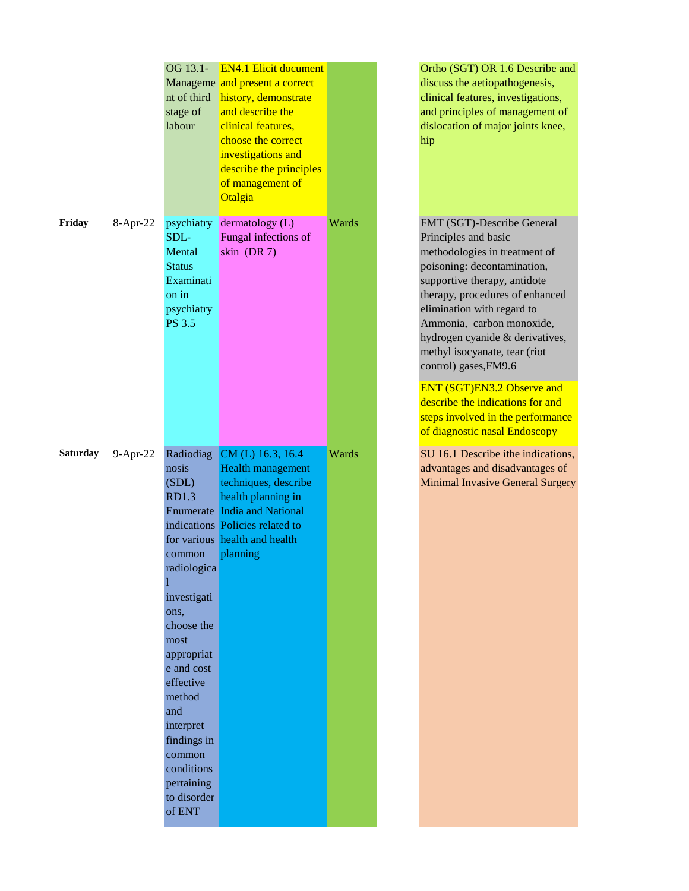| | | | | | | |
|---|---|---|---|---|---|---|
| | | OG 13.1- Management of third stage of labour | EN4.1 Elicit document and present a correct history, demonstrate and describe the clinical features, choose the correct investigations and describe the principles of management of Otalgia | | | Ortho (SGT) OR 1.6 Describe and discuss the aetiopathogenesis, clinical features, investigations, and principles of management of dislocation of major joints knee, hip |
| **Friday** | 8-Apr-22 | psychiatry SDL- Mental Status Examination in psychiatry PS 3.5 | dermatology (L) Fungal infections of skin (DR 7) | Wards | | FMT (SGT)-Describe General Principles and basic methodologies in treatment of poisoning: decontamination, supportive therapy, antidote therapy, procedures of enhanced elimination with regard to Ammonia, carbon monoxide, hydrogen cyanide & derivatives, methyl isocyanate, tear (riot control) gases,FM9.6<br>ENT (SGT)EN3.2 Observe and describe the indications for and steps involved in the performance of diagnostic nasal Endoscopy |
| **Saturday** | 9-Apr-22 | Radiodiagnosis (SDL) RD1.3 Enumerate indications for various common radiological investigations, choose the most appropriate and cost effective method and interpret findings in common conditions pertaining to disorder of ENT | CM (L) 16.3, 16.4 Health management techniques, describe health planning in India and National Policies related to health and health planning | Wards | | SU 16.1 Describe ithe indications, advantages and disadvantages of Minimal Invasive General Surgery |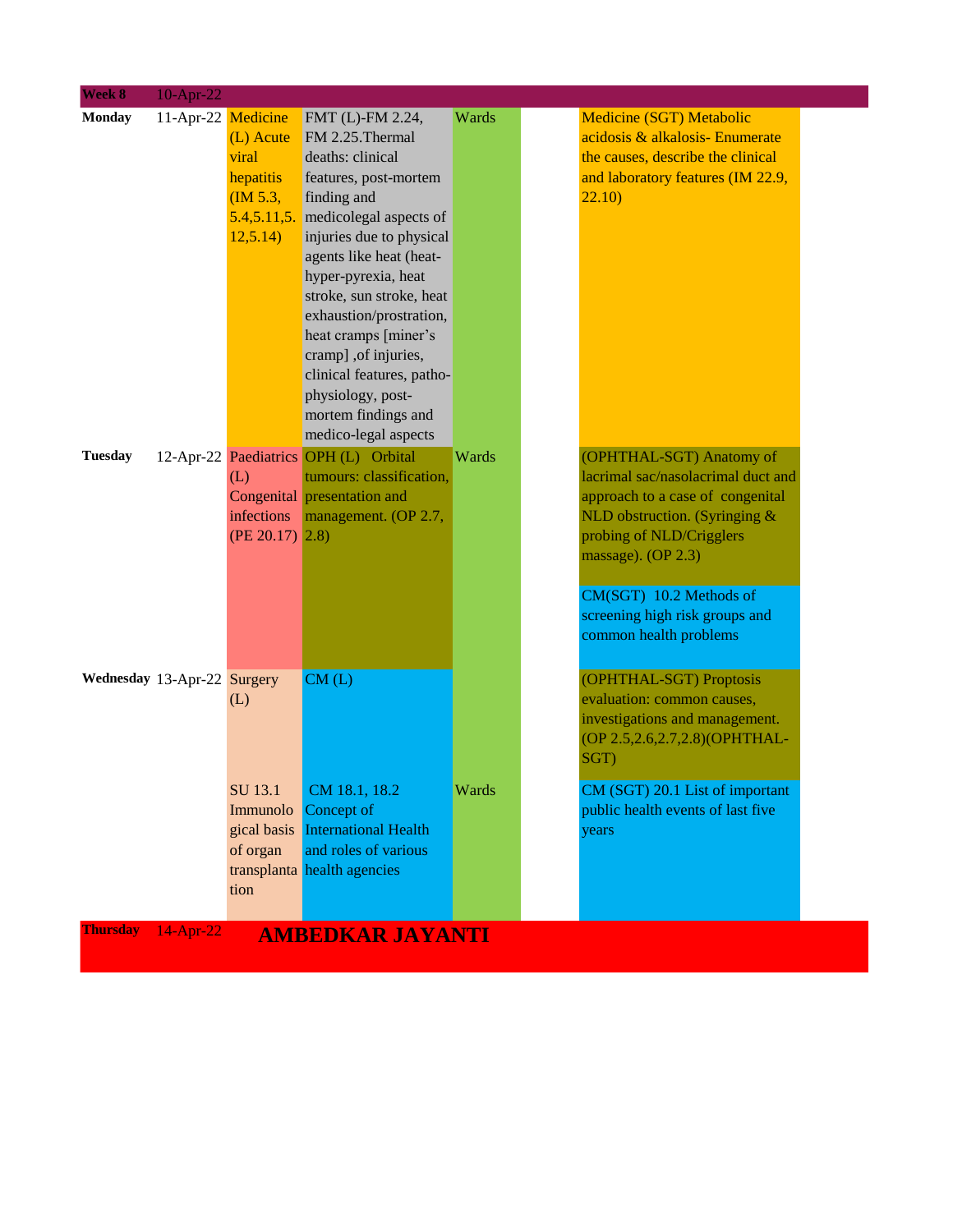| Week 8 | 10-Apr-22 | | | | | |
|---|---|---|---|---|---|---|
| Monday | 11-Apr-22 | Medicine (L) Acute viral hepatitis (IM 5.3, 5.4,5.11,5.12,5.14) | FMT (L)-FM 2.24, FM 2.25.Thermal deaths: clinical features, post-mortem finding and medicolegal aspects of injuries due to physical agents like heat (heat-hyper-pyrexia, heat stroke, sun stroke, heat exhaustion/prostration, heat cramps [miner's cramp] ,of injuries, clinical features, patho-physiology, post-mortem findings and medico-legal aspects | Wards | | Medicine (SGT) Metabolic acidosis & alkalosis- Enumerate the causes, describe the clinical and laboratory features (IM 22.9, 22.10) |
| Tuesday | 12-Apr-22 | Paediatrics (L) Congenital infections (PE 20.17) | OPH (L) Orbital tumours: classification, presentation and management. (OP 2.7, 2.8) | Wards | | (OPHTHAL-SGT) Anatomy of lacrimal sac/nasolacrimal duct and approach to a case of congenital NLD obstruction. (Syringing & probing of NLD/Crigglers massage). (OP 2.3)<br><br>CM(SGT) 10.2 Methods of screening high risk groups and common health problems |
| Wednesday | 13-Apr-22 | Surgery (L)<br><br>SU 13.1 Immunological basis of organ transplantation | CM (L)<br><br>CM 18.1, 18.2 Concept of International Health and roles of various health agencies | Wards | | (OPHTHAL-SGT) Proptosis evaluation: common causes, investigations and management. (OP 2.5,2.6,2.7,2.8)(OPHTHAL-SGT)<br><br>CM (SGT) 20.1 List of important public health events of last five years |
| Thursday | 14-Apr-22 | **AMBEDKAR JAYANTI** | | | | |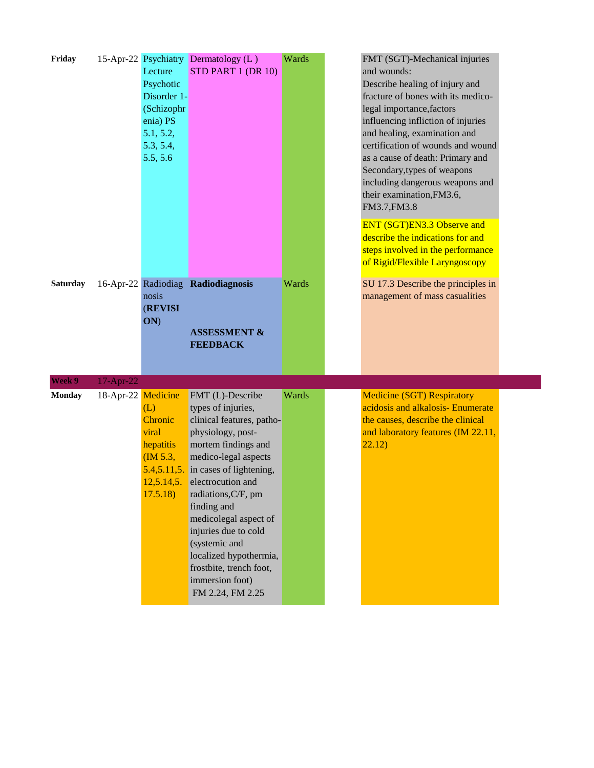| | | | | | | |
|---|---|---|---|---|---|---|
| **Friday** | 15-Apr-22 | Psychiatry Lecture Psychotic Disorder 1-(Schizophrenia) PS 5.1, 5.2, 5.3, 5.4, 5.5, 5.6 | Dermatology (L ) STD PART 1 (DR 10) | Wards | | FMT (SGT)-Mechanical injuries and wounds: Describe healing of injury and fracture of bones with its medico-legal importance,factors influencing infliction of injuries and healing, examination and certification of wounds and wound as a cause of death: Primary and Secondary,types of weapons including dangerous weapons and their examination,FM3.6, FM3.7,FM3.8<br><br>ENT (SGT)EN3.3 Observe and describe the indications for and steps involved in the performance of Rigid/Flexible Laryngoscopy |
| **Saturday** | 16-Apr-22 | Radiodiagnosis (**REVISION**) | **Radiodiagnosis**<br><br>**ASSESSMENT & FEEDBACK** | Wards | | SU 17.3 Describe the principles in management of mass casualities |
| **Week 9** | 17-Apr-22 | | | | | |
| **Monday** | 18-Apr-22 | Medicine (L) Chronic viral hepatitis (IM 5.3, 5.4,5.11,5.12,5.14,5.17.5.18) | FMT (L)-Describe types of injuries, clinical features, patho-physiology, post-mortem findings and medico-legal aspects in cases of lightening, electrocution and radiations,C/F, pm finding and medicolegal aspect of injuries due to cold (systemic and localized hypothermia, frostbite, trench foot, immersion foot) FM 2.24, FM 2.25 | Wards | | Medicine (SGT) Respiratory acidosis and alkalosis- Enumerate the causes, describe the clinical and laboratory features (IM 22.11, 22.12) |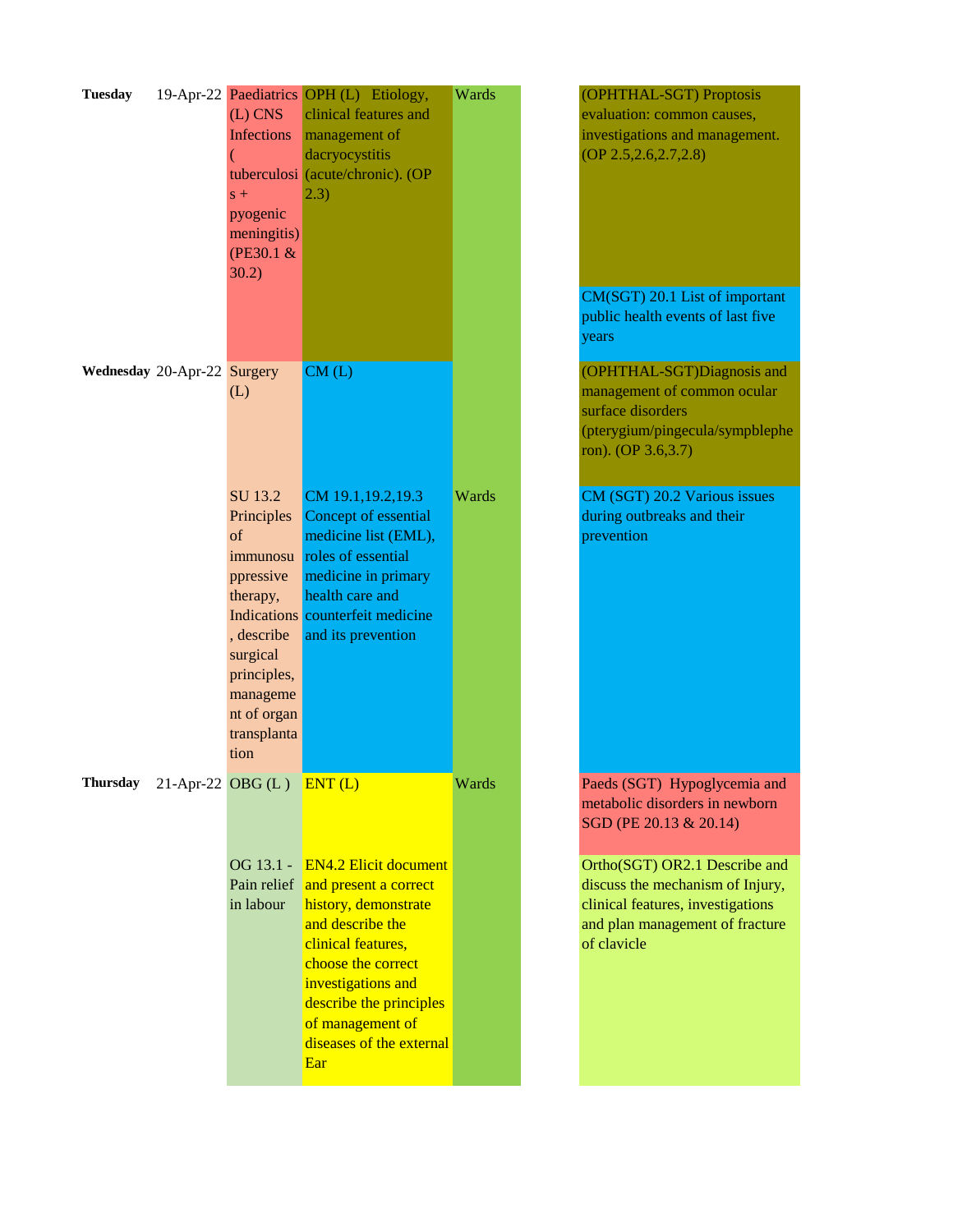| Day | Date | | | | | |
|---|---|---|---|---|---|---|
| Tuesday | 19-Apr-22 | Paediatrics (L) CNS Infections ( tuberculosis + pyogenic meningitis) (PE30.1 & 30.2) | OPH (L) Etiology, clinical features and management of dacryocystitis (acute/chronic). (OP 2.3) | Wards | | (OPHTHAL-SGT) Proptosis evaluation: common causes, investigations and management. (OP 2.5,2.6,2.7,2.8) |
| | | | | | | CM(SGT) 20.1 List of important public health events of last five years |
| Wednesday | 20-Apr-22 | Surgery (L) | CM (L) | | | (OPHTHAL-SGT)Diagnosis and management of common ocular surface disorders (pterygium/pingecula/symblepheron). (OP 3.6,3.7) |
| | | SU 13.2 Principles of immunosuppressive therapy, Indications, describe surgical principles, management of organ transplantation | CM 19.1,19.2,19.3 Concept of essential medicine list (EML), roles of essential medicine in primary health care and counterfeit medicine and its prevention | Wards | | CM (SGT) 20.2 Various issues during outbreaks and their prevention |
| Thursday | 21-Apr-22 | OBG (L ) | ENT (L) | Wards | | Paeds (SGT) Hypoglycemia and metabolic disorders in newborn SGD (PE 20.13 & 20.14) |
| | | OG 13.1 - Pain relief in labour | EN4.2 Elicit document and present a correct history, demonstrate and describe the clinical features, choose the correct investigations and describe the principles of management of diseases of the external Ear | | | Ortho(SGT) OR2.1 Describe and discuss the mechanism of Injury, clinical features, investigations and plan management of fracture of clavicle |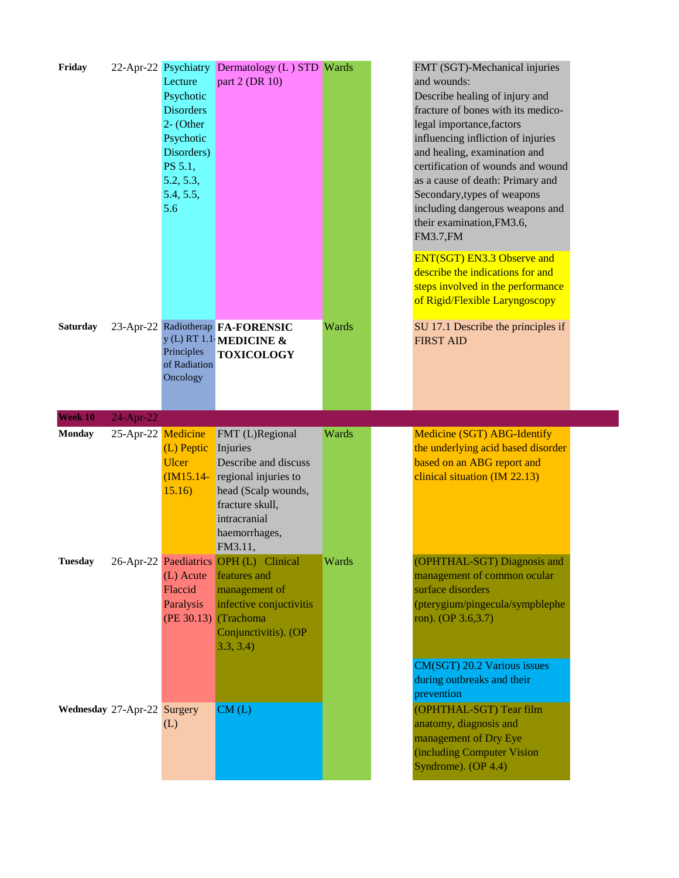| Day | Date | Lecture 1 | Lecture 2 | Clinical | | SGT |
|---|---|---|---|---|---|---|
| **Friday** | 22-Apr-22 | Psychiatry Lecture Psychotic Disorders 2- (Other Psychotic Disorders) PS 5.1, 5.2, 5.3, 5.4, 5.5, 5.6 | Dermatology (L ) STD part 2 (DR 10) | Wards | | FMT (SGT)-Mechanical injuries and wounds: Describe healing of injury and fracture of bones with its medico-legal importance,factors influencing infliction of injuries and healing, examination and certification of wounds and wound as a cause of death: Primary and Secondary,types of weapons including dangerous weapons and their examination,FM3.6, FM3.7,FM<br>ENT(SGT) EN3.3 Observe and describe the indications for and steps involved in the performance of Rigid/Flexible Laryngoscopy |
| **Saturday** | 23-Apr-22 | Radiotherapy (L) RT 1.1-Principles of Radiation Oncology | **FA-FORENSIC MEDICINE & TOXICOLOGY** | Wards | | SU 17.1 Describe the principles if FIRST AID |
| **Week 10** | 24-Apr-22 | | | | | |
| **Monday** | 25-Apr-22 | Medicine (L) Peptic Ulcer (IM15.14-15.16) | FMT (L)Regional Injuries Describe and discuss regional injuries to head (Scalp wounds, fracture skull, intracranial haemorrhages, FM3.11, | Wards | | Medicine (SGT) ABG-Identify the underlying acid based disorder based on an ABG report and clinical situation (IM 22.13) |
| **Tuesday** | 26-Apr-22 | Paediatrics (L) Acute Flaccid Paralysis (PE 30.13) | OPH (L) Clinical features and management of infective conjuctivitis (Trachoma Conjunctivitis). (OP 3.3, 3.4) | Wards | | (OPHTHAL-SGT) Diagnosis and management of common ocular surface disorders (pterygium/pingecula/sympblepheron). (OP 3.6,3.7)<br>CM(SGT) 20.2 Various issues during outbreaks and their prevention |
| **Wednesday** | 27-Apr-22 | Surgery (L) | CM (L) | | | (OPHTHAL-SGT) Tear film anatomy, diagnosis and management of Dry Eye (including Computer Vision Syndrome). (OP 4.4) |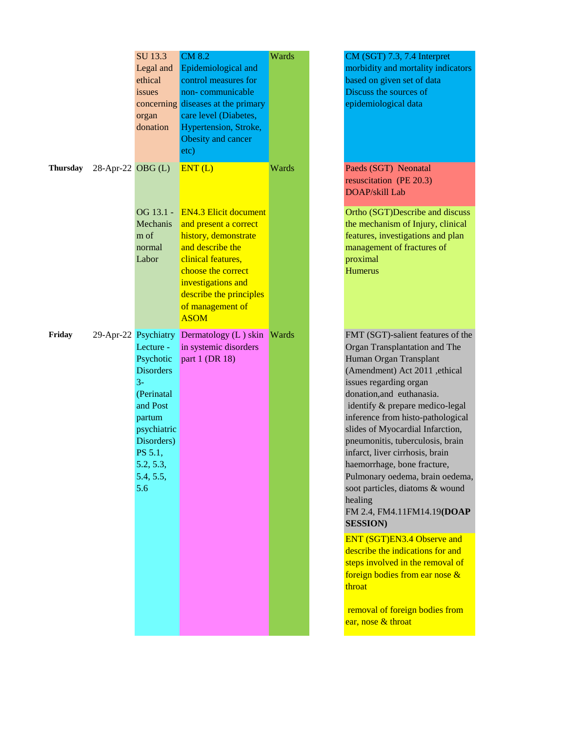| Day | Date | | | | | |
|---|---|---|---|---|---|---|
| | | SU 13.3 Legal and ethical issues concerning organ donation | CM 8.2 Epidemiological and control measures for non- communicable diseases at the primary care level (Diabetes, Hypertension, Stroke, Obesity and cancer etc) | Wards | | CM (SGT) 7.3, 7.4 Interpret morbidity and mortality indicators based on given set of data Discuss the sources of epidemiological data |
| **Thursday** | 28-Apr-22 | OBG (L) | ENT (L) | Wards | | Paeds (SGT) Neonatal resuscitation (PE 20.3) DOAP/skill Lab |
| | | OG 13.1 - Mechanism of normal Labor | EN4.3 Elicit document and present a correct history, demonstrate and describe the clinical features, choose the correct investigations and describe the principles of management of ASOM | | | Ortho (SGT)Describe and discuss the mechanism of Injury, clinical features, investigations and plan management of fractures of proximal Humerus |
| **Friday** | 29-Apr-22 | Psychiatry Lecture - Psychotic Disorders 3- (Perinatal and Post partum psychiatric Disorders) PS 5.1, 5.2, 5.3, 5.4, 5.5, 5.6 | Dermatology (L ) skin in systemic disorders part 1 (DR 18) | Wards | | FMT (SGT)-salient features of the Organ Transplantation and The Human Organ Transplant (Amendment) Act 2011 ,ethical issues regarding organ donation,and euthanasia. identify & prepare medico-legal inference from histo-pathological slides of Myocardial Infarction, pneumonitis, tuberculosis, brain infarct, liver cirrhosis, brain haemorrhage, bone fracture, Pulmonary oedema, brain oedema, soot particles, diatoms & wound healing FM 2.4, FM4.11FM14.19**(DOAP SESSION)** |
| | | | | | | ENT (SGT)EN3.4 Observe and describe the indications for and steps involved in the removal of foreign bodies from ear nose & throat removal of foreign bodies from ear, nose & throat |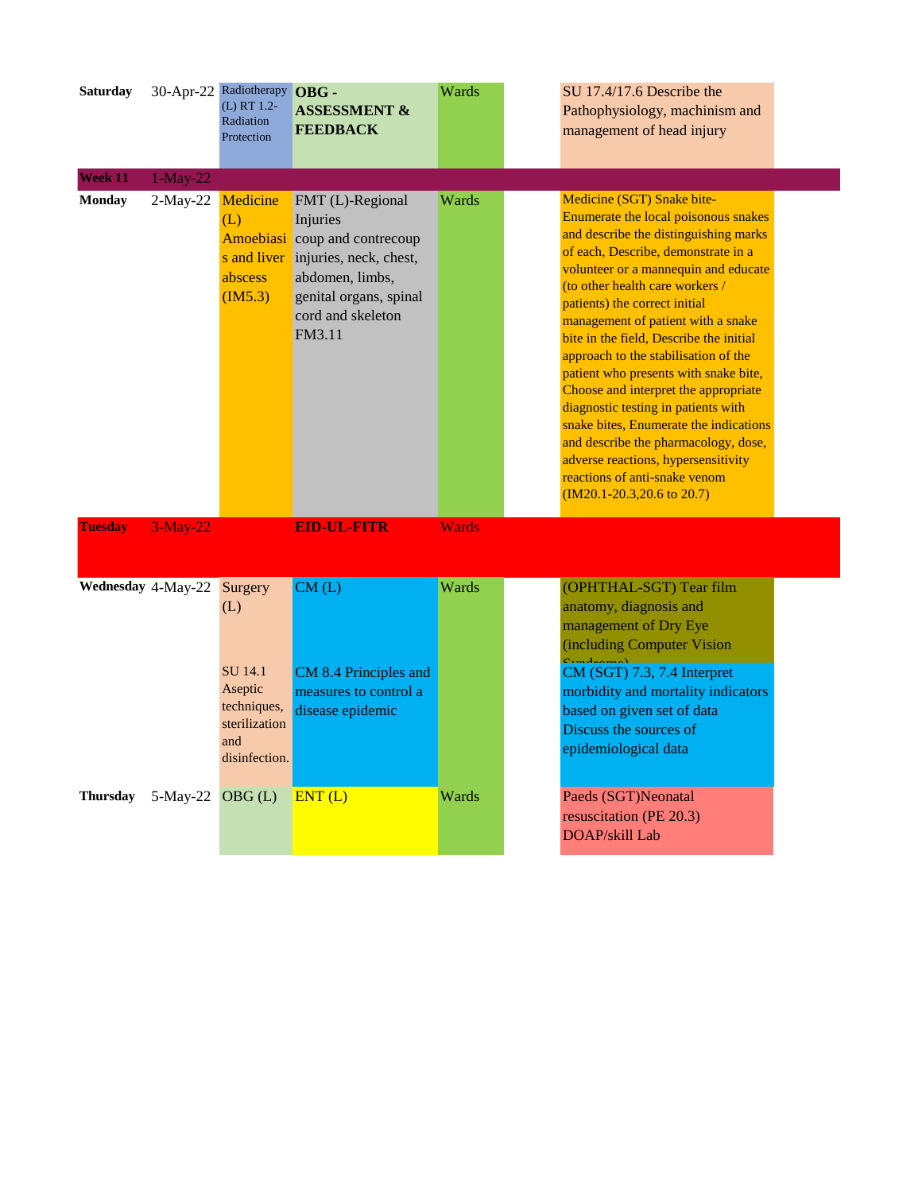| | | | | | | |
|---|---|---|---|---|---|---|
| **Saturday** | 30-Apr-22 | Radiotherapy (L) RT 1.2- Radiation Protection | **OBG - ASSESSMENT & FEEDBACK** | Wards | | SU 17.4/17.6 Describe the Pathophysiology, machinism and management of head injury |
| **Week 11** | 1-May-22 | | | | | |
| **Monday** | 2-May-22 | Medicine (L) Amoebiasis and liver abscess (IM5.3) | FMT (L)-Regional Injuries coup and contrecoup injuries, neck, chest, abdomen, limbs, genital organs, spinal cord and skeleton FM3.11 | Wards | | Medicine (SGT) Snake bite- Enumerate the local poisonous snakes and describe the distinguishing marks of each, Describe, demonstrate in a volunteer or a mannequin and educate (to other health care workers / patients) the correct initial management of patient with a snake bite in the field, Describe the initial approach to the stabilisation of the patient who presents with snake bite, Choose and interpret the appropriate diagnostic testing in patients with snake bites, Enumerate the indications and describe the pharmacology, dose, adverse reactions, hypersensitivity reactions of anti-snake venom (IM20.1-20.3,20.6 to 20.7) |
| **Tuesday** | 3-May-22 | | **EID-UL-FITR** | Wards | | |
| **Wednesday** | 4-May-22 | Surgery (L) SU 14.1 Aseptic techniques, sterilization and disinfection. | CM (L) CM 8.4 Principles and measures to control a disease epidemic | Wards | | (OPHTHAL-SGT) Tear film anatomy, diagnosis and management of Dry Eye (including Computer Vision Syndrome) CM (SGT) 7.3, 7.4 Interpret morbidity and mortality indicators based on given set of data Discuss the sources of epidemiological data |
| **Thursday** | 5-May-22 | OBG (L) | ENT (L) | Wards | | Paeds (SGT)Neonatal resuscitation (PE 20.3) DOAP/skill Lab |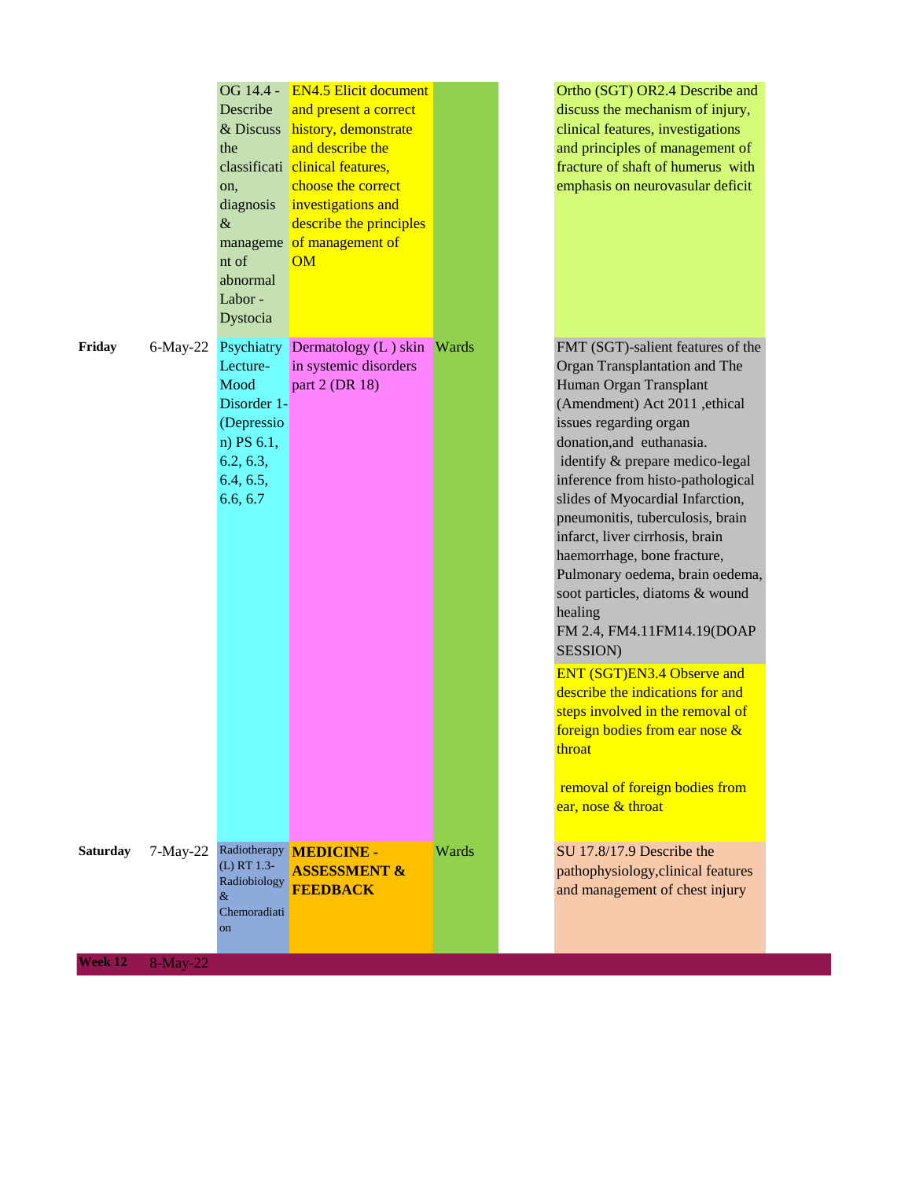| | | | | | | |
|---|---|---|---|---|---|---|
| | | OG 14.4 - Describe & Discuss the classification, diagnosis & management of abnormal Labor - Dystocia | EN4.5 Elicit document and present a correct history, demonstrate and describe the clinical features, choose the correct investigations and describe the principles of management of OM | | | Ortho (SGT) OR2.4 Describe and discuss the mechanism of injury, clinical features, investigations and principles of management of fracture of shaft of humerus with emphasis on neurovasular deficit |
| **Friday** | 6-May-22 | Psychiatry Lecture- Mood Disorder 1-(Depression) PS 6.1, 6.2, 6.3, 6.4, 6.5, 6.6, 6.7 | Dermatology (L ) skin in systemic disorders part 2 (DR 18) | Wards | | FMT (SGT)-salient features of the Organ Transplantation and The Human Organ Transplant (Amendment) Act 2011 ,ethical issues regarding organ donation,and euthanasia. identify & prepare medico-legal inference from histo-pathological slides of Myocardial Infarction, pneumonitis, tuberculosis, brain infarct, liver cirrhosis, brain haemorrhage, bone fracture, Pulmonary oedema, brain oedema, soot particles, diatoms & wound healing FM 2.4, FM4.11FM14.19(DOAP SESSION) ENT (SGT)EN3.4 Observe and describe the indications for and steps involved in the removal of foreign bodies from ear nose & throat removal of foreign bodies from ear, nose & throat |
| **Saturday** | 7-May-22 | Radiotherapy (L) RT 1.3- Radiobiology & Chemoradiation | **MEDICINE - ASSESSMENT & FEEDBACK** | Wards | | SU 17.8/17.9 Describe the pathophysiology,clinical features and management of chest injury |
| **Week 12** | 8-May-22 | | | | | |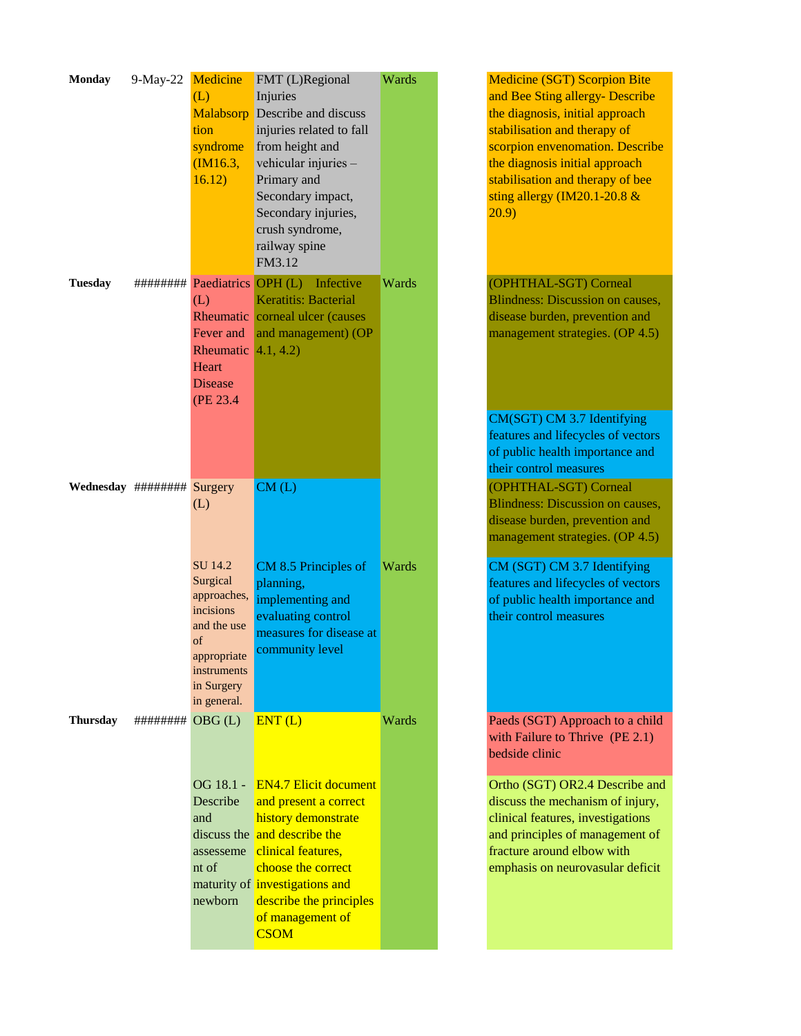| Day | Date | | | | |
|---|---|---|---|---|---|
| **Monday** | 9-May-22 | Medicine (L) Malabsorption syndrome (IM16.3, 16.12) | FMT (L)Regional Injuries Describe and discuss injuries related to fall from height and vehicular injuries – Primary and Secondary impact, Secondary injuries, crush syndrome, railway spine FM3.12 | Wards | Medicine (SGT) Scorpion Bite and Bee Sting allergy- Describe the diagnosis, initial approach stabilisation and therapy of scorpion envenomation. Describe the diagnosis initial approach stabilisation and therapy of bee sting allergy (IM20.1-20.8 & 20.9) |
| **Tuesday** | ######## | Paediatrics (L) Rheumatic Fever and Rheumatic Heart Disease (PE 23.4 | OPH (L) Infective Keratitis: Bacterial corneal ulcer (causes and management) (OP 4.1, 4.2) | Wards | (OPHTHAL-SGT) Corneal Blindness: Discussion on causes, disease burden, prevention and management strategies. (OP 4.5) |
| | | | | | CM(SGT) CM 3.7 Identifying features and lifecycles of vectors of public health importance and their control measures |
| **Wednesday** | ######## | Surgery (L) | CM (L) | | (OPHTHAL-SGT) Corneal Blindness: Discussion on causes, disease burden, prevention and management strategies. (OP 4.5) |
| | | SU 14.2 Surgical approaches, incisions and the use of appropriate instruments in Surgery in general. | CM 8.5 Principles of planning, implementing and evaluating control measures for disease at community level | Wards | CM (SGT) CM 3.7 Identifying features and lifecycles of vectors of public health importance and their control measures |
| **Thursday** | ######## | OBG (L) | ENT (L) | Wards | Paeds (SGT) Approach to a child with Failure to Thrive (PE 2.1) bedside clinic |
| | | OG 18.1 - Describe and discuss the assessement of maturity of newborn | EN4.7 Elicit document and present a correct history demonstrate and describe the clinical features, choose the correct investigations and describe the principles of management of CSOM | | Ortho (SGT) OR2.4 Describe and discuss the mechanism of injury, clinical features, investigations and principles of management of fracture around elbow with emphasis on neurovascular deficit |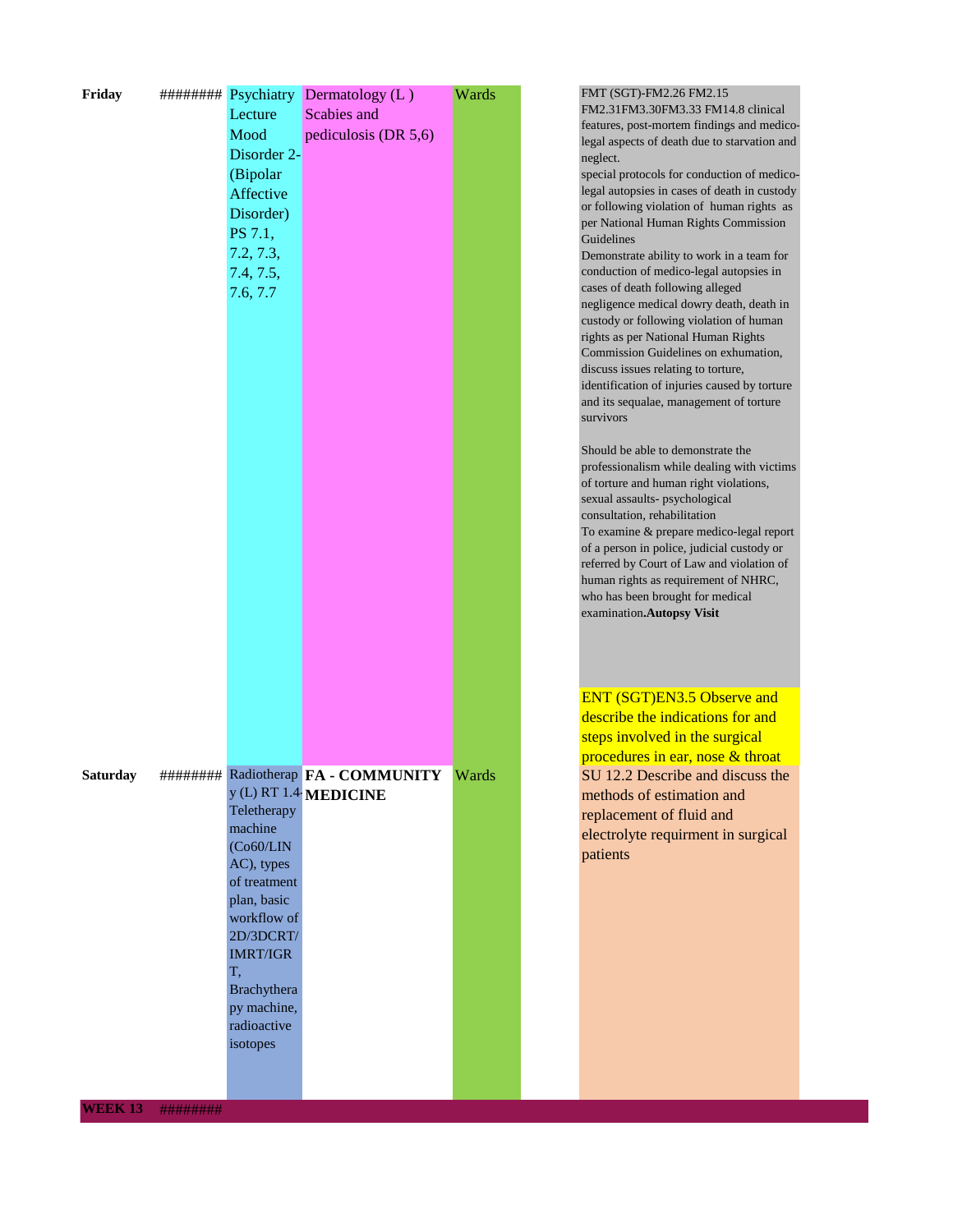| | | | | | | |
|---|---|---|---|---|---|---|
| **Friday** | ######## | Psychiatry Lecture Mood Disorder 2- (Bipolar Affective Disorder) PS 7.1, 7.2, 7.3, 7.4, 7.5, 7.6, 7.7 | Dermatology (L ) Scabies and pediculosis (DR 5,6) | Wards | | FMT (SGT)-FM2.26 FM2.15 FM2.31FM3.30FM3.33 FM14.8 clinical features, post-mortem findings and medico-legal aspects of death due to starvation and neglect. special protocols for conduction of medico-legal autopsies in cases of death in custody or following violation of human rights as per National Human Rights Commission Guidelines Demonstrate ability to work in a team for conduction of medico-legal autopsies in cases of death following alleged negligence medical dowry death, death in custody or following violation of human rights as per National Human Rights Commission Guidelines on exhumation, discuss issues relating to torture, identification of injuries caused by torture and its sequalae, management of torture survivors<br><br>Should be able to demonstrate the professionalism while dealing with victims of torture and human right violations, sexual assaults- psychological consultation, rehabilitation To examine & prepare medico-legal report of a person in police, judicial custody or referred by Court of Law and violation of human rights as requirement of NHRC, who has been brought for medical examination.**Autopsy Visit**<br><br>ENT (SGT)EN3.5 Observe and describe the indications for and steps involved in the surgical procedures in ear, nose & throat |
| **Saturday** | ######## | Radiotherapy (L) RT 1.4- Teletherapy machine (Co60/LINAC), types of treatment plan, basic workflow of 2D/3DCRT/IMRT/IGRT, Brachytherapy machine, radioactive isotopes | **FA - COMMUNITY MEDICINE** | Wards | | SU 12.2 Describe and discuss the methods of estimation and replacement of fluid and electrolyte requirment in surgical patients |
| **WEEK 13** | ######## | | | | | |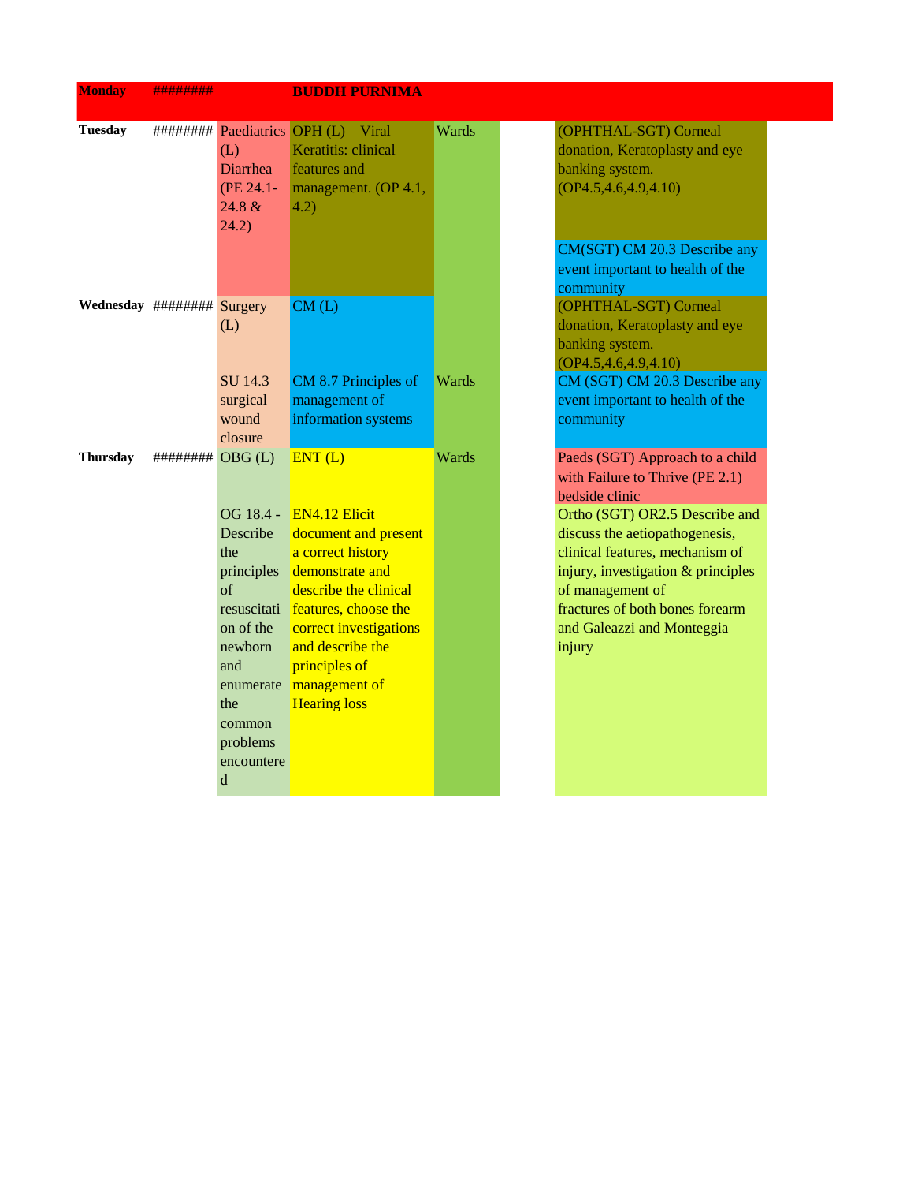| | | | | | | |
|---|---|---|---|---|---|---|
| **Monday** | ######## | | **BUDDH PURNIMA** | | | |
| **Tuesday** | ######## | Paediatrics (L) Diarrhea (PE 24.1-24.8 & 24.2) | OPH (L) Viral Keratitis: clinical features and management. (OP 4.1, 4.2) | Wards | | (OPHTHAL-SGT) Corneal donation, Keratoplasty and eye banking system. (OP4.5,4.6,4.9,4.10)<br>CM(SGT) CM 20.3 Describe any event important to health of the community |
| **Wednesday** | ######## | Surgery (L)<br>SU 14.3 surgical wound closure | CM (L)<br>CM 8.7 Principles of management of information systems | Wards | | (OPHTHAL-SGT) Corneal donation, Keratoplasty and eye banking system. (OP4.5,4.6,4.9,4.10)<br>CM (SGT) CM 20.3 Describe any event important to health of the community |
| **Thursday** | ######## | OBG (L)<br>OG 18.4 - Describe the principles of resuscitation of the newborn and enumerate the common problems encountered | ENT (L)<br>EN4.12 Elicit document and present a correct history demonstrate and describe the clinical features, choose the correct investigations and describe the principles of management of Hearing loss | Wards | | Paeds (SGT) Approach to a child with Failure to Thrive (PE 2.1) bedside clinic<br>Ortho (SGT) OR2.5 Describe and discuss the aetiopathogenesis, clinical features, mechanism of injury, investigation & principles of management of fractures of both bones forearm and Galeazzi and Monteggia injury |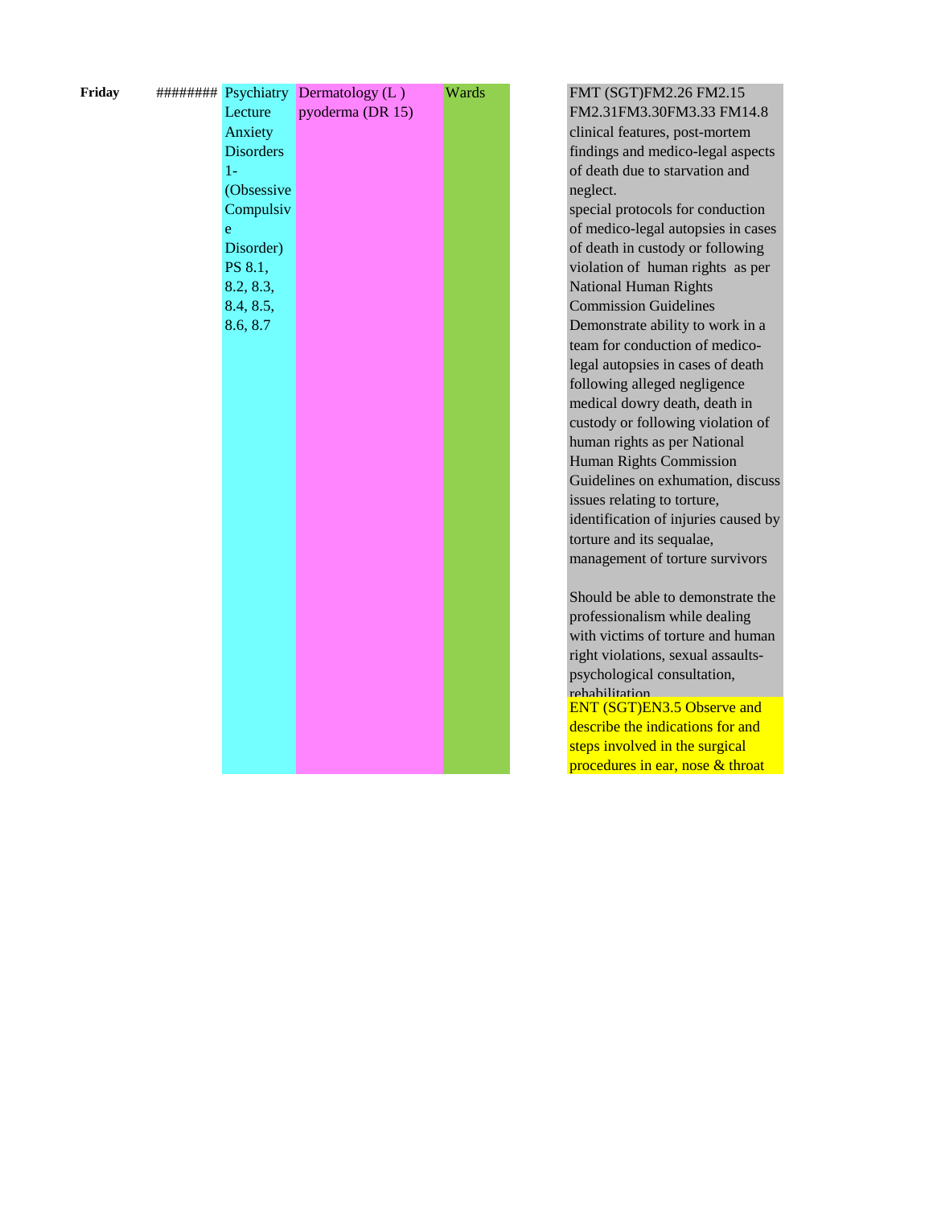| Friday | ######## | Psychiatry Lecture Anxiety Disorders 1- (Obsessive Compulsive Disorder) PS 8.1, 8.2, 8.3, 8.4, 8.5, 8.6, 8.7 | Dermatology (L ) pyoderma (DR 15) | Wards | | FMT (SGT)FM2.26 FM2.15 FM2.31FM3.30FM3.33 FM14.8 clinical features, post-mortem findings and medico-legal aspects of death due to starvation and neglect. special protocols for conduction of medico-legal autopsies in cases of death in custody or following violation of human rights as per National Human Rights Commission Guidelines Demonstrate ability to work in a team for conduction of medico-legal autopsies in cases of death following alleged negligence medical dowry death, death in custody or following violation of human rights as per National Human Rights Commission Guidelines on exhumation, discuss issues relating to torture, identification of injuries caused by torture and its sequalae, management of torture survivors<br><br>Should be able to demonstrate the professionalism while dealing with victims of torture and human right violations, sexual assaults-psychological consultation, rehabilitation<br>ENT (SGT)EN3.5 Observe and describe the indications for and steps involved in the surgical procedures in ear, nose & throat |
|---|---|---|---|---|---|---|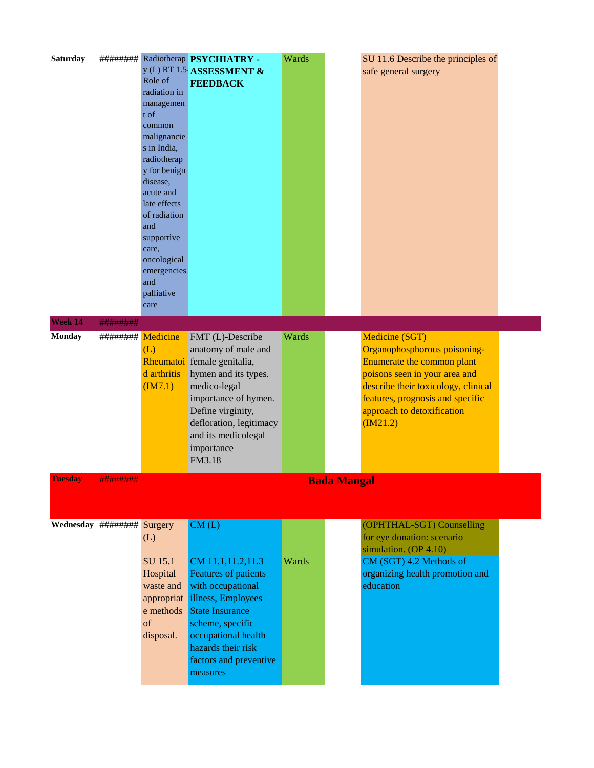| | | | | | | | |
|---|---|---|---|---|---|---|---|
| **Saturday** | ######## | Radiotherapy (L) RT 1.5- Role of radiation in management of common malignancies in India, radiotherapy for benign disease, acute and late effects of radiation and supportive care, oncological emergencies and palliative care | **PSYCHIATRY - ASSESSMENT & FEEDBACK** | Wards | | SU 11.6 Describe the principles of safe general surgery | |
| **Week 14** | ######## | | | | | | |
| **Monday** | ######## | Medicine (L) Rheumatoid arthritis (IM7.1) | FMT (L)-Describe anatomy of male and female genitalia, hymen and its types. medico-legal importance of hymen. Define virginity, defloration, legitimacy and its medicolegal importance FM3.18 | Wards | | Medicine (SGT) Organophosphorous poisoning- Enumerate the common plant poisons seen in your area and describe their toxicology, clinical features, prognosis and specific approach to detoxification (IM21.2) | |
| **Tuesday** | ######## | | | | | **Bada Mangal** | |
| **Wednesday** | ######## | Surgery (L) SU 15.1 Hospital waste and appropriate methods of disposal. | CM (L) CM 11.1,11.2,11.3 Features of patients with occupational illness, Employees State Insurance scheme, specific occupational health hazards their risk factors and preventive measures | Wards | | (OPHTHAL-SGT) Counselling for eye donation: scenario simulation. (OP 4.10) CM (SGT) 4.2 Methods of organizing health promotion and education | |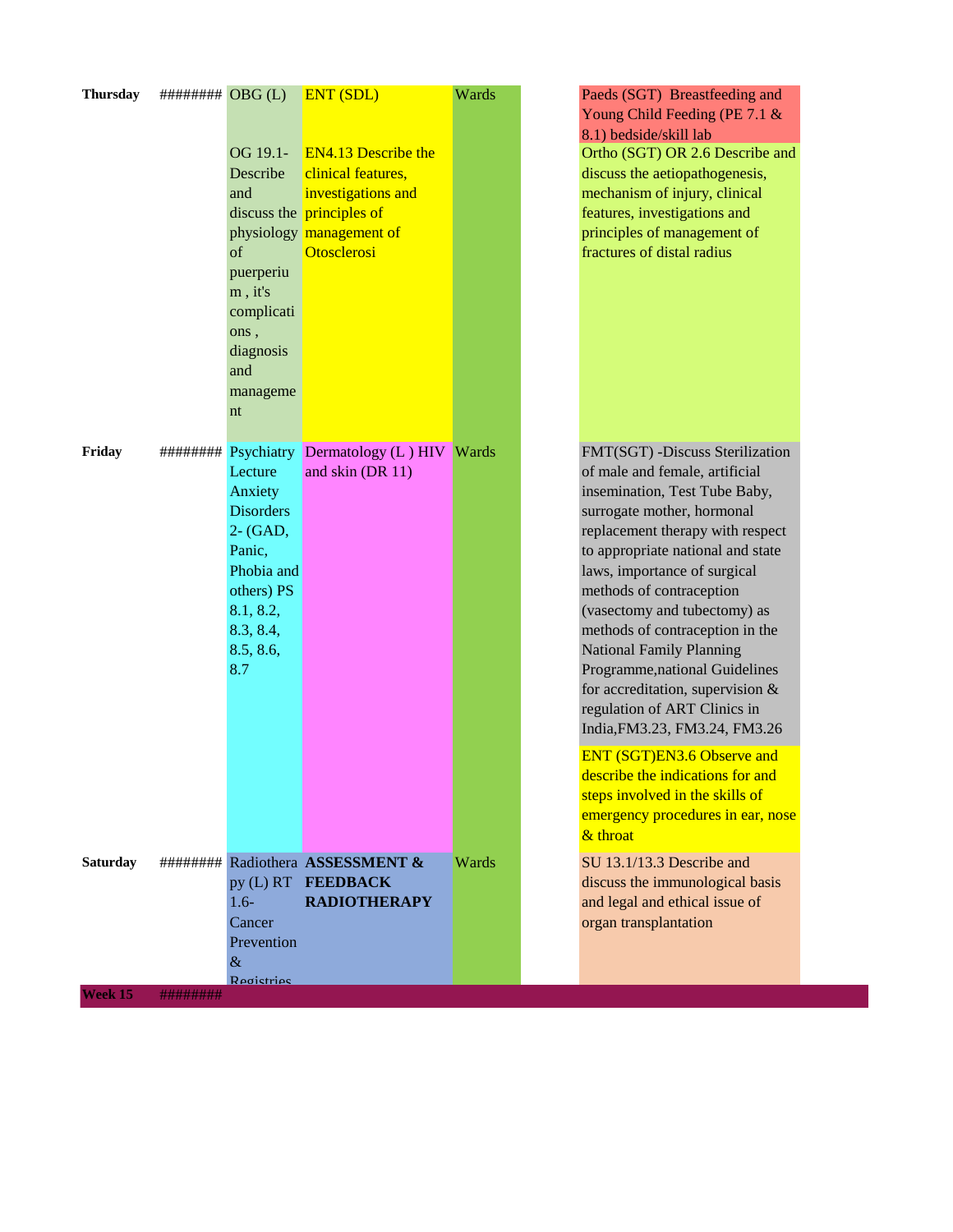| | | | | | | |
|---|---|---|---|---|---|---|
| **Thursday** | ######## | OBG (L)<br><br>OG 19.1- Describe and discuss the physiology of puerperium , it's complications , diagnosis and management | ENT (SDL)<br><br>EN4.13 Describe the clinical features, investigations and principles of management of Otosclerosi | Wards | | Paeds (SGT) Breastfeeding and Young Child Feeding (PE 7.1 & 8.1) bedside/skill lab<br><br>Ortho (SGT) OR 2.6 Describe and discuss the aetiopathogenesis, mechanism of injury, clinical features, investigations and principles of management of fractures of distal radius |
| **Friday** | ######## | Psychiatry Lecture Anxiety Disorders 2- (GAD, Panic, Phobia and others) PS 8.1, 8.2, 8.3, 8.4, 8.5, 8.6, 8.7 | Dermatology (L ) HIV and skin (DR 11) | Wards | | FMT(SGT) -Discuss Sterilization of male and female, artificial insemination, Test Tube Baby, surrogate mother, hormonal replacement therapy with respect to appropriate national and state laws, importance of surgical methods of contraception (vasectomy and tubectomy) as methods of contraception in the National Family Planning Programme,national Guidelines for accreditation, supervision & regulation of ART Clinics in India,FM3.23, FM3.24, FM3.26<br><br>ENT (SGT)EN3.6 Observe and describe the indications for and steps involved in the skills of emergency procedures in ear, nose & throat |
| **Saturday** | ######## | Radiotherapy (L) RT 1.6- Cancer Prevention & Registries | **ASSESSMENT & FEEDBACK RADIOTHERAPY** | Wards | | SU 13.1/13.3 Describe and discuss the immunological basis and legal and ethical issue of organ transplantation |
| **Week 15** | ######## | | | | | |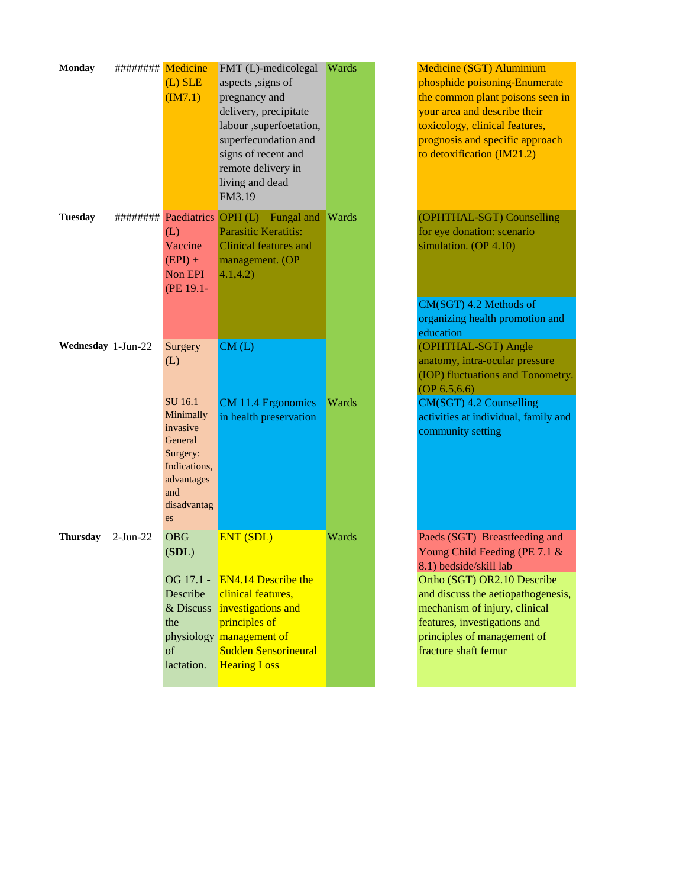| Day | Date | | | | | |
|---|---|---|---|---|---|---|
| **Monday** | ######## | Medicine (L) SLE (IM7.1) | FMT (L)-medicolegal aspects ,signs of pregnancy and delivery, precipitate labour ,superfoetation, superfecundation and signs of recent and remote delivery in living and dead FM3.19 | Wards | | Medicine (SGT) Aluminium phosphide poisoning-Enumerate the common plant poisons seen in your area and describe their toxicology, clinical features, prognosis and specific approach to detoxification (IM21.2) |
| **Tuesday** | ######## | Paediatrics (L) Vaccine (EPI) + Non EPI (PE 19.1- | OPH (L) Fungal and Parasitic Keratitis: Clinical features and management. (OP 4.1,4.2) | Wards | | (OPHTHAL-SGT) Counselling for eye donation: scenario simulation. (OP 4.10)<br>CM(SGT) 4.2 Methods of organizing health promotion and education |
| **Wednesday** | 1-Jun-22 | Surgery (L)<br>SU 16.1 Minimally invasive General Surgery: Indications, advantages and disadvantages | CM (L)<br>CM 11.4 Ergonomics in health preservation | Wards | | (OPHTHAL-SGT) Angle anatomy, intra-ocular pressure (IOP) fluctuations and Tonometry. (OP 6.5,6.6)<br>CM(SGT) 4.2 Counselling activities at individual, family and community setting |
| **Thursday** | 2-Jun-22 | OBG **(SDL)**<br>OG 17.1 - Describe & Discuss the physiology of lactation. | ENT (SDL)<br>EN4.14 Describe the clinical features, investigations and principles of management of Sudden Sensorineural Hearing Loss | Wards | | Paeds (SGT) Breastfeeding and Young Child Feeding (PE 7.1 & 8.1) bedside/skill lab<br>Ortho (SGT) OR2.10 Describe and discuss the aetiopathogenesis, mechanism of injury, clinical features, investigations and principles of management of fracture shaft femur |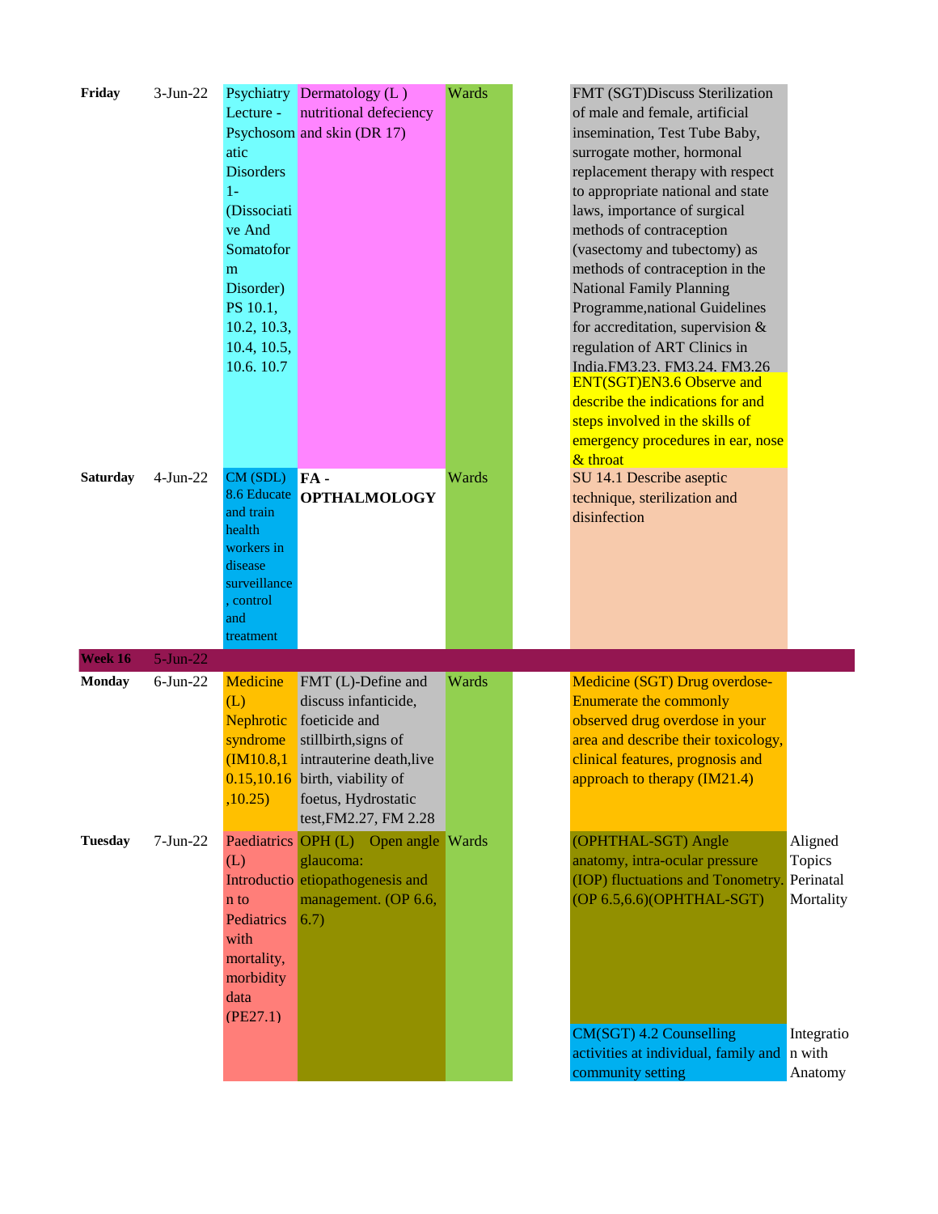| | | | | | | | |
|---|---|---|---|---|---|---|---|
| **Friday** | 3-Jun-22 | Psychiatry Lecture - Psychosomatic Disorders 1- (Dissociative And Somatoform Disorder) PS 10.1, 10.2, 10.3, 10.4, 10.5, 10.6. 10.7 | Dermatology (L ) nutritional defeciency and skin (DR 17) | Wards | | FMT (SGT)Discuss Sterilization of male and female, artificial insemination, Test Tube Baby, surrogate mother, hormonal replacement therapy with respect to appropriate national and state laws, importance of surgical methods of contraception (vasectomy and tubectomy) as methods of contraception in the National Family Planning Programme,national Guidelines for accreditation, supervision & regulation of ART Clinics in India.FM3.23, FM3.24, FM3.26<br>ENT(SGT)EN3.6 Observe and describe the indications for and steps involved in the skills of emergency procedures in ear, nose & throat | |
| **Saturday** | 4-Jun-22 | CM (SDL) 8.6 Educate and train health workers in disease surveillance, control and treatment | **FA - OPTHALMOLOGY** | Wards | | SU 14.1 Describe aseptic technique, sterilization and disinfection | |
| **Week 16** | 5-Jun-22 | | | | | | |
| **Monday** | 6-Jun-22 | Medicine (L) Nephrotic syndrome (IM10.8,10.15,10.16,10.25) | FMT (L)-Define and discuss infanticide, foeticide and stillbirth,signs of intrauterine death,live birth, viability of foetus, Hydrostatic test,FM2.27, FM 2.28 | Wards | | Medicine (SGT) Drug overdose- Enumerate the commonly observed drug overdose in your area and describe their toxicology, clinical features, prognosis and approach to therapy (IM21.4) | |
| **Tuesday** | 7-Jun-22 | Paediatrics (L) Introduction to Pediatrics with mortality, morbidity data (PE27.1) | OPH (L) Open angle glaucoma: etiopathogenesis and management. (OP 6.6, 6.7) | Wards | | (OPHTHAL-SGT) Angle anatomy, intra-ocular pressure (IOP) fluctuations and Tonometry. (OP 6.5,6.6)(OPHTHAL-SGT)<br>CM(SGT) 4.2 Counselling activities at individual, family and community setting | Aligned Topics Perinatal Mortality<br>Integration with Anatomy |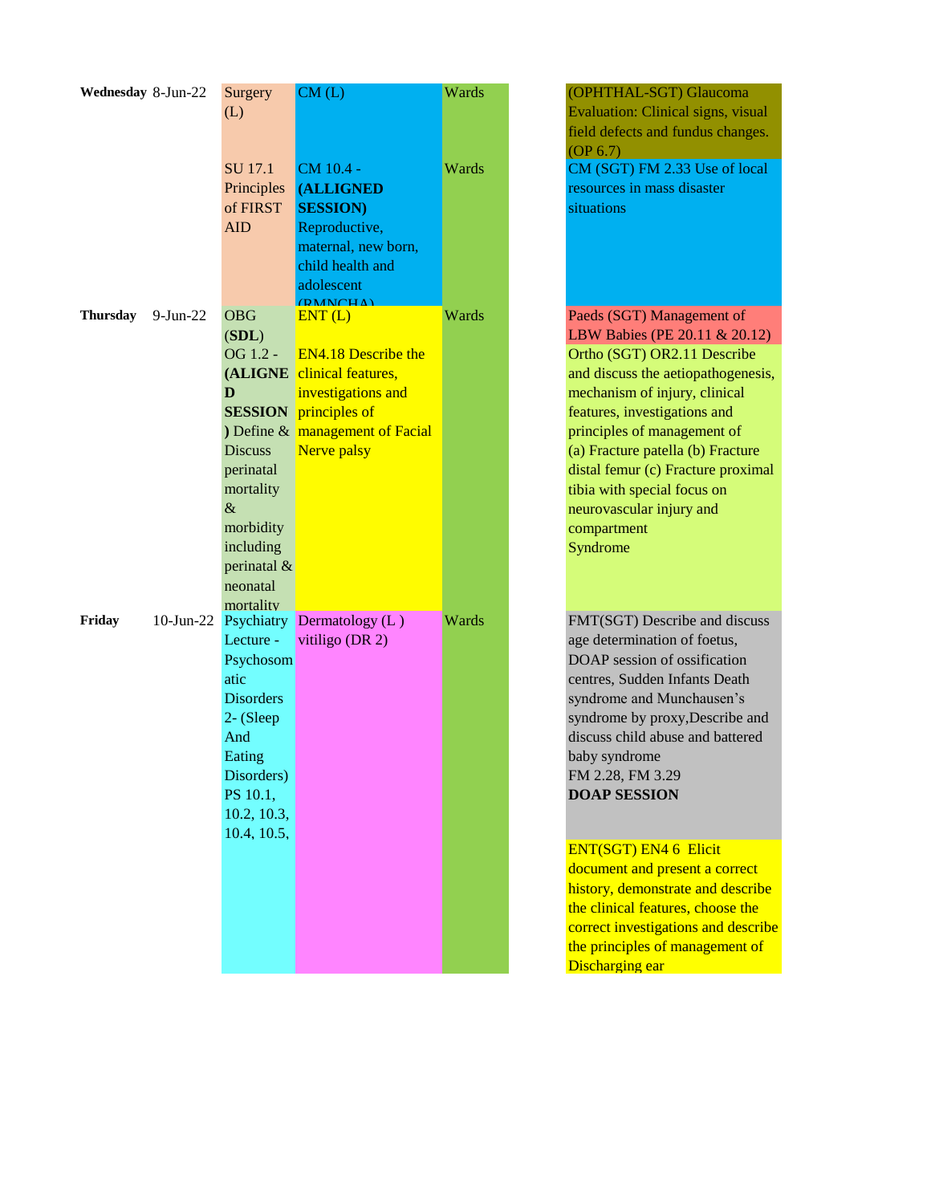| | | | | | | |
|---|---|---|---|---|---|---|
| **Wednesday** | 8-Jun-22 | Surgery (L) | CM (L) | Wards | | (OPHTHAL-SGT) Glaucoma Evaluation: Clinical signs, visual field defects and fundus changes. (OP 6.7) |
| | | SU 17.1 Principles of FIRST AID | CM 10.4 - **(ALLIGNED SESSION)** Reproductive, maternal, new born, child health and adolescent (RMNCHA) | Wards | | CM (SGT) FM 2.33 Use of local resources in mass disaster situations |
| **Thursday** | 9-Jun-22 | OBG (**SDL**) OG 1.2 - **(ALIGNED SESSION)** Define & Discuss perinatal mortality & morbidity including perinatal & neonatal mortality | ENT (L) EN4.18 Describe the clinical features, investigations and principles of management of Facial Nerve palsy | Wards | | Paeds (SGT) Management of LBW Babies (PE 20.11 & 20.12) |
| | | | | | | Ortho (SGT) OR2.11 Describe and discuss the aetiopathogenesis, mechanism of injury, clinical features, investigations and principles of management of (a) Fracture patella (b) Fracture distal femur (c) Fracture proximal tibia with special focus on neurovascular injury and compartment Syndrome |
| **Friday** | 10-Jun-22 | Psychiatry Lecture - Psychosomatic Disorders 2- (Sleep And Eating Disorders) PS 10.1, 10.2, 10.3, 10.4, 10.5, | Dermatology (L ) vitiligo (DR 2) | Wards | | FMT(SGT) Describe and discuss age determination of foetus, DOAP session of ossification centres, Sudden Infants Death syndrome and Munchausen's syndrome by proxy,Describe and discuss child abuse and battered baby syndrome FM 2.28, FM 3.29 **DOAP SESSION** |
| | | | | | | ENT(SGT) EN4 6 Elicit document and present a correct history, demonstrate and describe the clinical features, choose the correct investigations and describe the principles of management of Discharging ear |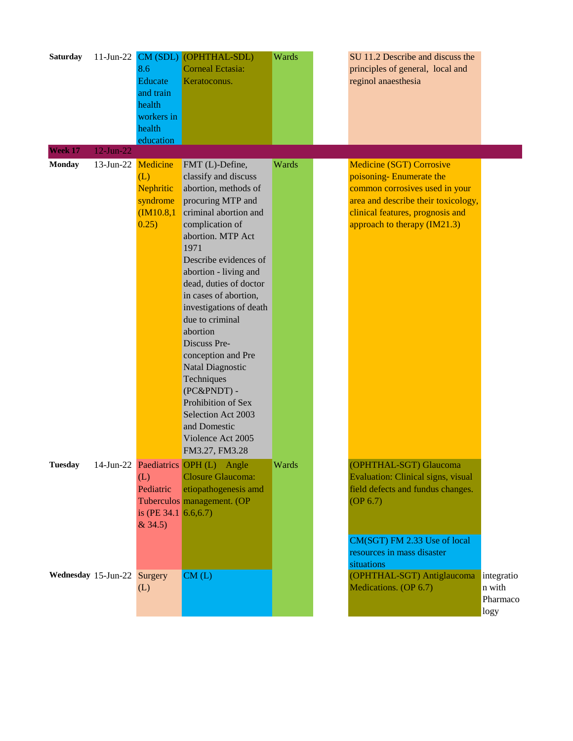| | | | | | | | |
|---|---|---|---|---|---|---|---|
| **Saturday** | 11-Jun-22 | CM (SDL) 8.6 Educate and train health workers in health education | (OPHTHAL-SDL) Corneal Ectasia: Keratoconus. | Wards | | SU 11.2 Describe and discuss the principles of general, local and reginol anaesthesia | |
| **Week 17** | 12-Jun-22 | | | | | | |
| **Monday** | 13-Jun-22 | Medicine (L) Nephritic syndrome (IM10.8,10.25) | FMT (L)-Define, classify and discuss abortion, methods of procuring MTP and criminal abortion and complication of abortion. MTP Act 1971 Describe evidences of abortion - living and dead, duties of doctor in cases of abortion, investigations of death due to criminal abortion Discuss Pre-conception and Pre Natal Diagnostic Techniques (PC&PNDT) - Prohibition of Sex Selection Act 2003 and Domestic Violence Act 2005 FM3.27, FM3.28 | Wards | | Medicine (SGT) Corrosive poisoning- Enumerate the common corrosives used in your area and describe their toxicology, clinical features, prognosis and approach to therapy (IM21.3) | |
| **Tuesday** | 14-Jun-22 | Paediatrics (L) Pediatric Tuberculosis (PE 34.1 & 34.5) | OPH (L) Angle Closure Glaucoma: etiopathogenesis amd management. (OP 6.6,6.7) | Wards | | (OPHTHAL-SGT) Glaucoma Evaluation: Clinical signs, visual field defects and fundus changes. (OP 6.7)<br><br>CM(SGT) FM 2.33 Use of local resources in mass disaster situations | |
| **Wednesday** | 15-Jun-22 | Surgery (L) | CM (L) | | | (OPHTHAL-SGT) Antiglaucoma Medications. (OP 6.7) | integration with Pharmacology |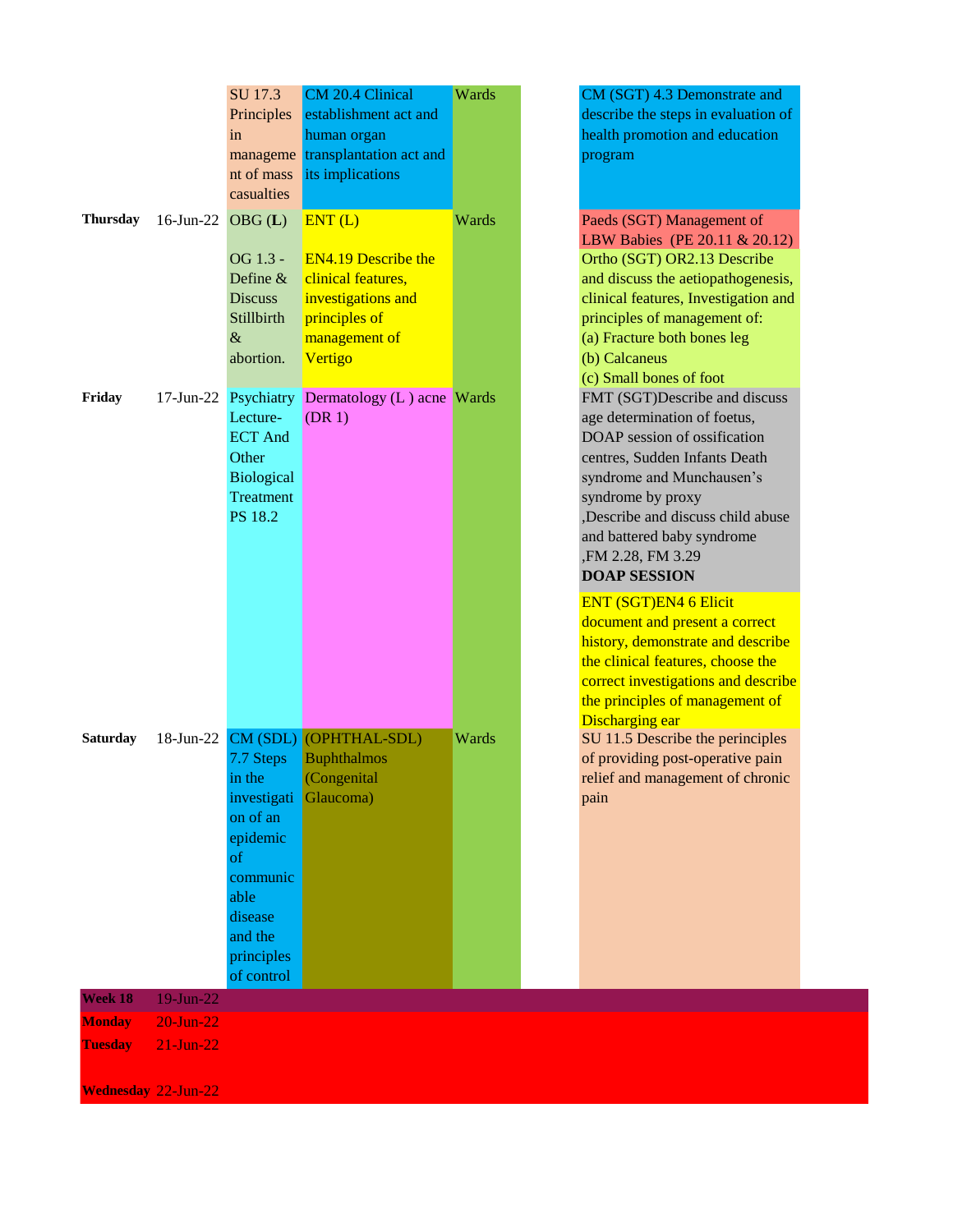| | | | | | | |
|---|---|---|---|---|---|---|
| | | SU 17.3 Principles in management of mass casualties | CM 20.4 Clinical establishment act and human organ transplantation act and its implications | Wards | | CM (SGT) 4.3 Demonstrate and describe the steps in evaluation of health promotion and education program |
| **Thursday** | 16-Jun-22 | OBG (**L**)<br><br>OG 1.3 - Define & Discuss Stillbirth & abortion. | ENT (L)<br><br>EN4.19 Describe the clinical features, investigations and principles of management of Vertigo | Wards | | Paeds (SGT) Management of LBW Babies (PE 20.11 & 20.12)<br>Ortho (SGT) OR2.13 Describe and discuss the aetiopathogenesis, clinical features, Investigation and principles of management of:<br>(a) Fracture both bones leg<br>(b) Calcaneus<br>(c) Small bones of foot |
| **Friday** | 17-Jun-22 | Psychiatry Lecture- ECT And Other Biological Treatment PS 18.2 | Dermatology (L ) acne (DR 1) | Wards | | FMT (SGT)Describe and discuss age determination of foetus, DOAP session of ossification centres, Sudden Infants Death syndrome and Munchausen's syndrome by proxy ,Describe and discuss child abuse and battered baby syndrome ,FM 2.28, FM 3.29 **DOAP SESSION**<br>ENT (SGT)EN4 6 Elicit document and present a correct history, demonstrate and describe the clinical features, choose the correct investigations and describe the principles of management of Discharging ear |
| **Saturday** | 18-Jun-22 | CM (SDL) 7.7 Steps in the investigation of an epidemic of communicable disease and the principles of control | (OPHTHAL-SDL) Buphthalmos (Congenital Glaucoma) | Wards | | SU 11.5 Describe the perinciples of providing post-operative pain relief and management of chronic pain |
| **Week 18** | 19-Jun-22 | | | | | |
| **Monday** | 20-Jun-22 | | | | | |
| **Tuesday** | 21-Jun-22 | | | | | |
| **Wednesday** | 22-Jun-22 | | | | | |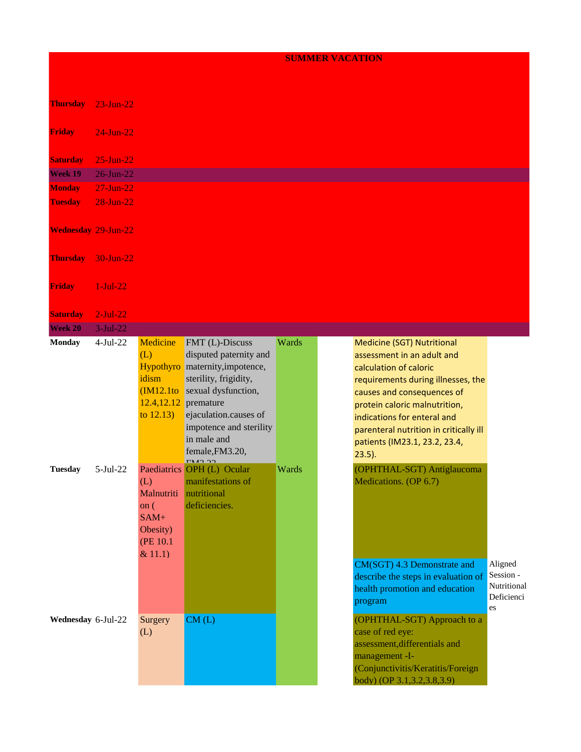| | | | | | | | |
|---|---|---|---|---|---|---|---|
| | | SUMMER VACATION | | | | | |
| **Thursday** | 23-Jun-22 | | | | | | |
| **Friday** | 24-Jun-22 | | | | | | |
| **Saturday** | 25-Jun-22 | | | | | | |
| **Week 19** | 26-Jun-22 | | | | | | |
| **Monday** | 27-Jun-22 | | | | | | |
| **Tuesday** | 28-Jun-22 | | | | | | |
| **Wednesday** | 29-Jun-22 | | | | | | |
| **Thursday** | 30-Jun-22 | | | | | | |
| **Friday** | 1-Jul-22 | | | | | | |
| **Saturday** | 2-Jul-22 | | | | | | |
| **Week 20** | 3-Jul-22 | | | | | | |
| **Monday** | 4-Jul-22 | Medicine (L) Hypothyroidism (IM12.1to 12.4,12.12 to 12.13) | FMT (L)-Discuss disputed paternity and maternity,impotence, sterility, frigidity, sexual dysfunction, premature ejaculation.causes of impotence and sterility in male and female,FM3.20, FM3.22 | Wards | | Medicine (SGT) Nutritional assessment in an adult and calculation of caloric requirements during illnesses, the causes and consequences of protein caloric malnutrition, indications for enteral and parenteral nutrition in critically ill patients (IM23.1, 23.2, 23.4, 23.5). | |
| **Tuesday** | 5-Jul-22 | Paediatrics (L) Malnutrition ( SAM+ Obesity) (PE 10.1 & 11.1) | OPH (L) Ocular manifestations of nutritional deficiencies. | Wards | | (OPHTHAL-SGT) Antiglaucoma Medications. (OP 6.7) | |
| | | | | | | CM(SGT) 4.3 Demonstrate and describe the steps in evaluation of health promotion and education program | Aligned Session - Nutritional Deficiencies |
| **Wednesday** | 6-Jul-22 | Surgery (L) | CM (L) | | | (OPHTHAL-SGT) Approach to a case of red eye: assessment,differentials and management -I- (Conjunctivitis/Keratitis/Foreign body) (OP 3.1,3.2,3.8,3.9) | |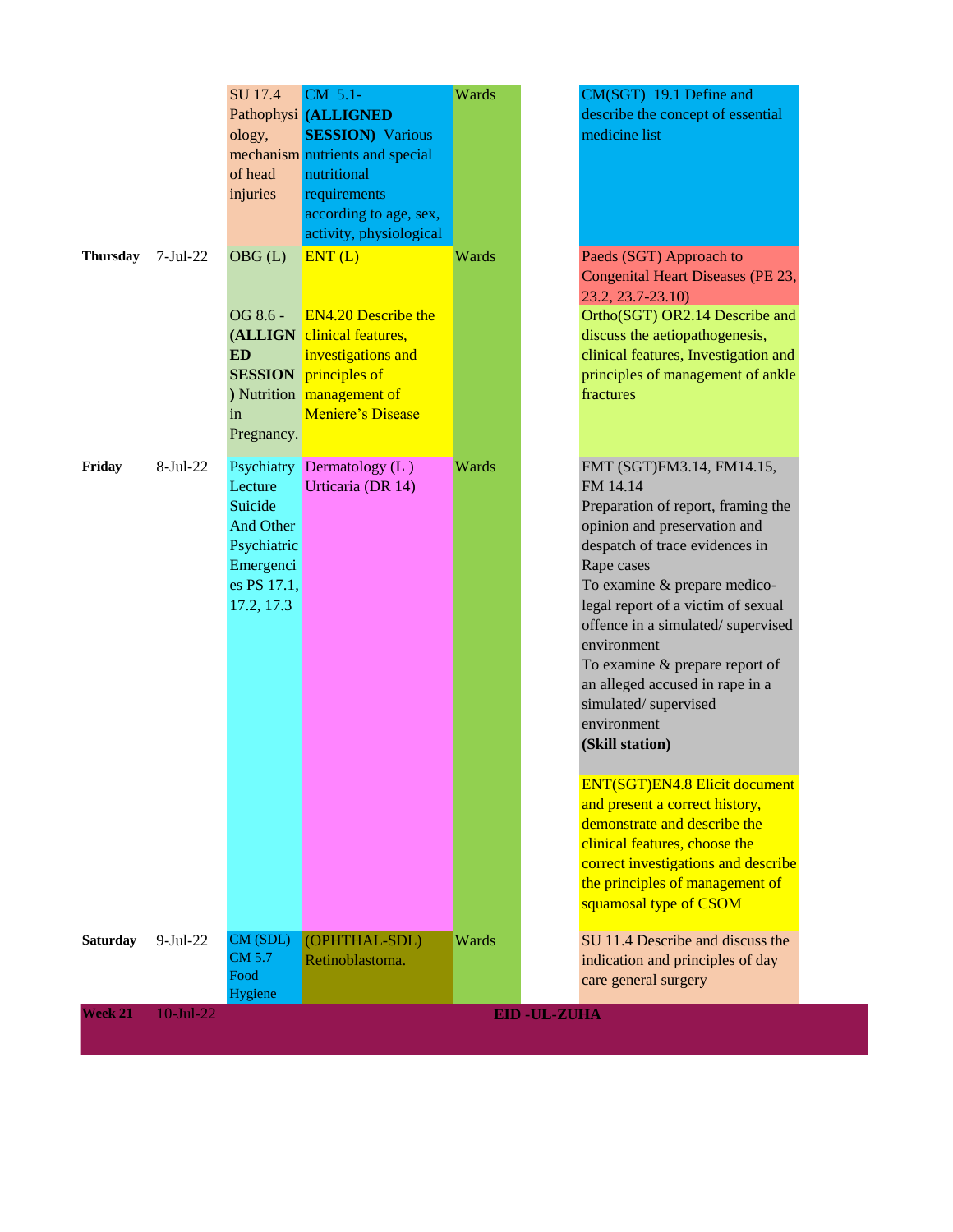| | | | | | | |
|---|---|---|---|---|---|---|
| | | SU 17.4 Pathophysiology, mechanism of head injuries | CM 5.1- **(ALLIGNED SESSION)** Various nutrients and special nutritional requirements according to age, sex, activity, physiological | Wards | | CM(SGT) 19.1 Define and describe the concept of essential medicine list |
| **Thursday** | 7-Jul-22 | OBG (L)<br><br>OG 8.6 - **(ALLIGNED SESSION)** Nutrition in Pregnancy. | ENT (L)<br><br>EN4.20 Describe the clinical features, investigations and principles of management of Meniere's Disease | Wards | | Paeds (SGT) Approach to Congenital Heart Diseases (PE 23, 23.2, 23.7-23.10)<br>Ortho(SGT) OR2.14 Describe and discuss the aetiopathogenesis, clinical features, Investigation and principles of management of ankle fractures |
| **Friday** | 8-Jul-22 | Psychiatry Lecture Suicide And Other Psychiatric Emergencies PS 17.1, 17.2, 17.3 | Dermatology (L ) Urticaria (DR 14) | Wards | | FMT (SGT)FM3.14, FM14.15, FM 14.14<br>Preparation of report, framing the opinion and preservation and despatch of trace evidences in Rape cases<br>To examine & prepare medico-legal report of a victim of sexual offence in a simulated/ supervised environment<br>To examine & prepare report of an alleged accused in rape in a simulated/ supervised environment<br>**(Skill station)**<br><br>ENT(SGT)EN4.8 Elicit document and present a correct history, demonstrate and describe the clinical features, choose the correct investigations and describe the principles of management of squamosal type of CSOM |
| **Saturday** | 9-Jul-22 | CM (SDL) CM 5.7 Food Hygiene | (OPHTHAL-SDL) Retinoblastoma. | Wards | | SU 11.4 Describe and discuss the indication and principles of day care general surgery |
| **Week 21** | 10-Jul-22 | **EID -UL-ZUHA** | | | | |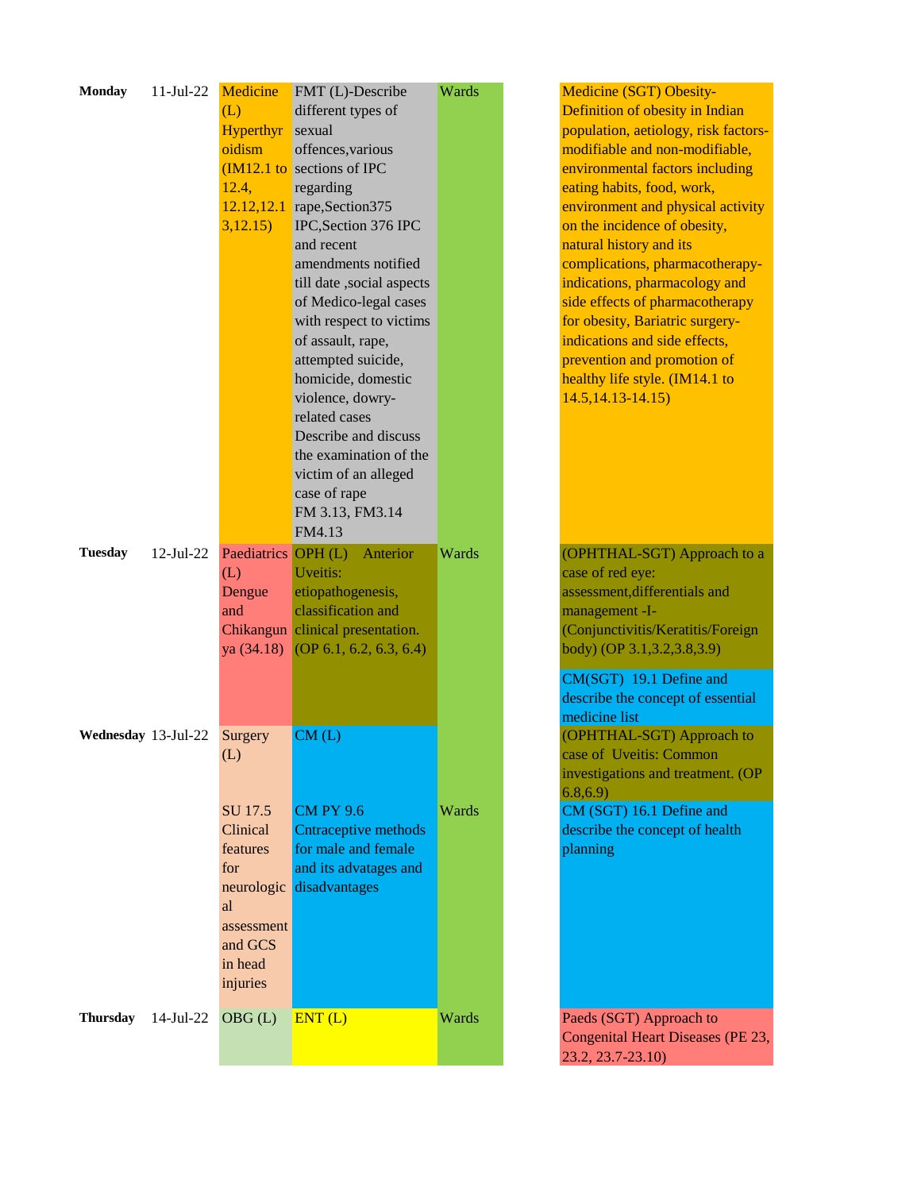| Day | Date | | | | | |
|---|---|---|---|---|---|---|
| **Monday** | 11-Jul-22 | Medicine (L) Hyperthyroidism (IM12.1 to 12.4, 12.12,12.13,12.15) | FMT (L)-Describe different types of sexual offences,various sections of IPC regarding rape,Section375 IPC,Section 376 IPC and recent amendments notified till date ,social aspects of Medico-legal cases with respect to victims of assault, rape, attempted suicide, homicide, domestic violence, dowry-related cases Describe and discuss the examination of the victim of an alleged case of rape FM 3.13, FM3.14 FM4.13 | Wards | | Medicine (SGT) Obesity-Definition of obesity in Indian population, aetiology, risk factors-modifiable and non-modifiable, environmental factors including eating habits, food, work, environment and physical activity on the incidence of obesity, natural history and its complications, pharmacotherapy-indications, pharmacology and side effects of pharmacotherapy for obesity, Bariatric surgery-indications and side effects, prevention and promotion of healthy life style. (IM14.1 to 14.5,14.13-14.15) |
| **Tuesday** | 12-Jul-22 | Paediatrics (L) Dengue and Chikungunya (34.18) | OPH (L) Anterior Uveitis: etiopathogenesis, classification and clinical presentation. (OP 6.1, 6.2, 6.3, 6.4) | Wards | | (OPHTHAL-SGT) Approach to a case of red eye: assessment,differentials and management -I- (Conjunctivitis/Keratitis/Foreign body) (OP 3.1,3.2,3.8,3.9) |
| | | | | | | CM(SGT) 19.1 Define and describe the concept of essential medicine list |
| **Wednesday** | 13-Jul-22 | Surgery (L) | CM (L) | | | (OPHTHAL-SGT) Approach to case of Uveitis: Common investigations and treatment. (OP 6.8,6.9) |
| | | SU 17.5 Clinical features for neurological assessment and GCS in head injuries | CM PY 9.6 Cntraceptive methods for male and female and its advatages and disadvantages | Wards | | CM (SGT) 16.1 Define and describe the concept of health planning |
| **Thursday** | 14-Jul-22 | OBG (L) | ENT (L) | Wards | | Paeds (SGT) Approach to Congenital Heart Diseases (PE 23, 23.2, 23.7-23.10) |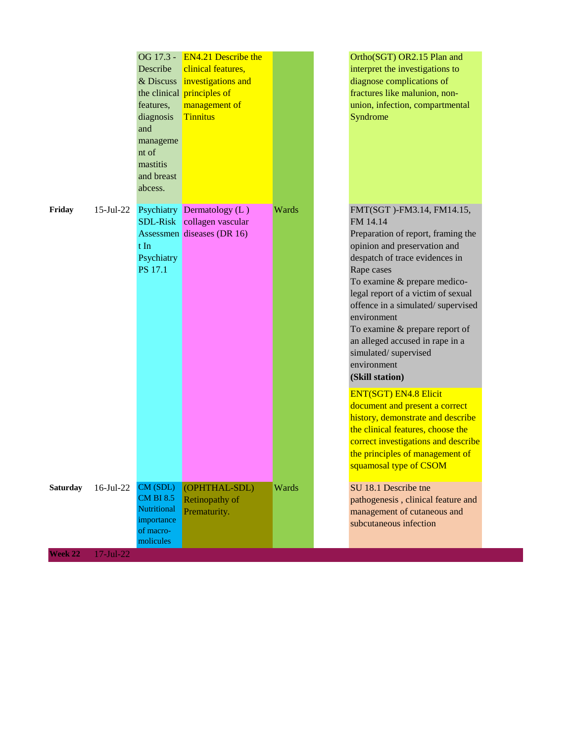| | | | | | | |
|---|---|---|---|---|---|---|
| | | OG 17.3 - Describe & Discuss the clinical features, diagnosis and management of mastitis and breast abcess. | EN4.21 Describe the clinical features, investigations and principles of management of Tinnitus | | | Ortho(SGT) OR2.15 Plan and interpret the investigations to diagnose complications of fractures like malunion, non-union, infection, compartmental Syndrome |
| **Friday** | 15-Jul-22 | Psychiatry SDL-Risk Assessment In Psychiatry PS 17.1 | Dermatology (L ) collagen vascular diseases (DR 16) | Wards | | FMT(SGT )-FM3.14, FM14.15, FM 14.14 Preparation of report, framing the opinion and preservation and despatch of trace evidences in Rape cases To examine & prepare medico-legal report of a victim of sexual offence in a simulated/ supervised environment To examine & prepare report of an alleged accused in rape in a simulated/ supervised environment **(Skill station)** |
| | | | | | | ENT(SGT) EN4.8 Elicit document and present a correct history, demonstrate and describe the clinical features, choose the correct investigations and describe the principles of management of squamosal type of CSOM |
| **Saturday** | 16-Jul-22 | CM (SDL) CM BI 8.5 Nutritional importance of macro-molicules | (OPHTHAL-SDL) Retinopathy of Prematurity. | Wards | | SU 18.1 Describe tne pathogenesis , clinical feature and management of cutaneous and subcutaneous infection |
| **Week 22** | 17-Jul-22 | | | | | |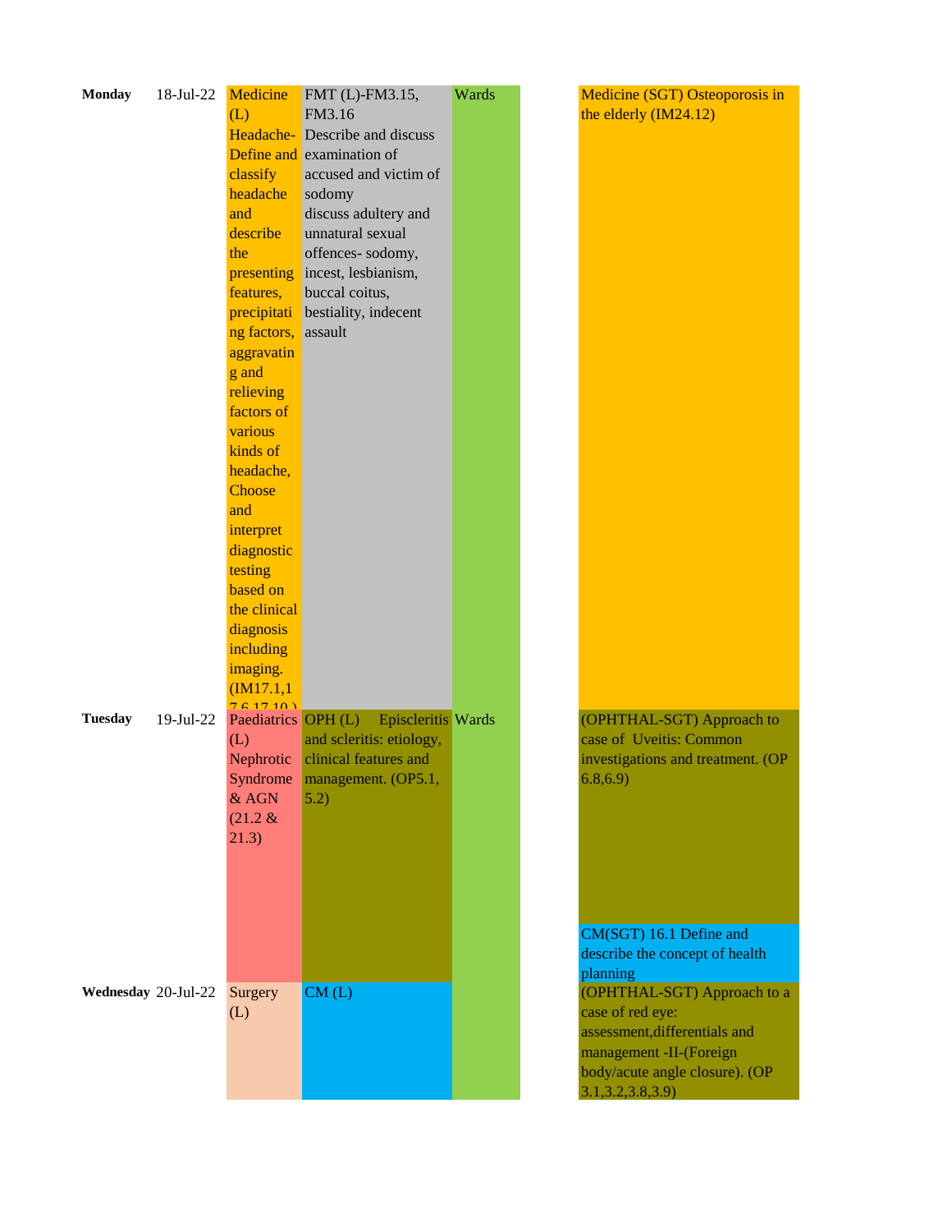| | | | | | | |
|---|---|---|---|---|---|---|
| **Monday** | 18-Jul-22 | Medicine (L) Headache- Define and classify headache and describe the presenting features, precipitating factors, aggravating and relieving factors of various kinds of headache, Choose and interpret diagnostic testing based on the clinical diagnosis including imaging. (IM17.1,17.6,17.10 ) | FMT (L)-FM3.15, FM3.16 Describe and discuss examination of accused and victim of sodomy discuss adultery and unnatural sexual offences- sodomy, incest, lesbianism, buccal coitus, bestiality, indecent assault | Wards | | Medicine (SGT) Osteoporosis in the elderly (IM24.12) |
| **Tuesday** | 19-Jul-22 | Paediatrics (L) Nephrotic Syndrome & AGN (21.2 & 21.3) | OPH (L) Episcleritis and scleritis: etiology, clinical features and management. (OP5.1, 5.2) | Wards | | (OPHTHAL-SGT) Approach to case of Uveitis: Common investigations and treatment. (OP 6.8,6.9)<br>CM(SGT) 16.1 Define and describe the concept of health planning |
| **Wednesday** | 20-Jul-22 | Surgery (L) | CM (L) | | | (OPHTHAL-SGT) Approach to a case of red eye: assessment,differentials and management -II-(Foreign body/acute angle closure). (OP 3.1,3.2,3.8,3.9) |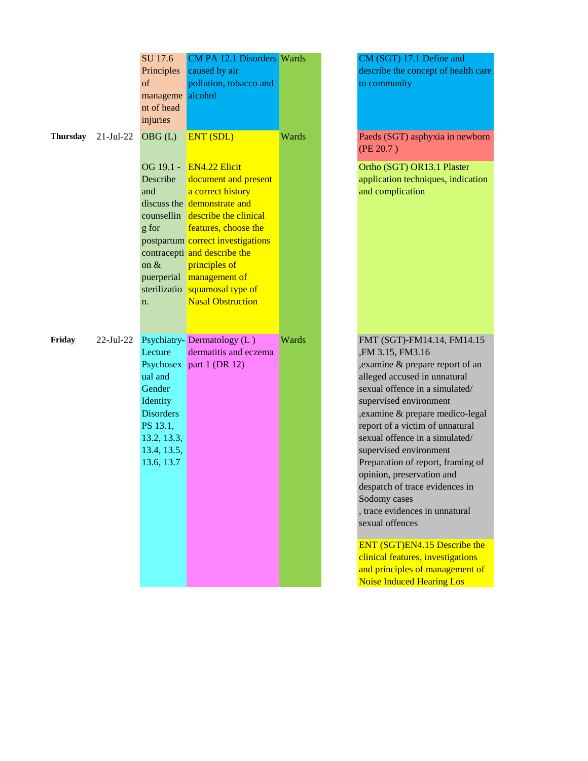| Day | Date | | | | | |
|---|---|---|---|---|---|---|
| | | SU 17.6 Principles of management of head injuries | CM PA 12.1 Disorders caused by air pollution, tobacco and alcohol | Wards | | CM (SGT) 17.1 Define and describe the concept of health care to community |
| **Thursday** | 21-Jul-22 | OBG (L)<br><br>OG 19.1 - Describe and discuss the counselling for postpartum contraception & puerperial sterilization. | ENT (SDL)<br><br>EN4.22 Elicit document and present a correct history demonstrate and describe the clinical features, choose the correct investigations and describe the principles of management of squamosal type of Nasal Obstruction | Wards | | Paeds (SGT) asphyxia in newborn (PE 20.7 )<br><br>Ortho (SGT) OR13.1 Plaster application techniques, indication and complication |
| **Friday** | 22-Jul-22 | Psychiatry-Lecture Psychosexual and Gender Identity Disorders PS 13.1, 13.2, 13.3, 13.4, 13.5, 13.6, 13.7 | Dermatology (L ) dermatitis and eczema part 1 (DR 12) | Wards | | FMT (SGT)-FM14.14, FM14.15 ,FM 3.15, FM3.16 ,examine & prepare report of an alleged accused in unnatural sexual offence in a simulated/ supervised environment ,examine & prepare medico-legal report of a victim of unnatural sexual offence in a simulated/ supervised environment Preparation of report, framing of opinion, preservation and despatch of trace evidences in Sodomy cases , trace evidences in unnatural sexual offences<br><br>ENT (SGT)EN4.15 Describe the clinical features, investigations and principles of management of Noise Induced Hearing Los |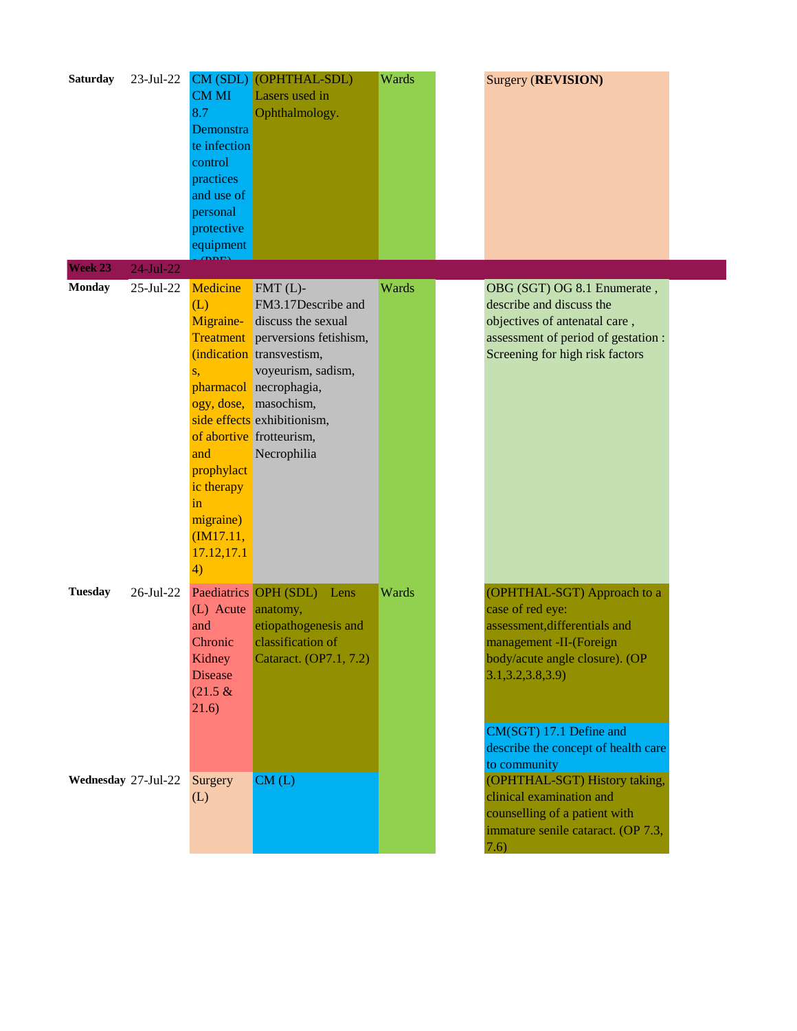| | | | | | | |
|---|---|---|---|---|---|---|
| **Saturday** | 23-Jul-22 | CM (SDL) CM MI 8.7 Demonstrate infection control practices and use of personal protective equipment s (PPE) | (OPHTHAL-SDL) Lasers used in Ophthalmology. | Wards | | Surgery (**REVISION)** |
| **Week 23** | 24-Jul-22 | | | | | |
| **Monday** | 25-Jul-22 | Medicine (L) Migraine-Treatment (indications, pharmacology, dose, side effects of abortive and prophylactic therapy in migraine) (IM17.11, 17.12,17.14) | FMT (L)- FM3.17Describe and discuss the sexual perversions fetishism, transvestism, voyeurism, sadism, necrophagia, masochism, exhibitionism, frotteurism, Necrophilia | Wards | | OBG (SGT) OG 8.1 Enumerate , describe and discuss the objectives of antenatal care , assessment of period of gestation : Screening for high risk factors |
| **Tuesday** | 26-Jul-22 | Paediatrics (L) Acute and Chronic Kidney Disease (21.5 & 21.6) | OPH (SDL) Lens anatomy, etiopathogenesis and classification of Cataract. (OP7.1, 7.2) | Wards | | (OPHTHAL-SGT) Approach to a case of red eye: assessment,differentials and management -II-(Foreign body/acute angle closure). (OP 3.1,3.2,3.8,3.9)<br><br>CM(SGT) 17.1 Define and describe the concept of health care to community |
| **Wednesday** | 27-Jul-22 | Surgery (L) | CM (L) | | | (OPHTHAL-SGT) History taking, clinical examination and counselling of a patient with immature senile cataract. (OP 7.3, 7.6) |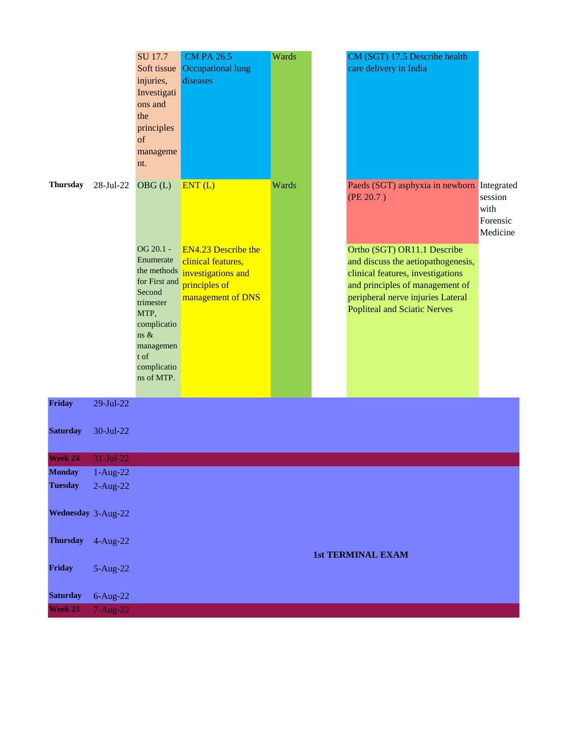| Day | Date | | | | | | |
|---|---|---|---|---|---|---|---|
| | | SU 17.7 Soft tissue injuries, Investigations and the principles of management. | CM PA 26.5 Occupational lung diseases | Wards | | CM (SGT) 17.5 Describe health care delivery in India | |
| **Thursday** | 28-Jul-22 | OBG (L) | ENT (L) | Wards | | Paeds (SGT) asphyxia in newborn (PE 20.7 ) | Integrated session with Forensic Medicine |
| | | OG 20.1 - Enumerate the methods for First and Second trimester MTP, complications & management of complications of MTP. | EN4.23 Describe the clinical features, investigations and principles of management of DNS | | | Ortho (SGT) OR11.1 Describe and discuss the aetiopathogenesis, clinical features, investigations and principles of management of peripheral nerve injuries Lateral Popliteal and Sciatic Nerves | |
| **Friday** | 29-Jul-22 | | | | | | |
| **Saturday** | 30-Jul-22 | | | | | | |
| **Week 24** | 31-Jul-22 | | | | | | |
| **Monday** | 1-Aug-22 | **1st TERMINAL EXAM** | | | | | |
| **Tuesday** | 2-Aug-22 | | | | | | |
| **Wednesday** | 3-Aug-22 | | | | | | |
| **Thursday** | 4-Aug-22 | | | | | | |
| **Friday** | 5-Aug-22 | | | | | | |
| **Saturday** | 6-Aug-22 | | | | | | |
| **Week 25** | 7-Aug-22 | | | | | | |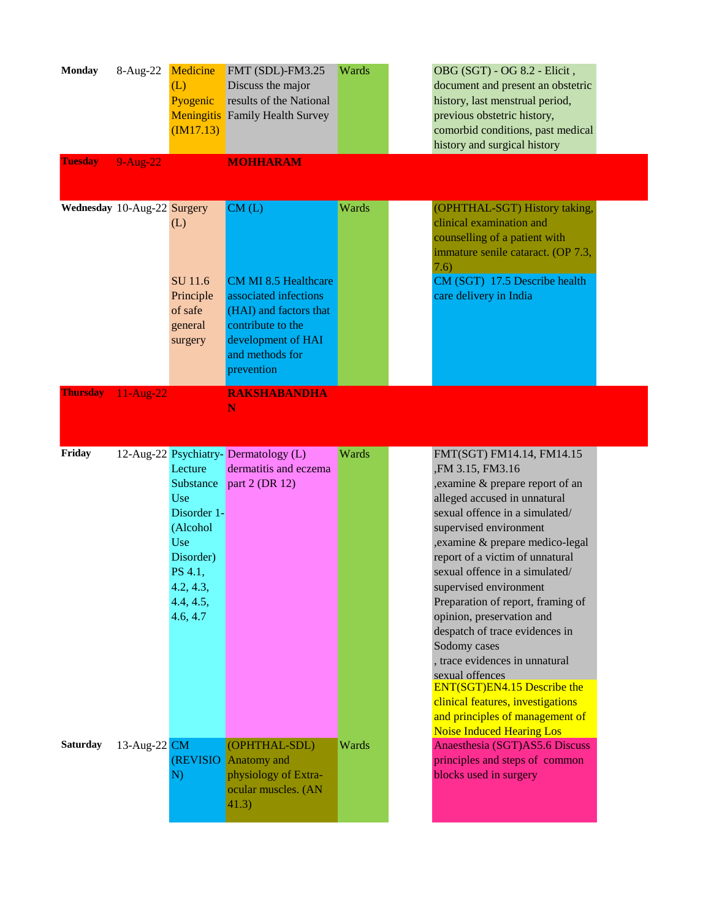| Day | Date | | | | | |
|---|---|---|---|---|---|---|
| **Monday** | 8-Aug-22 | Medicine (L) Pyogenic Meningitis (IM17.13) | FMT (SDL)-FM3.25 Discuss the major results of the National Family Health Survey | Wards | | OBG (SGT) - OG 8.2 - Elicit , document and present an obstetric history, last menstrual period, previous obstetric history, comorbid conditions, past medical history and surgical history |
| **Tuesday** | 9-Aug-22 | | **MOHHARAM** | | | |
| **Wednesday** | 10-Aug-22 | Surgery (L) SU 11.6 Principle of safe general surgery | CM (L) CM MI 8.5 Healthcare associated infections (HAI) and factors that contribute to the development of HAI and methods for prevention | Wards | | (OPHTHAL-SGT) History taking, clinical examination and counselling of a patient with immature senile cataract. (OP 7.3, 7.6) CM (SGT) 17.5 Describe health care delivery in India |
| **Thursday** | 11-Aug-22 | | **RAKSHABANDHAN** | | | |
| **Friday** | 12-Aug-22 | Psychiatry-Lecture Substance Use Disorder 1-(Alcohol Use Disorder) PS 4.1, 4.2, 4.3, 4.4, 4.5, 4.6, 4.7 | Dermatology (L) dermatitis and eczema part 2 (DR 12) | Wards | | FMT(SGT) FM14.14, FM14.15 ,FM 3.15, FM3.16 ,examine & prepare report of an alleged accused in unnatural sexual offence in a simulated/ supervised environment ,examine & prepare medico-legal report of a victim of unnatural sexual offence in a simulated/ supervised environment Preparation of report, framing of opinion, preservation and despatch of trace evidences in Sodomy cases , trace evidences in unnatural sexual offences ENT(SGT)EN4.15 Describe the clinical features, investigations and principles of management of Noise Induced Hearing Los |
| **Saturday** | 13-Aug-22 | CM (REVISION) | (OPHTHAL-SDL) Anatomy and physiology of Extra-ocular muscles. (AN 41.3) | Wards | | Anaesthesia (SGT)AS5.6 Discuss principles and steps of common blocks used in surgery |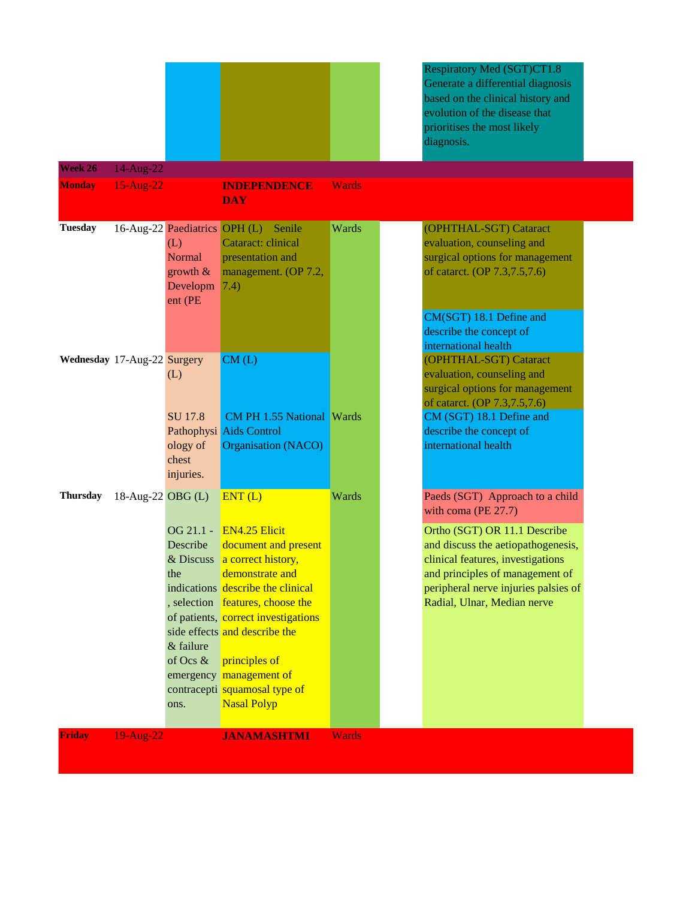| | | | | | | |
|---|---|---|---|---|---|---|
| | | | | | | Respiratory Med (SGT)CT1.8 Generate a differential diagnosis based on the clinical history and evolution of the disease that prioritises the most likely diagnosis. |
| **Week 26** | 14-Aug-22 | | | | | |
| **Monday** | 15-Aug-22 | | **INDEPENDENCE DAY** | Wards | | |
| **Tuesday** | 16-Aug-22 | Paediatrics (L) Normal growth & Development (PE | OPH (L) Senile Cataract: clinical presentation and management. (OP 7.2, 7.4) | Wards | | (OPHTHAL-SGT) Cataract evaluation, counseling and surgical options for management of catarct. (OP 7.3,7.5,7.6) |
| | | | | | | CM(SGT) 18.1 Define and describe the concept of international health |
| **Wednesday** | 17-Aug-22 | Surgery (L) | CM (L) | | | (OPHTHAL-SGT) Cataract evaluation, counseling and surgical options for management of catarct. (OP 7.3,7.5,7.6) |
| | | SU 17.8 Pathophysiology of chest injuries. | CM PH 1.55 National Aids Control Organisation (NACO) | Wards | | CM (SGT) 18.1 Define and describe the concept of international health |
| **Thursday** | 18-Aug-22 | OBG (L) | ENT (L) | Wards | | Paeds (SGT) Approach to a child with coma (PE 27.7) |
| | | OG 21.1 - Describe & Discuss the indications, selection of patients, side effects & failure of Ocs & emergency contraceptions. | EN4.25 Elicit document and present a correct history, demonstrate and describe the clinical features, choose the correct investigations and describe the principles of management of squamosal type of Nasal Polyp | | | Ortho (SGT) OR 11.1 Describe and discuss the aetiopathogenesis, clinical features, investigations and principles of management of peripheral nerve injuries palsies of Radial, Ulnar, Median nerve |
| **Friday** | 19-Aug-22 | | **JANAMASHTMI** | Wards | | |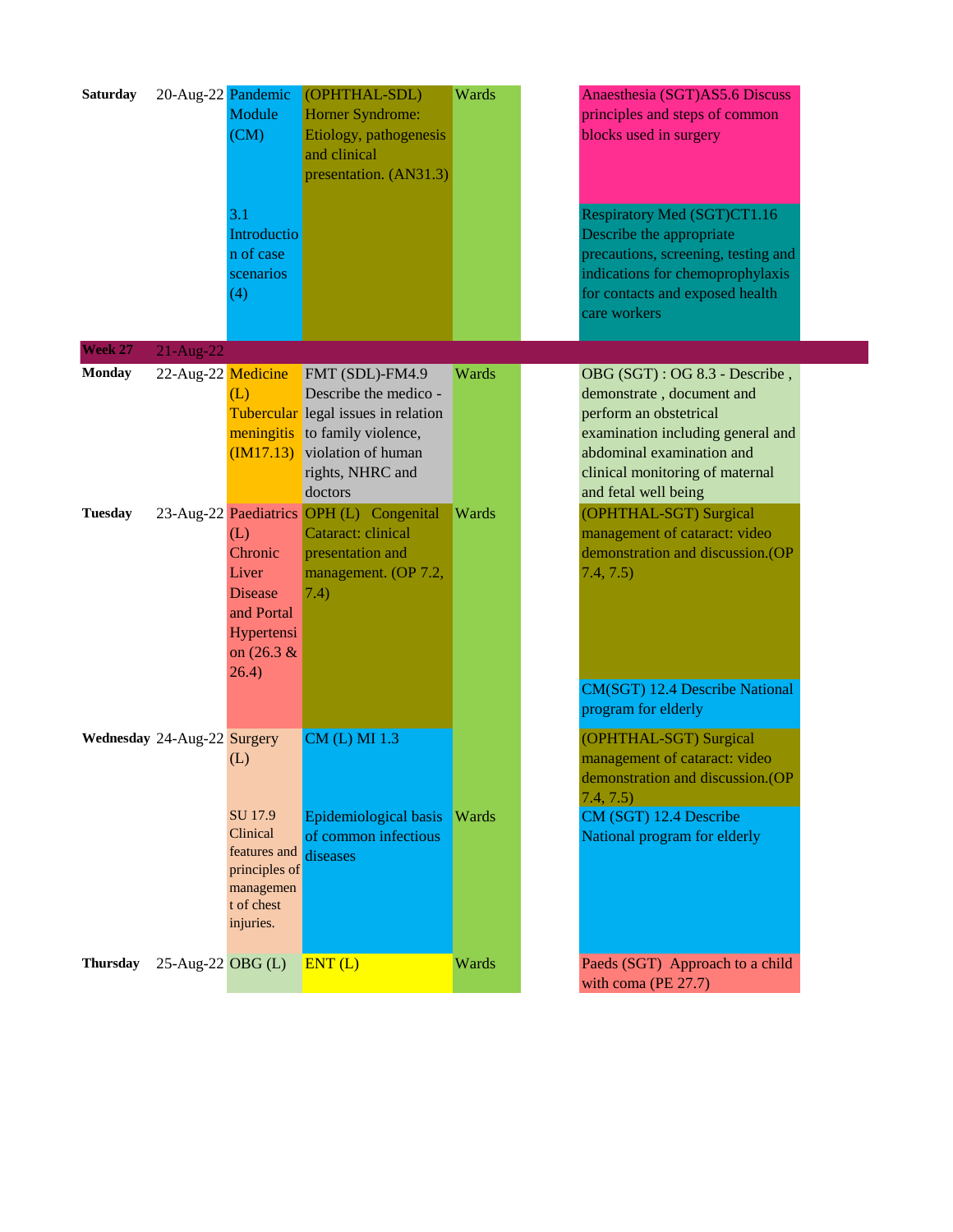| Day | Date | | | | | |
|---|---|---|---|---|---|---|
| Saturday | 20-Aug-22 | Pandemic Module (CM) 3.1 Introduction of case scenarios (4) | (OPHTHAL-SDL) Horner Syndrome: Etiology, pathogenesis and clinical presentation. (AN31.3) | Wards | | Anaesthesia (SGT)AS5.6 Discuss principles and steps of common blocks used in surgery<br>Respiratory Med (SGT)CT1.16 Describe the appropriate precautions, screening, testing and indications for chemoprophylaxis for contacts and exposed health care workers |
| Week 27 | 21-Aug-22 | | | | | |
| Monday | 22-Aug-22 | Medicine (L) Tubercular meningitis (IM17.13) | FMT (SDL)-FM4.9 Describe the medico - legal issues in relation to family violence, violation of human rights, NHRC and doctors | Wards | | OBG (SGT) : OG 8.3 - Describe , demonstrate , document and perform an obstetrical examination including general and abdominal examination and clinical monitoring of maternal and fetal well being |
| Tuesday | 23-Aug-22 | Paediatrics (L) Chronic Liver Disease and Portal Hypertension (26.3 & 26.4) | OPH (L) Congenital Cataract: clinical presentation and management. (OP 7.2, 7.4) | Wards | | (OPHTHAL-SGT) Surgical management of cataract: video demonstration and discussion.(OP 7.4, 7.5)<br>CM(SGT) 12.4 Describe National program for elderly |
| Wednesday | 24-Aug-22 | Surgery (L) SU 17.9 Clinical features and principles of management of chest injuries. | CM (L) MI 1.3 Epidemiological basis of common infectious diseases | Wards | | (OPHTHAL-SGT) Surgical management of cataract: video demonstration and discussion.(OP 7.4, 7.5)<br>CM (SGT) 12.4 Describe National program for elderly |
| Thursday | 25-Aug-22 | OBG (L) | ENT (L) | Wards | | Paeds (SGT) Approach to a child with coma (PE 27.7) |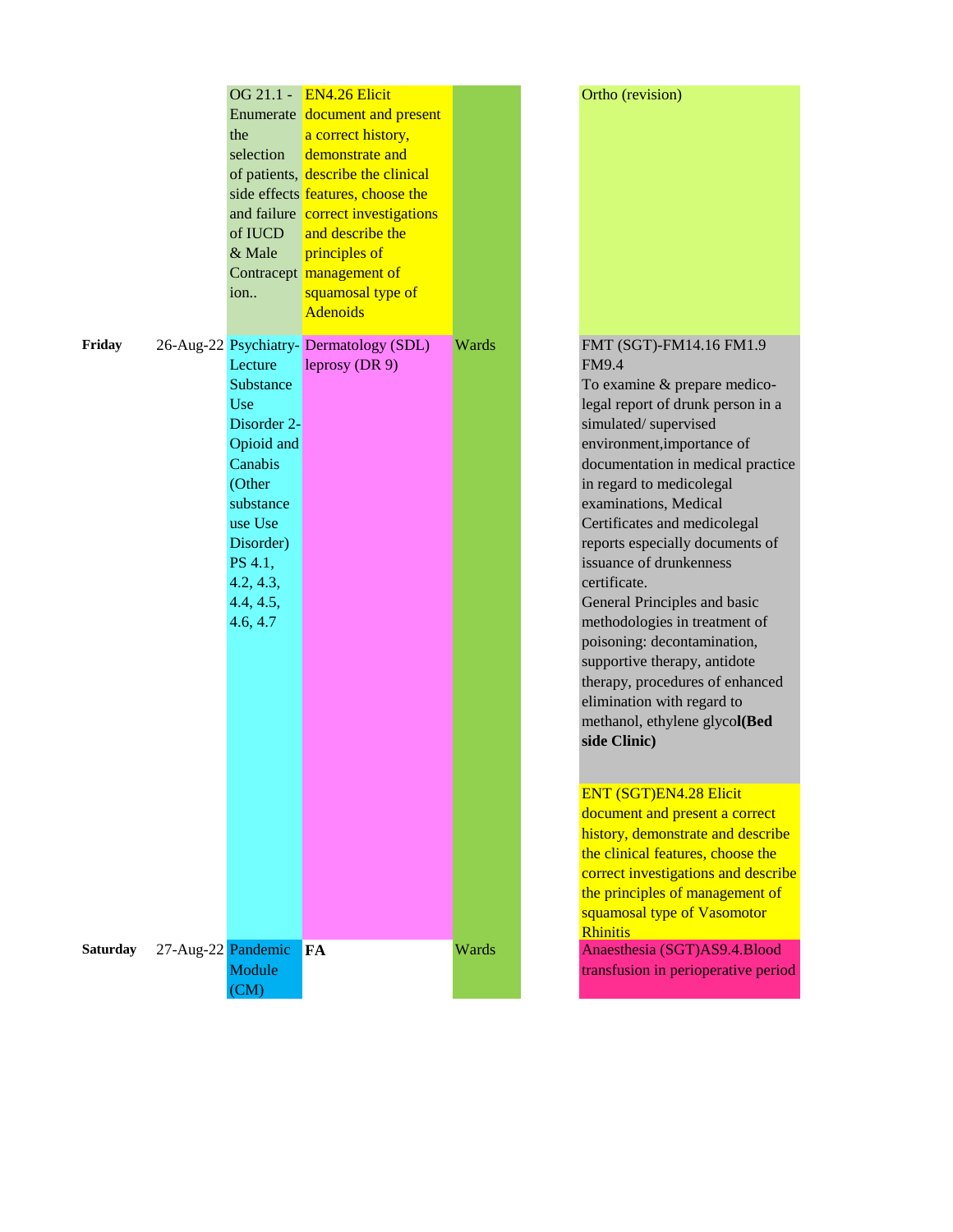| | | | | | | |
|---|---|---|---|---|---|---|
| | | OG 21.1 - Enumerate the selection of patients, side effects and failure of IUCD & Male Contraception.. | EN4.26 Elicit document and present a correct history, demonstrate and describe the clinical features, choose the correct investigations and describe the principles of management of squamosal type of Adenoids | | | Ortho (revision) |
| **Friday** | 26-Aug-22 | Psychiatry- Lecture Substance Use Disorder 2- Opioid and Canabis (Other substance use Use Disorder) PS 4.1, 4.2, 4.3, 4.4, 4.5, 4.6, 4.7 | Dermatology (SDL) leprosy (DR 9) | Wards | | FMT (SGT)-FM14.16 FM1.9 FM9.4<br>To examine & prepare medico-legal report of drunk person in a simulated/ supervised environment,importance of documentation in medical practice in regard to medicolegal examinations, Medical Certificates and medicolegal reports especially documents of issuance of drunkenness certificate.<br>General Principles and basic methodologies in treatment of poisoning: decontamination, supportive therapy, antidote therapy, procedures of enhanced elimination with regard to methanol, ethylene glycol**(Bed side Clinic)**<br><br>ENT (SGT)EN4.28 Elicit document and present a correct history, demonstrate and describe the clinical features, choose the correct investigations and describe the principles of management of squamosal type of Vasomotor Rhinitis |
| **Saturday** | 27-Aug-22 | Pandemic Module (CM) | **FA** | Wards | | Anaesthesia (SGT)AS9.4.Blood transfusion in perioperative period |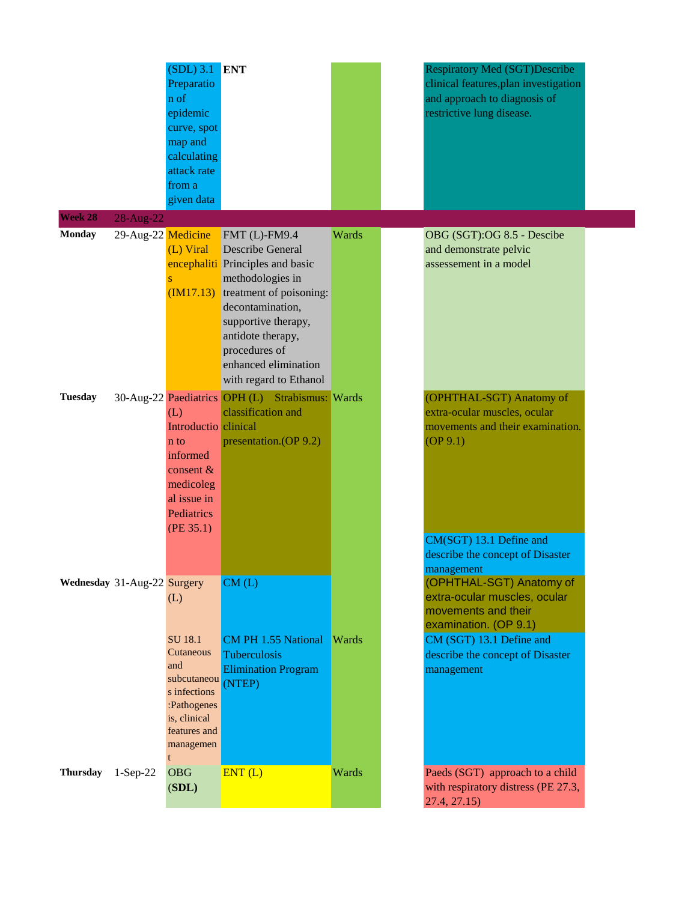| Day | Date | | | | | |
|---|---|---|---|---|---|---|
| | | (SDL) 3.1 Preparation of epidemic curve, spot map and calculating attack rate from a given data | **ENT** | | | Respiratory Med (SGT)Describe clinical features,plan investigation and approach to diagnosis of restrictive lung disease. |
| **Week 28** | 28-Aug-22 | | | | | |
| **Monday** | 29-Aug-22 | Medicine (L) Viral encephalitis (IM17.13) | FMT (L)-FM9.4 Describe General Principles and basic methodologies in treatment of poisoning: decontamination, supportive therapy, antidote therapy, procedures of enhanced elimination with regard to Ethanol | Wards | | OBG (SGT):OG 8.5 - Descibe and demonstrate pelvic assessement in a model |
| **Tuesday** | 30-Aug-22 | Paediatrics (L) Introduction to informed consent & medicolegal issue in Pediatrics (PE 35.1) | OPH (L) Strabismus: classification and clinical presentation.(OP 9.2) | Wards | | (OPHTHAL-SGT) Anatomy of extra-ocular muscles, ocular movements and their examination. (OP 9.1)<br>CM(SGT) 13.1 Define and describe the concept of Disaster management |
| **Wednesday** | 31-Aug-22 | Surgery (L)<br>SU 18.1 Cutaneous and subcutaneous infections :Pathogenesis, clinical features and management | CM (L)<br>CM PH 1.55 National Tuberculosis Elimination Program (NTEP) | Wards | | (OPHTHAL-SGT) Anatomy of extra-ocular muscles, ocular movements and their examination. (OP 9.1)<br>CM (SGT) 13.1 Define and describe the concept of Disaster management |
| **Thursday** | 1-Sep-22 | OBG (**SDL**) | ENT (L) | Wards | | Paeds (SGT) approach to a child with respiratory distress (PE 27.3, 27.4, 27.15) |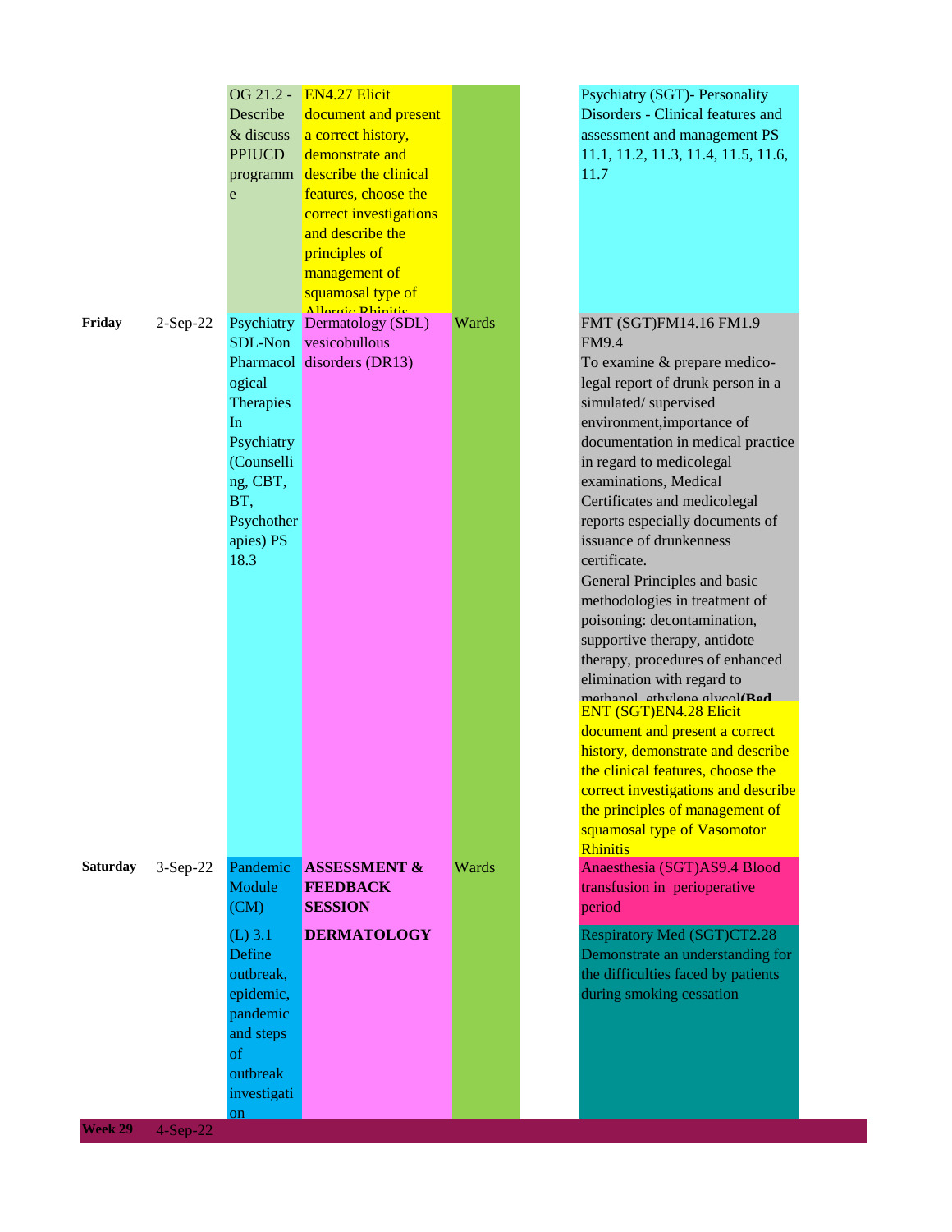| Day | Date | | | | | |
|---|---|---|---|---|---|---|
| | | OG 21.2 - Describe & discuss PPIUCD programme | EN4.27 Elicit document and present a correct history, demonstrate and describe the clinical features, choose the correct investigations and describe the principles of management of squamosal type of Allergic Rhinitis | | | Psychiatry (SGT)- Personality Disorders - Clinical features and assessment and management PS 11.1, 11.2, 11.3, 11.4, 11.5, 11.6, 11.7 |
| **Friday** | 2-Sep-22 | Psychiatry SDL-Non Pharmacological Therapies In Psychiatry (Counselling, CBT, BT, Psychotherapies) PS 18.3 | Dermatology (SDL) vesicobullous disorders (DR13) | Wards | | FMT (SGT)FM14.16 FM1.9 FM9.4 To examine & prepare medico-legal report of drunk person in a simulated/ supervised environment,importance of documentation in medical practice in regard to medicolegal examinations, Medical Certificates and medicolegal reports especially documents of issuance of drunkenness certificate. General Principles and basic methodologies in treatment of poisoning: decontamination, supportive therapy, antidote therapy, procedures of enhanced elimination with regard to methanol, ethylene glycol**(Bed** |
| | | | | | | ENT (SGT)EN4.28 Elicit document and present a correct history, demonstrate and describe the clinical features, choose the correct investigations and describe the principles of management of squamosal type of Vasomotor Rhinitis |
| **Saturday** | 3-Sep-22 | Pandemic Module (CM) | **ASSESSMENT & FEEDBACK SESSION** | Wards | | Anaesthesia (SGT)AS9.4 Blood transfusion in perioperative period |
| | | (L) 3.1 Define outbreak, epidemic, pandemic and steps of outbreak investigation | **DERMATOLOGY** | | | Respiratory Med (SGT)CT2.28 Demonstrate an understanding for the difficulties faced by patients during smoking cessation |
| **Week 29** | 4-Sep-22 | | | | | |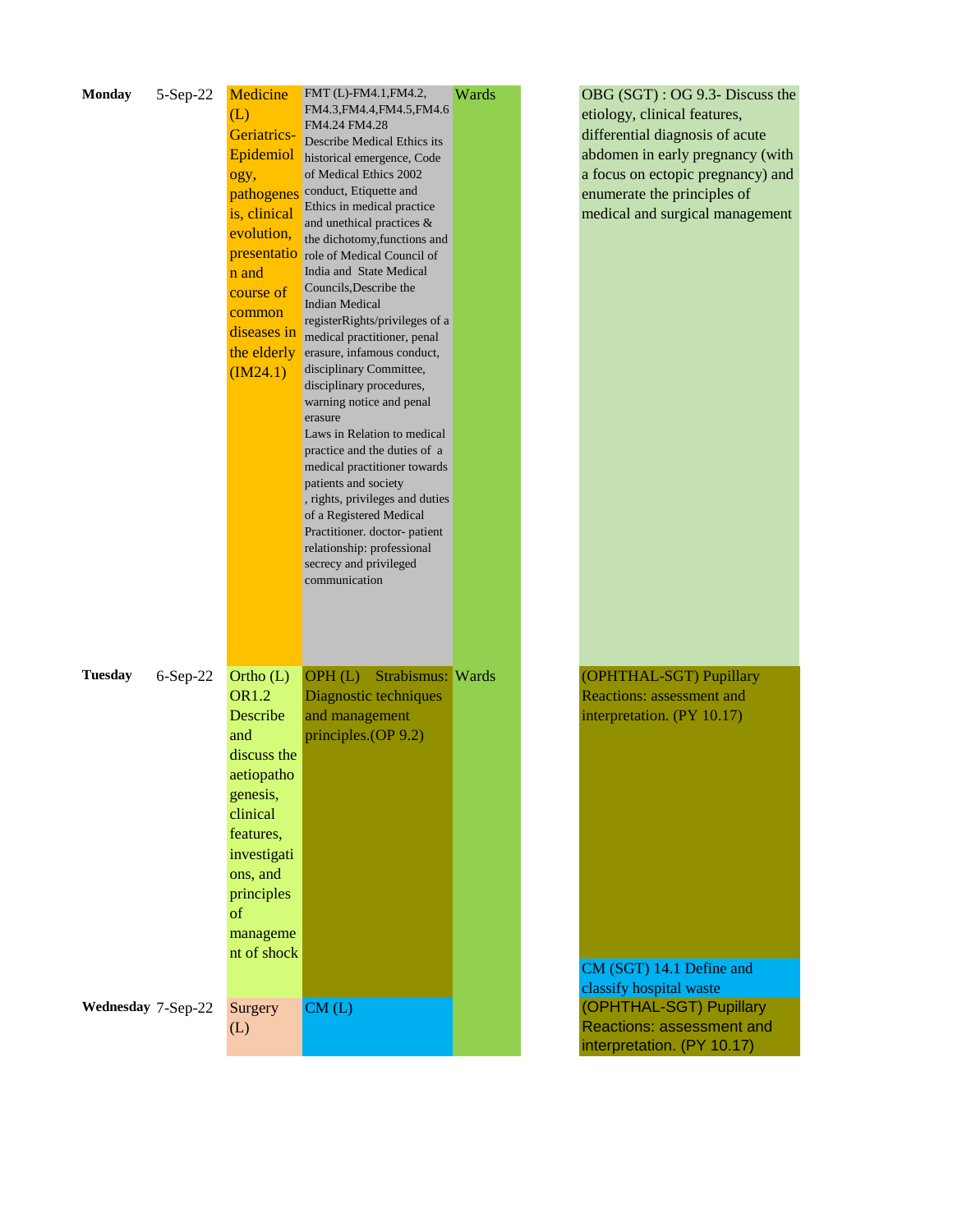| | | | | | | |
|---|---|---|---|---|---|---|
| **Monday** | 5-Sep-22 | Medicine (L) Geriatrics-Epidemiology, pathogenesis, clinical evolution, presentation and course of common diseases in the elderly (IM24.1) | FMT (L)-FM4.1,FM4.2, FM4.3,FM4.4,FM4.5,FM4.6 FM4.24 FM4.28 Describe Medical Ethics its historical emergence, Code of Medical Ethics 2002 conduct, Etiquette and Ethics in medical practice and unethical practices & the dichotomy,functions and role of Medical Council of India and State Medical Councils,Describe the Indian Medical registerRights/privileges of a medical practitioner, penal erasure, infamous conduct, disciplinary Committee, disciplinary procedures, warning notice and penal erasure Laws in Relation to medical practice and the duties of a medical practitioner towards patients and society , rights, privileges and duties of a Registered Medical Practitioner. doctor- patient relationship: professional secrecy and privileged communication | Wards | | OBG (SGT) : OG 9.3- Discuss the etiology, clinical features, differential diagnosis of acute abdomen in early pregnancy (with a focus on ectopic pregnancy) and enumerate the principles of medical and surgical management |
| **Tuesday** | 6-Sep-22 | Ortho (L) OR1.2 Describe and discuss the aetiopathogenesis, clinical features, investigations, and principles of management of shock | OPH (L) Strabismus: Diagnostic techniques and management principles.(OP 9.2) | Wards | | (OPHTHAL-SGT) Pupillary Reactions: assessment and interpretation. (PY 10.17) CM (SGT) 14.1 Define and classify hospital waste |
| **Wednesday** | 7-Sep-22 | Surgery (L) | CM (L) | | | (OPHTHAL-SGT) Pupillary Reactions: assessment and interpretation. (PY 10.17) |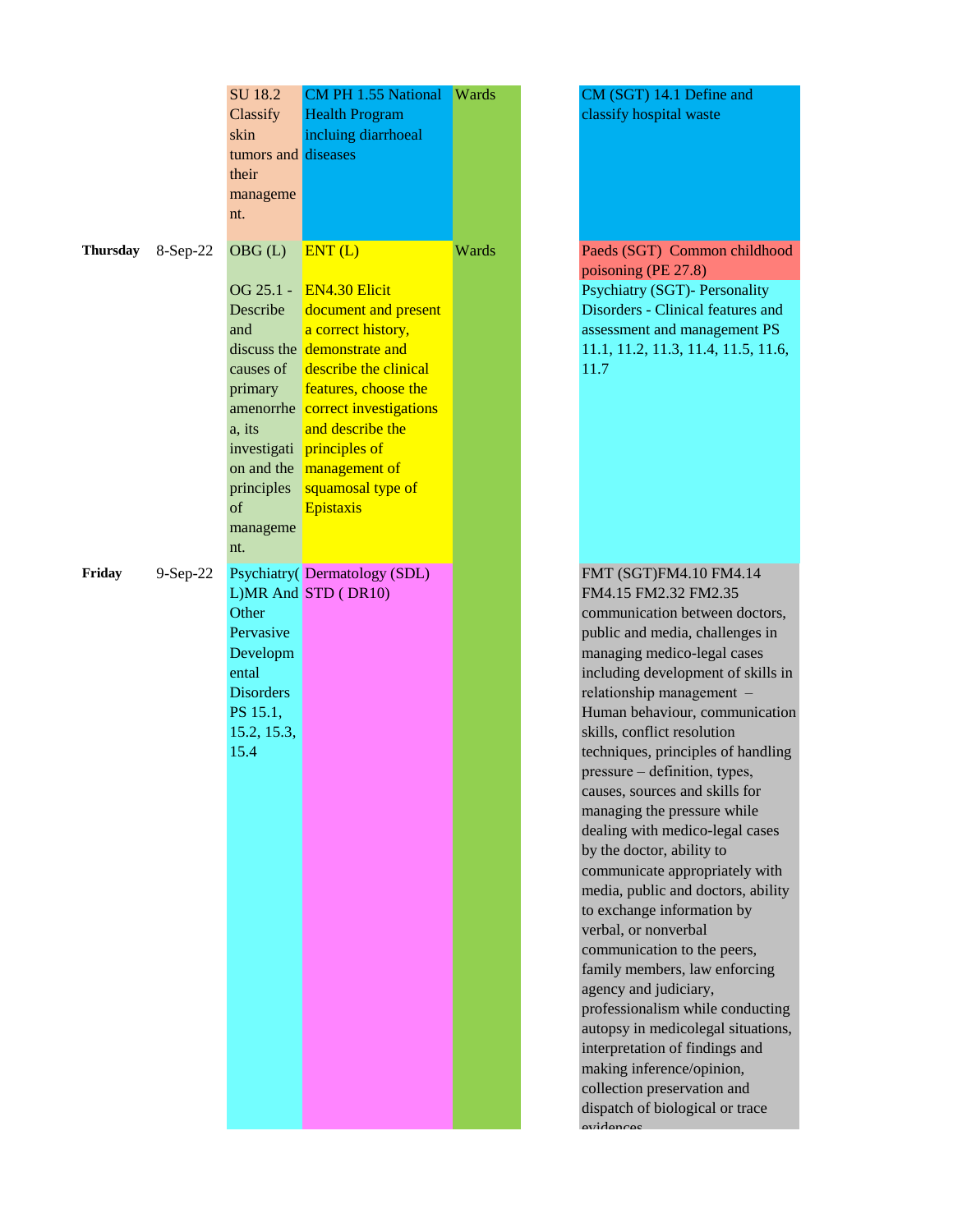| | | | | | | |
|---|---|---|---|---|---|---|
| | | SU 18.2 Classify skin tumors and their management. | CM PH 1.55 National Health Program incluing diarrhoeal diseases | Wards | | CM (SGT) 14.1 Define and classify hospital waste |
| **Thursday** | 8-Sep-22 | OBG (L) | ENT (L) | Wards | | Paeds (SGT) Common childhood poisoning (PE 27.8) |
| | | OG 25.1 - Describe and discuss the causes of primary amenorrhea, its investigation and the principles of management. | EN4.30 Elicit document and present a correct history, demonstrate and describe the clinical features, choose the correct investigations and describe the principles of management of squamosal type of Epistaxis | | | Psychiatry (SGT)- Personality Disorders - Clinical features and assessment and management PS 11.1, 11.2, 11.3, 11.4, 11.5, 11.6, 11.7 |
| **Friday** | 9-Sep-22 | Psychiatry(L)MR And Other Pervasive Developmental Disorders PS 15.1, 15.2, 15.3, 15.4 | Dermatology (SDL) STD ( DR10) | | | FMT (SGT)FM4.10 FM4.14 FM4.15 FM2.32 FM2.35 communication between doctors, public and media, challenges in managing medico-legal cases including development of skills in relationship management – Human behaviour, communication skills, conflict resolution techniques, principles of handling pressure – definition, types, causes, sources and skills for managing the pressure while dealing with medico-legal cases by the doctor, ability to communicate appropriately with media, public and doctors, ability to exchange information by verbal, or nonverbal communication to the peers, family members, law enforcing agency and judiciary, professionalism while conducting autopsy in medicolegal situations, interpretation of findings and making inference/opinion, collection preservation and dispatch of biological or trace evidences |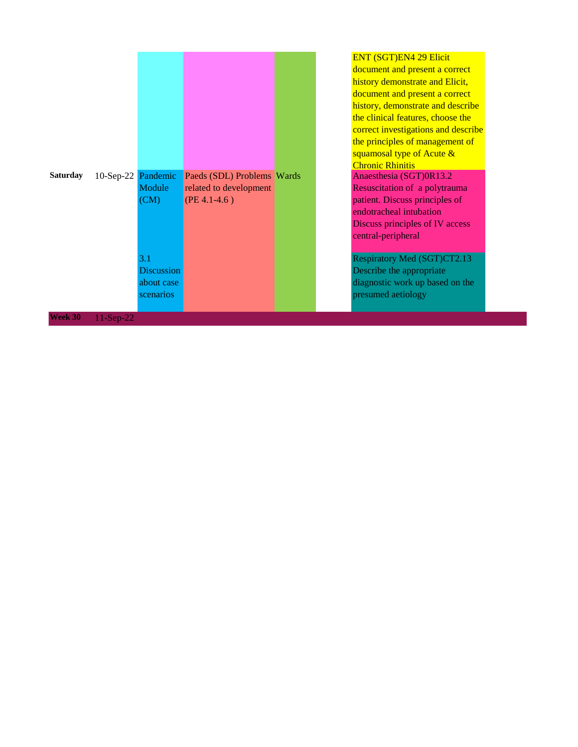| | | | | | | |
|---|---|---|---|---|---|---|
| | | | | | | ENT (SGT)EN4 29 Elicit document and present a correct history demonstrate and Elicit, document and present a correct history, demonstrate and describe the clinical features, choose the correct investigations and describe the principles of management of squamosal type of Acute & Chronic Rhinitis |
| **Saturday** | 10-Sep-22 | Pandemic Module (CM) 3.1 Discussion about case scenarios | Paeds (SDL) Problems related to development (PE 4.1-4.6 ) | Wards | | Anaesthesia (SGT)0R13.2 Resuscitation of a polytrauma patient. Discuss principles of endotracheal intubation Discuss principles of IV access central-peripheral |
| | | | | | | Respiratory Med (SGT)CT2.13 Describe the appropriate diagnostic work up based on the presumed aetiology |
| **Week 30** | 11-Sep-22 | | | | | |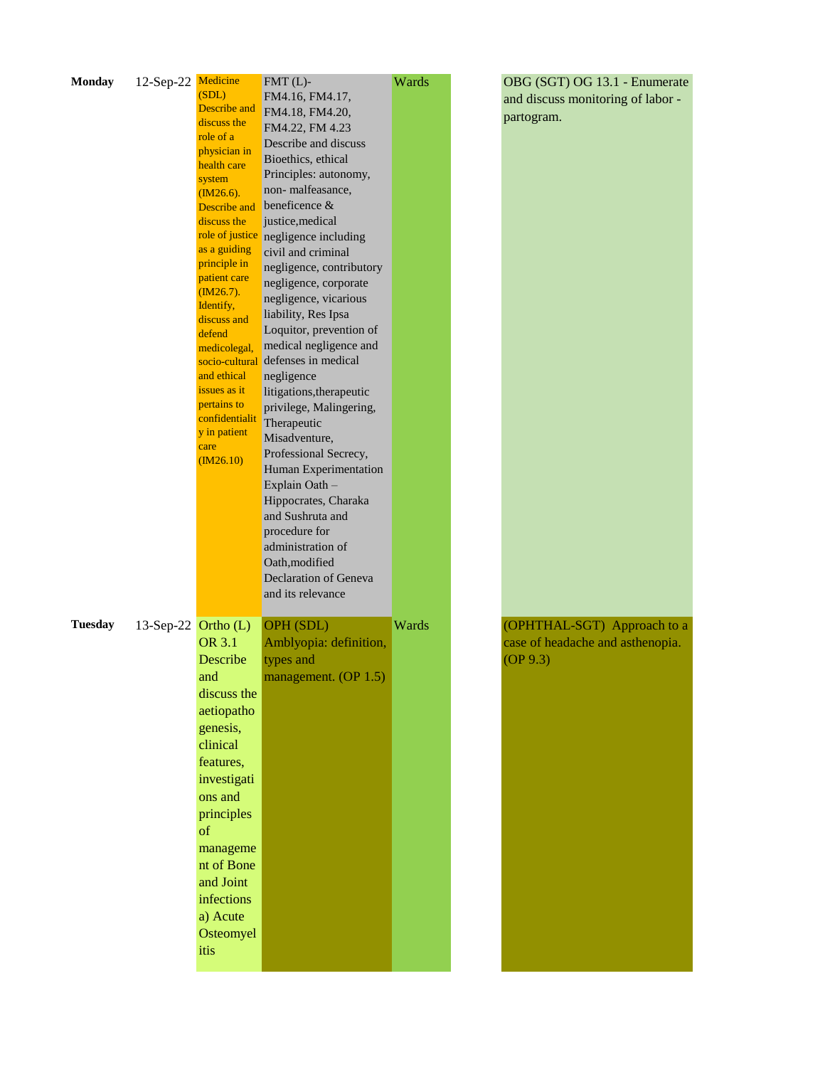| | | | | | | |
|---|---|---|---|---|---|---|
| **Monday** | 12-Sep-22 | Medicine (SDL) Describe and discuss the role of a physician in health care system (IM26.6). Describe and discuss the role of justice as a guiding principle in patient care (IM26.7). Identify, discuss and defend medicolegal, socio-cultural and ethical issues as it pertains to confidentiality in patient care (IM26.10) | FMT (L)- FM4.16, FM4.17, FM4.18, FM4.20, FM4.22, FM 4.23 Describe and discuss Bioethics, ethical Principles: autonomy, non- malfeasance, beneficence & justice,medical negligence including civil and criminal negligence, contributory negligence, corporate negligence, vicarious liability, Res Ipsa Loquitor, prevention of medical negligence and defenses in medical negligence litigations,therapeutic privilege, Malingering, Therapeutic Misadventure, Professional Secrecy, Human Experimentation Explain Oath – Hippocrates, Charaka and Sushruta and procedure for administration of Oath,modified Declaration of Geneva and its relevance | Wards | | OBG (SGT) OG 13.1 - Enumerate and discuss monitoring of labor - partogram. |
| **Tuesday** | 13-Sep-22 | Ortho (L) OR 3.1 Describe and discuss the aetiopathogenesis, clinical features, investigations and principles of management of Bone and Joint infections a) Acute Osteomyelitis | OPH (SDL) Amblyopia: definition, types and management. (OP 1.5) | Wards | | (OPHTHAL-SGT) Approach to a case of headache and asthenopia. (OP 9.3) |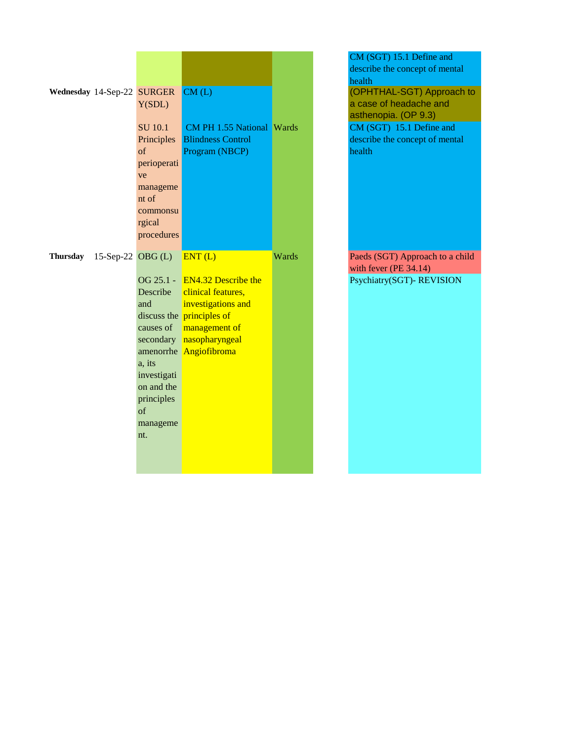| | | | | | | |
|---|---|---|---|---|---|---|
| | | | | | | CM (SGT) 15.1 Define and describe the concept of mental health |
| **Wednesday** | 14-Sep-22 | SURGERY(SDL) SU 10.1 Principles of perioperative management of commonsurgical procedures | CM (L) CM PH 1.55 National Blindness Control Program (NBCP) | Wards | | (OPHTHAL-SGT) Approach to a case of headache and asthenopia. (OP 9.3) CM (SGT) 15.1 Define and describe the concept of mental health |
| **Thursday** | 15-Sep-22 | OBG (L) OG 25.1 - Describe and discuss the causes of secondary amenorrhea, its investigation and the principles of management. | ENT (L) EN4.32 Describe the clinical features, investigations and principles of management of nasopharyngeal Angiofibroma | Wards | | Paeds (SGT) Approach to a child with fever (PE 34.14) Psychiatry(SGT)- REVISION |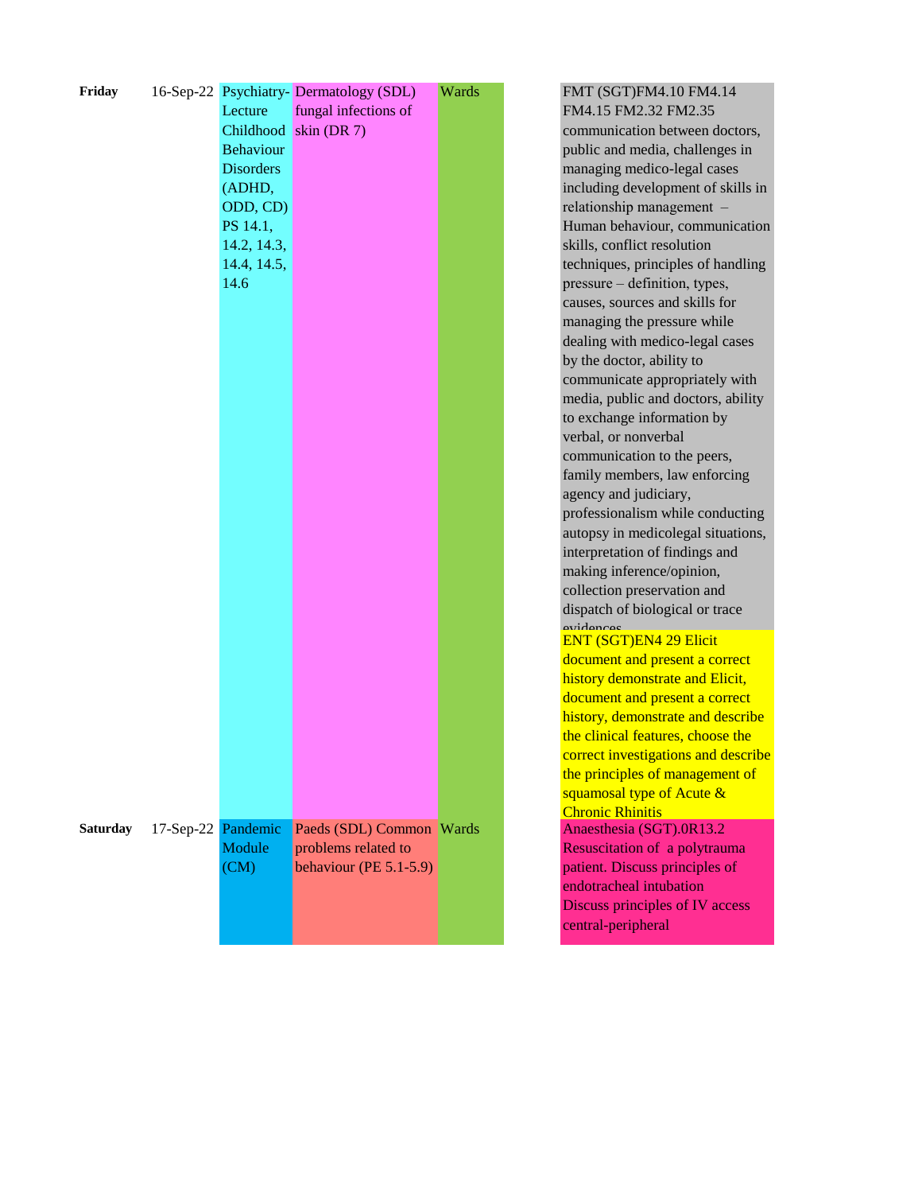| Day | Date | | | | | |
|---|---|---|---|---|---|---|
| **Friday** | 16-Sep-22 | Psychiatry-Lecture Childhood Behaviour Disorders (ADHD, ODD, CD) PS 14.1, 14.2, 14.3, 14.4, 14.5, 14.6 | Dermatology (SDL) fungal infections of skin (DR 7) | Wards | | FMT (SGT)FM4.10 FM4.14 FM4.15 FM2.32 FM2.35 communication between doctors, public and media, challenges in managing medico-legal cases including development of skills in relationship management – Human behaviour, communication skills, conflict resolution techniques, principles of handling pressure – definition, types, causes, sources and skills for managing the pressure while dealing with medico-legal cases by the doctor, ability to communicate appropriately with media, public and doctors, ability to exchange information by verbal, or nonverbal communication to the peers, family members, law enforcing agency and judiciary, professionalism while conducting autopsy in medicolegal situations, interpretation of findings and making inference/opinion, collection preservation and dispatch of biological or trace evidences<br>ENT (SGT)EN4 29 Elicit document and present a correct history demonstrate and Elicit, document and present a correct history, demonstrate and describe the clinical features, choose the correct investigations and describe the principles of management of squamosal type of Acute & Chronic Rhinitis |
| **Saturday** | 17-Sep-22 | Pandemic Module (CM) | Paeds (SDL) Common problems related to behaviour (PE 5.1-5.9) | Wards | | Anaesthesia (SGT).0R13.2 Resuscitation of a polytrauma patient. Discuss principles of endotracheal intubation Discuss principles of IV access central-peripheral |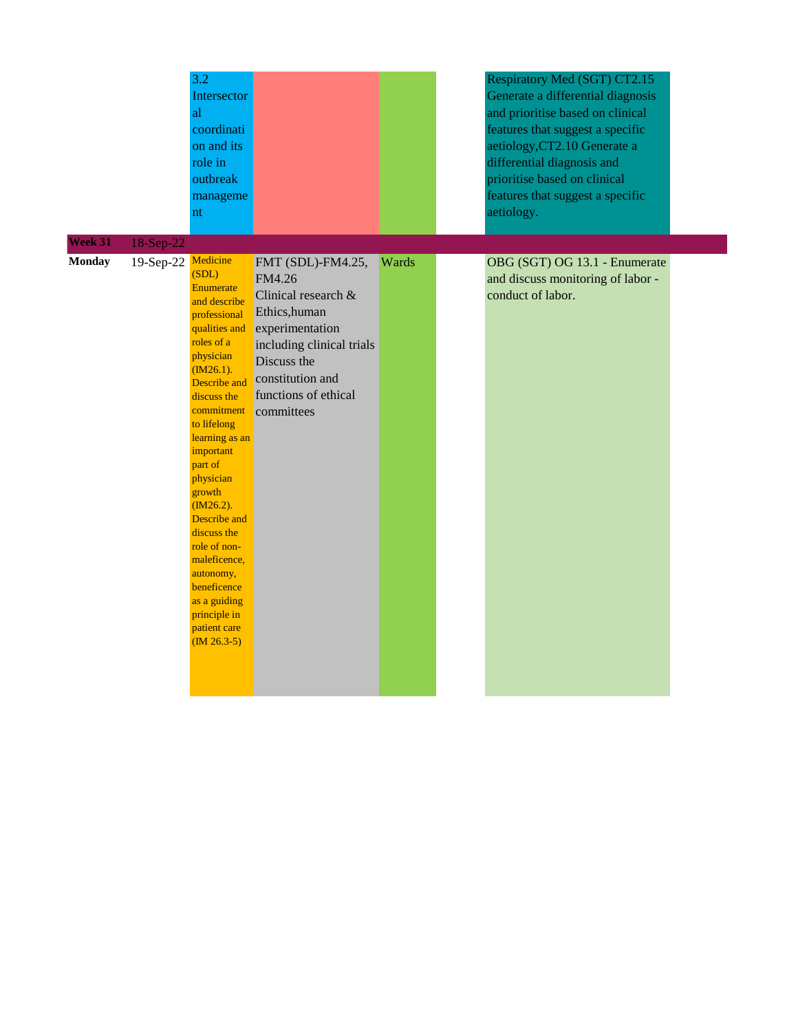| | | | | | | |
|---|---|---|---|---|---|---|
| | | 3.2 Intersectoral coordination and its role in outbreak management | | | | Respiratory Med (SGT) CT2.15 Generate a differential diagnosis and prioritise based on clinical features that suggest a specific aetiology,CT2.10 Generate a differential diagnosis and prioritise based on clinical features that suggest a specific aetiology. |
| **Week 31** | 18-Sep-22 | | | | | |
| **Monday** | 19-Sep-22 | Medicine (SDL) Enumerate and describe professional qualities and roles of a physician (IM26.1). Describe and discuss the commitment to lifelong learning as an important part of physician growth (IM26.2). Describe and discuss the role of non-maleficence, autonomy, beneficence as a guiding principle in patient care (IM 26.3-5) | FMT (SDL)-FM4.25, FM4.26 Clinical research & Ethics,human experimentation including clinical trials Discuss the constitution and functions of ethical committees | Wards | | OBG (SGT) OG 13.1 - Enumerate and discuss monitoring of labor - conduct of labor. |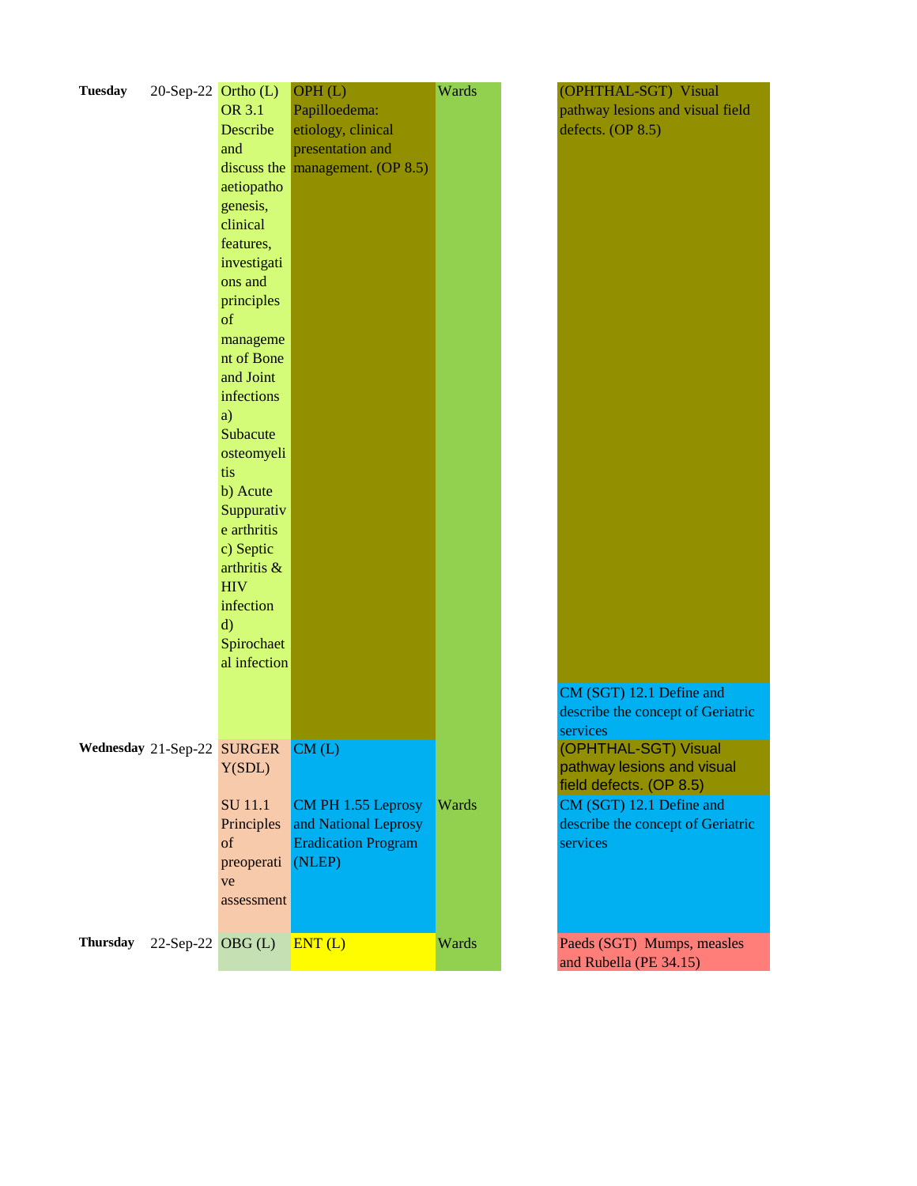| Day | Date | | | | | |
|---|---|---|---|---|---|---|
| **Tuesday** | 20-Sep-22 | Ortho (L) OR 3.1 Describe and discuss the aetiopathogenesis, clinical features, investigations and principles of management of Bone and Joint infections a) Subacute osteomyelitis b) Acute Suppurative arthritis c) Septic arthritis & HIV infection d) Spirochaetal infection | OPH (L) Papilloedema: etiology, clinical presentation and management. (OP 8.5) | Wards | | (OPHTHAL-SGT) Visual pathway lesions and visual field defects. (OP 8.5) / CM (SGT) 12.1 Define and describe the concept of Geriatric services |
| **Wednesday** | 21-Sep-22 | SURGERY(SDL) SU 11.1 Principles of preoperative assessment | CM (L) CM PH 1.55 Leprosy and National Leprosy Eradication Program (NLEP) | Wards | | (OPHTHAL-SGT) Visual pathway lesions and visual field defects. (OP 8.5) / CM (SGT) 12.1 Define and describe the concept of Geriatric services |
| **Thursday** | 22-Sep-22 | OBG (L) | ENT (L) | Wards | | Paeds (SGT) Mumps, measles and Rubella (PE 34.15) |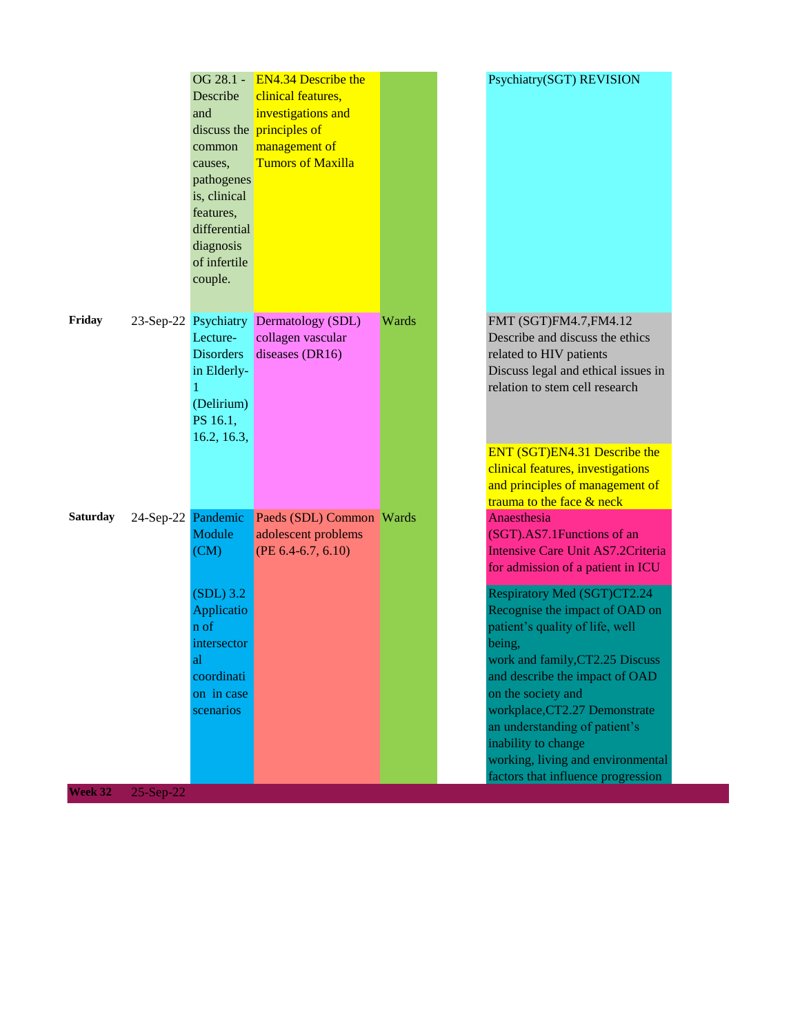| | | | | | | |
|---|---|---|---|---|---|---|
| | | OG 28.1 - Describe and discuss the common causes, pathogenesis, clinical features, differential diagnosis of infertile couple. | EN4.34 Describe the clinical features, investigations and principles of management of Tumors of Maxilla | | | Psychiatry(SGT) REVISION |
| **Friday** | 23-Sep-22 | Psychiatry Lecture- Disorders in Elderly-1 (Delirium) PS 16.1, 16.2, 16.3, | Dermatology (SDL) collagen vascular diseases (DR16) | Wards | | FMT (SGT)FM4.7,FM4.12 Describe and discuss the ethics related to HIV patients Discuss legal and ethical issues in relation to stem cell research<br><br>ENT (SGT)EN4.31 Describe the clinical features, investigations and principles of management of trauma to the face & neck |
| **Saturday** | 24-Sep-22 | Pandemic Module (CM)<br><br>(SDL) 3.2 Application of intersectoral coordination in case scenarios | Paeds (SDL) Common adolescent problems (PE 6.4-6.7, 6.10) | Wards | | Anaesthesia (SGT).AS7.1Functions of an Intensive Care Unit AS7.2Criteria for admission of a patient in ICU<br><br>Respiratory Med (SGT)CT2.24 Recognise the impact of OAD on patient's quality of life, well being, work and family,CT2.25 Discuss and describe the impact of OAD on the society and workplace,CT2.27 Demonstrate an understanding of patient's inability to change working, living and environmental factors that influence progression |
| **Week 32** | 25-Sep-22 | | | | | |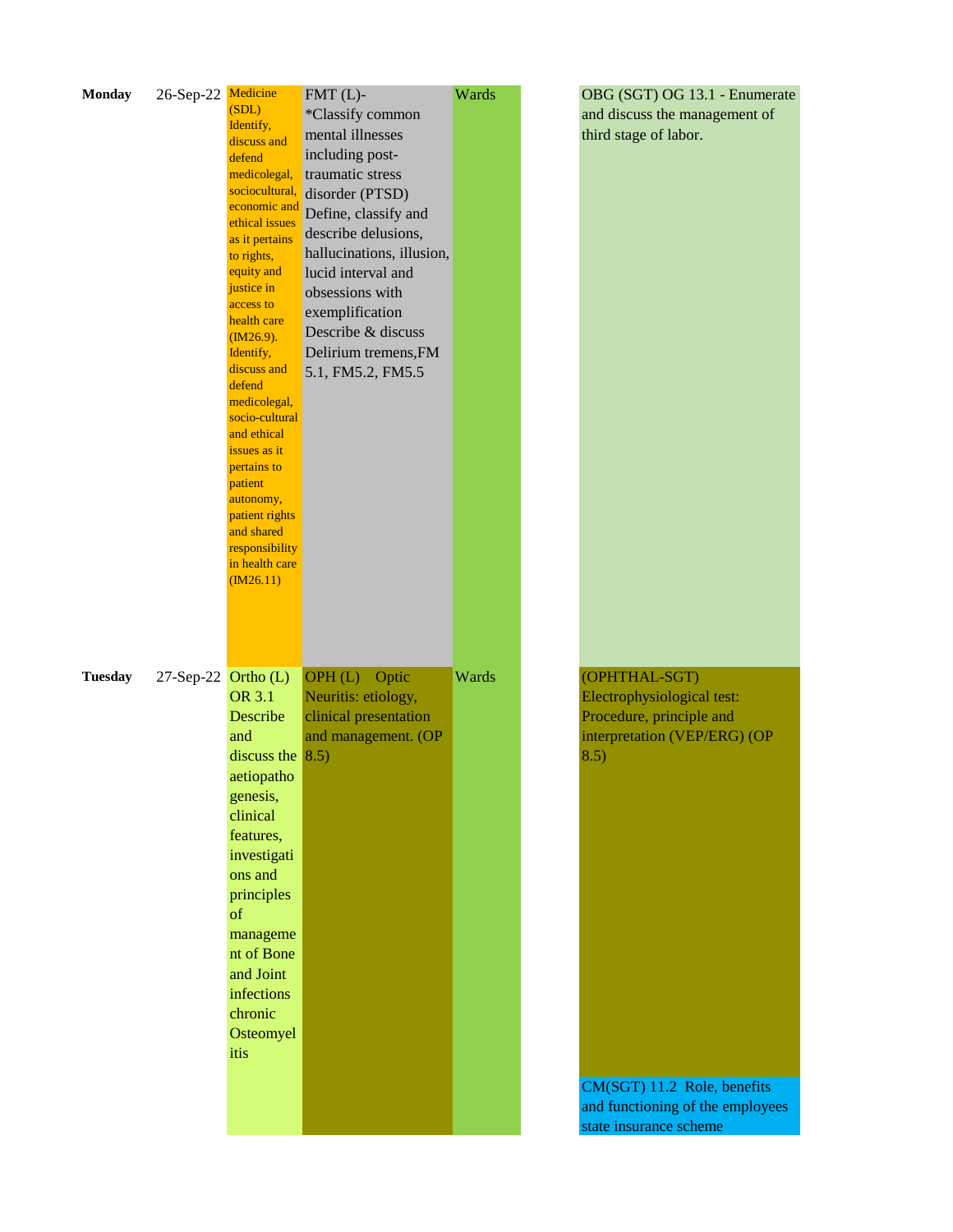| Day | Date | | | | | |
|---|---|---|---|---|---|---|
| **Monday** | 26-Sep-22 | Medicine (SDL) Identify, discuss and defend medicolegal, sociocultural, economic and ethical issues as it pertains to rights, equity and justice in access to health care (IM26.9). Identify, discuss and defend medicolegal, socio-cultural and ethical issues as it pertains to patient autonomy, patient rights and shared responsibility in health care (IM26.11) | FMT (L)- *Classify common mental illnesses including post-traumatic stress disorder (PTSD) Define, classify and describe delusions, hallucinations, illusion, lucid interval and obsessions with exemplification Describe & discuss Delirium tremens,FM 5.1, FM5.2, FM5.5 | Wards | | OBG (SGT) OG 13.1 - Enumerate and discuss the management of third stage of labor. |
| **Tuesday** | 27-Sep-22 | Ortho (L) OR 3.1 Describe and discuss the aetiopathogenesis, clinical features, investigations and principles of management of Bone and Joint infections chronic Osteomyelitis | OPH (L) Optic Neuritis: etiology, clinical presentation and management. (OP 8.5) | Wards | | (OPHTHAL-SGT) Electrophysiological test: Procedure, principle and interpretation (VEP/ERG) (OP 8.5)<br><br>CM(SGT) 11.2 Role, benefits and functioning of the employees state insurance scheme |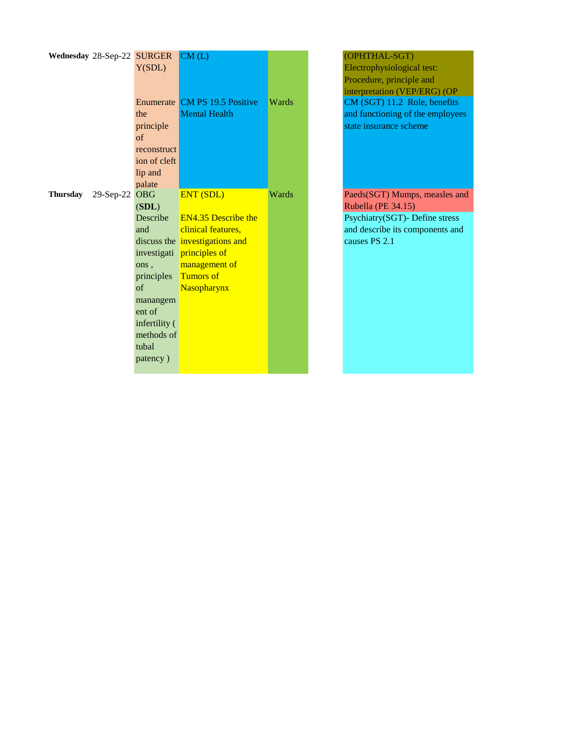| | | | | | | |
|---|---|---|---|---|---|---|
| **Wednesday** | 28-Sep-22 | SURGERY(SDL) Enumerate the principle of reconstruction of cleft lip and palate | CM (L) CM PS 19.5 Positive Mental Health | Wards | | (OPHTHAL-SGT) Electrophysiological test: Procedure, principle and interpretation (VEP/ERG) (OP CM (SGT) 11.2 Role, benefits and functioning of the employees state insurance scheme |
| **Thursday** | 29-Sep-22 | OBG (**SDL**) Describe and discuss the investigations , principles of manangement of infertility ( methods of tubal patency ) | ENT (SDL) EN4.35 Describe the clinical features, investigations and principles of management of Tumors of Nasopharynx | Wards | | Paeds(SGT) Mumps, measles and Rubella (PE 34.15) Psychiatry(SGT)- Define stress and describe its components and causes PS 2.1 |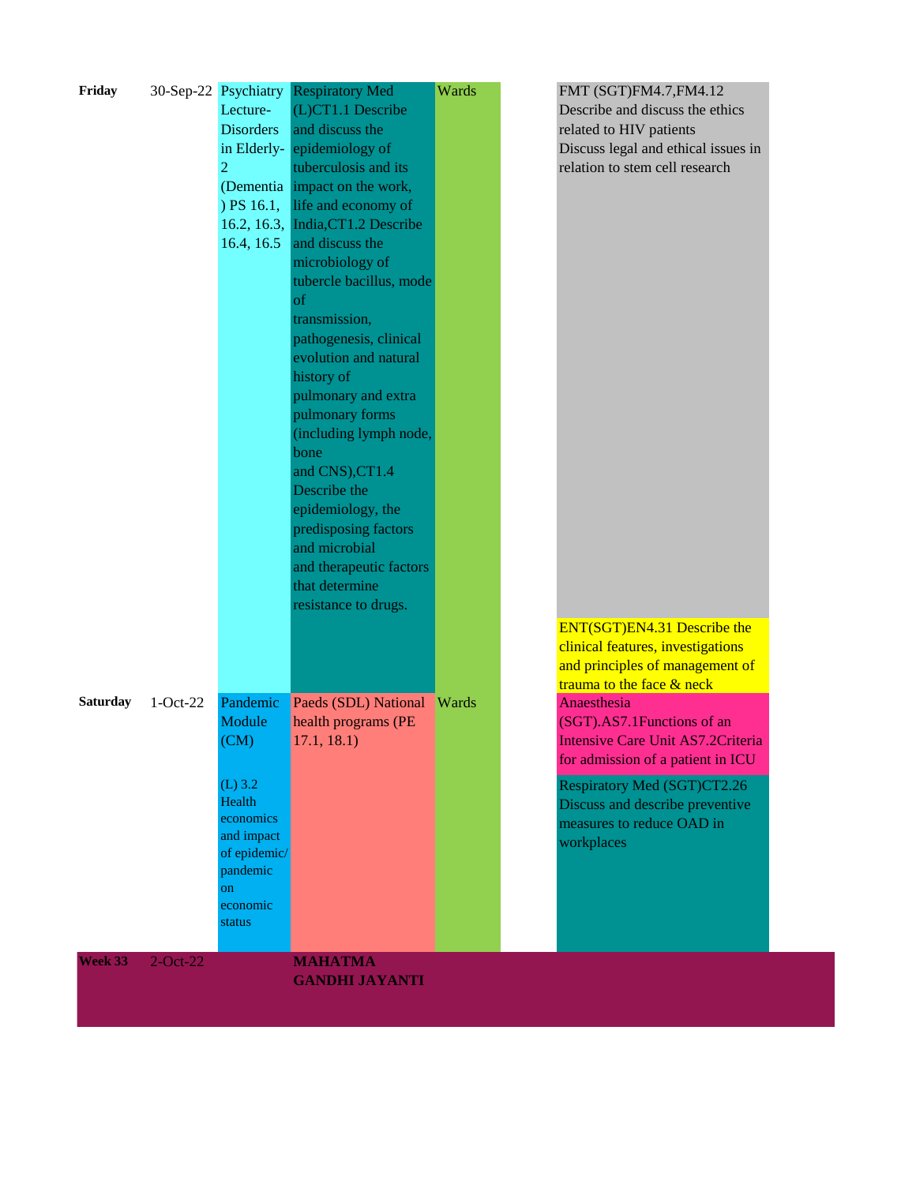| Day | Date | | | | | |
|---|---|---|---|---|---|---|
| **Friday** | 30-Sep-22 | Psychiatry Lecture-Disorders in Elderly-2 (Dementia) PS 16.1, 16.2, 16.3, 16.4, 16.5 | Respiratory Med (L)CT1.1 Describe and discuss the epidemiology of tuberculosis and its impact on the work, life and economy of India,CT1.2 Describe and discuss the microbiology of tubercle bacillus, mode of transmission, pathogenesis, clinical evolution and natural history of pulmonary and extra pulmonary forms (including lymph node, bone and CNS),CT1.4 Describe the epidemiology, the predisposing factors and microbial and therapeutic factors that determine resistance to drugs. | Wards | | FMT (SGT)FM4.7,FM4.12 Describe and discuss the ethics related to HIV patients Discuss legal and ethical issues in relation to stem cell research<br><br>ENT(SGT)EN4.31 Describe the clinical features, investigations and principles of management of trauma to the face & neck |
| **Saturday** | 1-Oct-22 | Pandemic Module (CM)<br><br>(L) 3.2 Health economics and impact of epidemic/ pandemic on economic status | Paeds (SDL) National health programs (PE 17.1, 18.1) | Wards | | Anaesthesia (SGT).AS7.1Functions of an Intensive Care Unit AS7.2Criteria for admission of a patient in ICU<br><br>Respiratory Med (SGT)CT2.26 Discuss and describe preventive measures to reduce OAD in workplaces |
| **Week 33** | 2-Oct-22 | | **MAHATMA GANDHI JAYANTI** | | | |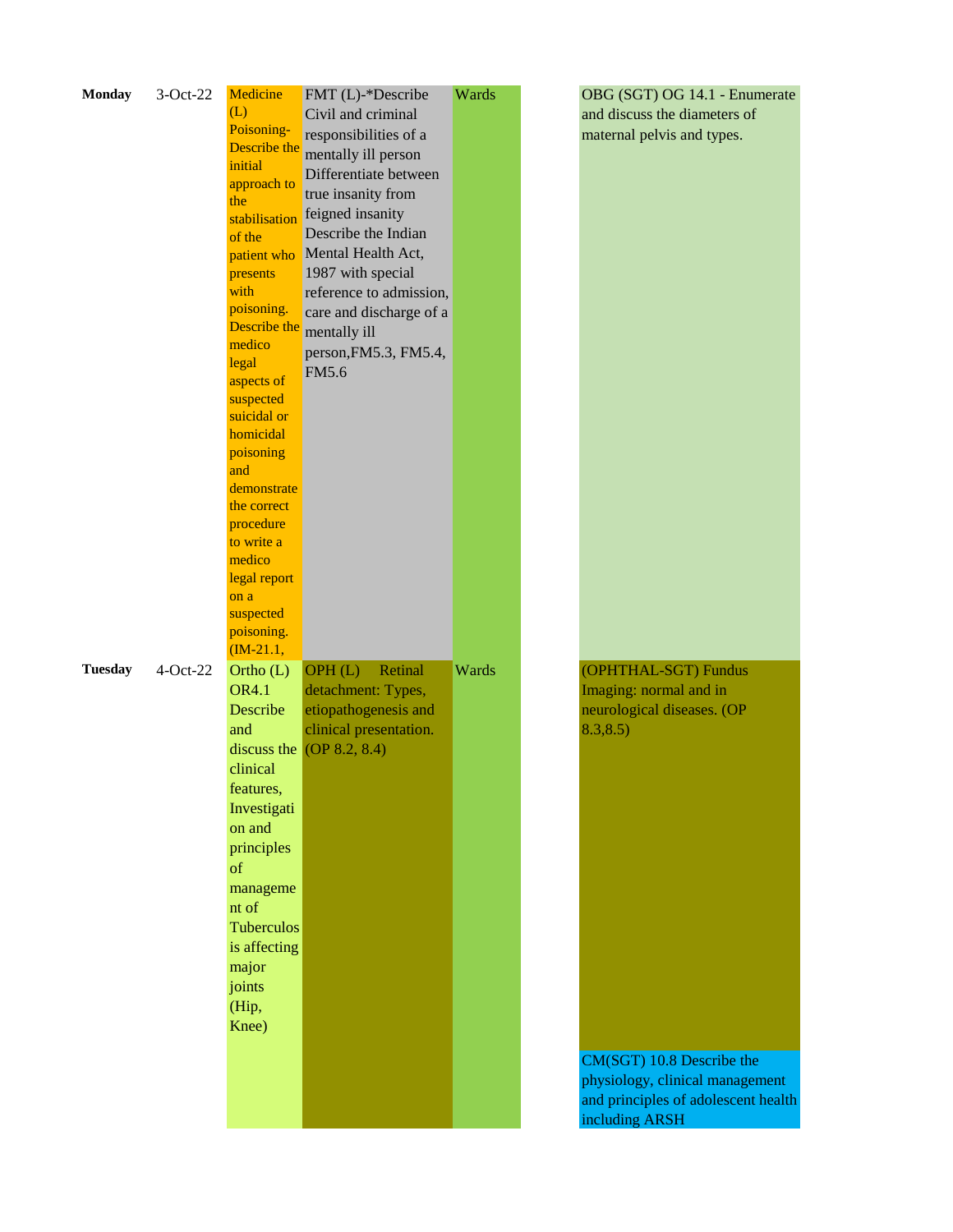| | | | | | | |
|---|---|---|---|---|---|---|
| **Monday** | 3-Oct-22 | Medicine (L) Poisoning- Describe the initial approach to the stabilisation of the patient who presents with poisoning. Describe the medico legal aspects of suspected suicidal or homicidal poisoning and demonstrate the correct procedure to write a medico legal report on a suspected poisoning. (IM-21.1, | FMT (L)-*Describe Civil and criminal responsibilities of a mentally ill person Differentiate between true insanity from feigned insanity Describe the Indian Mental Health Act, 1987 with special reference to admission, care and discharge of a mentally ill person,FM5.3, FM5.4, FM5.6 | Wards | | OBG (SGT) OG 14.1 - Enumerate and discuss the diameters of maternal pelvis and types. |
| **Tuesday** | 4-Oct-22 | Ortho (L) OR4.1 Describe and discuss the clinical features, Investigation and principles of management of Tuberculosis affecting major joints (Hip, Knee) | OPH (L) Retinal detachment: Types, etiopathogenesis and clinical presentation. (OP 8.2, 8.4) | Wards | | (OPHTHAL-SGT) Fundus Imaging: normal and in neurological diseases. (OP 8.3,8.5) CM(SGT) 10.8 Describe the physiology, clinical management and principles of adolescent health including ARSH |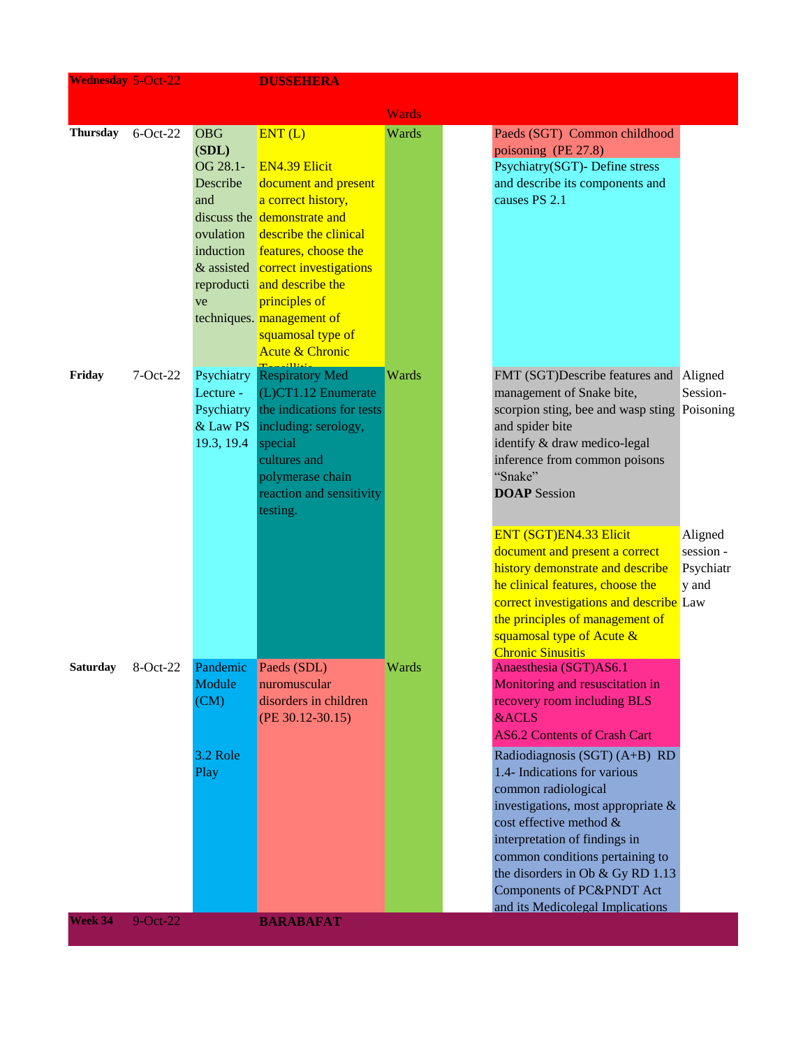| Day | Date | | | | | | |
|---|---|---|---|---|---|---|---|
| **Wednesday** | 5-Oct-22 | | **DUSSEHERA** | Wards | | | |
| **Thursday** | 6-Oct-22 | OBG (**SDL)** OG 28.1- Describe and discuss the ovulation induction & assisted reproductive techniques. | ENT (L) EN4.39 Elicit document and present a correct history, demonstrate and describe the clinical features, choose the correct investigations and describe the principles of management of squamosal type of Acute & Chronic Tonsillitis | Wards | | Paeds (SGT) Common childhood poisoning (PE 27.8)<br>Psychiatry(SGT)- Define stress and describe its components and causes PS 2.1 | |
| **Friday** | 7-Oct-22 | Psychiatry Lecture - Psychiatry & Law PS 19.3, 19.4 | Respiratory Med (L)CT1.12 Enumerate the indications for tests including: serology, special cultures and polymerase chain reaction and sensitivity testing. | Wards | | FMT (SGT)Describe features and management of Snake bite, scorpion sting, bee and wasp sting and spider bite identify & draw medico-legal inference from common poisons "Snake" **DOAP** Session | Aligned Session- Poisoning |
| | | | | | | ENT (SGT)EN4.33 Elicit document and present a correct history demonstrate and describe he clinical features, choose the correct investigations and describe the principles of management of squamosal type of Acute & Chronic Sinusitis | Aligned session - Psychiatry and Law |
| **Saturday** | 8-Oct-22 | Pandemic Module (CM) 3.2 Role Play | Paeds (SDL) nuromuscular disorders in children (PE 30.12-30.15) | Wards | | Anaesthesia (SGT)AS6.1 Monitoring and resuscitation in recovery room including BLS &ACLS AS6.2 Contents of Crash Cart | |
| | | | | | | Radiodiagnosis (SGT) (A+B) RD 1.4- Indications for various common radiological investigations, most appropriate & cost effective method & interpretation of findings in common conditions pertaining to the disorders in Ob & Gy RD 1.13 Components of PC&PNDT Act and its Medicolegal Implications | |
| **Week 34** | 9-Oct-22 | | **BARABAFAT** | | | | |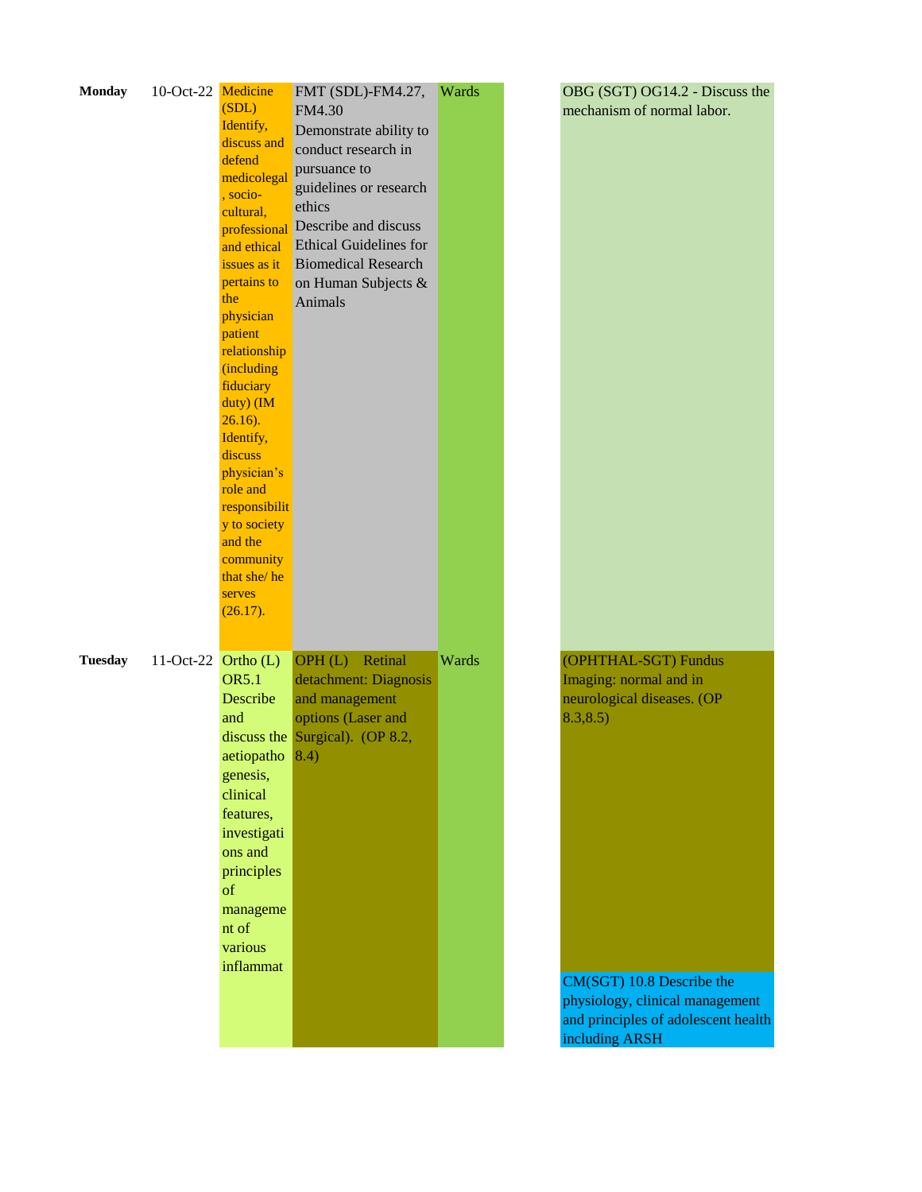| | | | | | | |
|---|---|---|---|---|---|---|
| **Monday** | 10-Oct-22 | Medicine (SDL) Identify, discuss and defend medicolegal, socio-cultural, professional and ethical issues as it pertains to the physician patient relationship (including fiduciary duty) (IM 26.16). Identify, discuss physician's role and responsibility to society and the community that she/ he serves (26.17). | FMT (SDL)-FM4.27, FM4.30 Demonstrate ability to conduct research in pursuance to guidelines or research ethics Describe and discuss Ethical Guidelines for Biomedical Research on Human Subjects & Animals | Wards | | OBG (SGT) OG14.2 - Discuss the mechanism of normal labor. |
| **Tuesday** | 11-Oct-22 | Ortho (L) OR5.1 Describe and discuss the aetiopathogenesis, clinical features, investigations and principles of management of various inflammat | OPH (L) Retinal detachment: Diagnosis and management options (Laser and Surgical). (OP 8.2, 8.4) | Wards | | (OPHTHAL-SGT) Fundus Imaging: normal and in neurological diseases. (OP 8.3,8.5)<br><br>CM(SGT) 10.8 Describe the physiology, clinical management and principles of adolescent health including ARSH |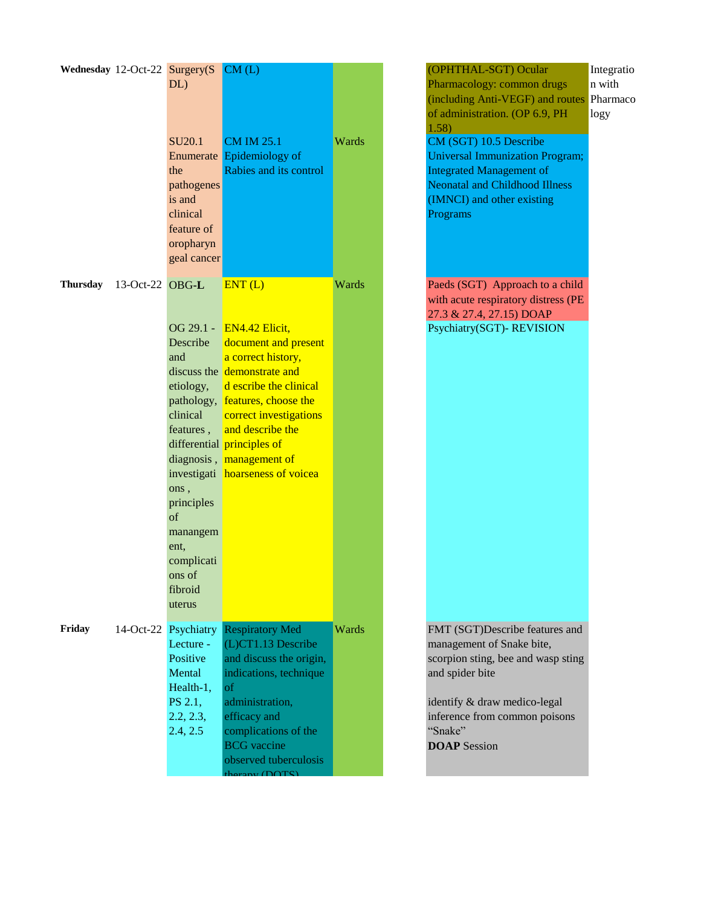| Wednesday | 12-Oct-22 | Surgery(SDL)<br><br>SU20.1 Enumerate the pathogenesis and clinical feature of oropharyngeal cancer | CM (L)<br><br>CM IM 25.1 Epidemiology of Rabies and its control | Wards | | (OPHTHAL-SGT) Ocular Pharmacology: common drugs (including Anti-VEGF) and routes of administration. (OP 6.9, PH 1.58)<br><br>CM (SGT) 10.5 Describe Universal Immunization Program; Integrated Management of Neonatal and Childhood Illness (IMNCI) and other existing Programs | Integration with Pharmacology |
|---|---|---|---|---|---|---|---|
| Thursday | 13-Oct-22 | OBG-**L**<br><br>OG 29.1 - Describe and discuss the etiology, pathology, clinical features , differential diagnosis , investigations , principles of manangement, complications of fibroid uterus | ENT (L)<br><br>EN4.42 Elicit, document and present a correct history, demonstrate and d escribe the clinical features, choose the correct investigations and describe the principles of management of hoarseness of voicea | Wards | | Paeds (SGT) Approach to a child with acute respiratory distress (PE 27.3 & 27.4, 27.15) DOAP<br><br>Psychiatry(SGT)- REVISION | |
| Friday | 14-Oct-22 | Psychiatry Lecture - Positive Mental Health-1, PS 2.1, 2.2, 2.3, 2.4, 2.5 | Respiratory Med (L)CT1.13 Describe and discuss the origin, indications, technique of administration, efficacy and complications of the BCG vaccine observed tuberculosis therapy (DOTS) | Wards | | FMT (SGT)Describe features and management of Snake bite, scorpion sting, bee and wasp sting and spider bite<br><br>identify & draw medico-legal inference from common poisons "Snake"<br>**DOAP** Session | |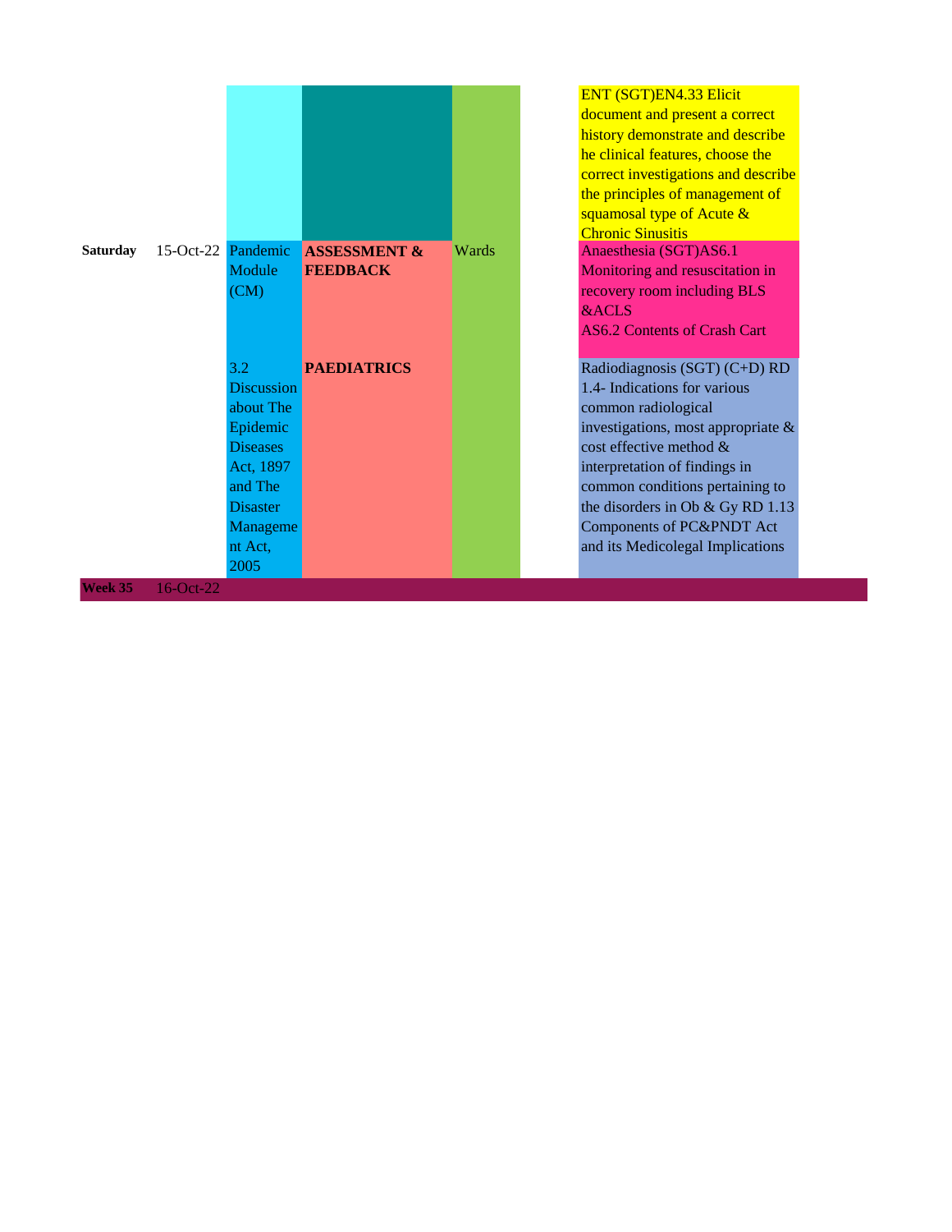| Day | Date | | | | | |
|---|---|---|---|---|---|---|
| | | | | | | ENT (SGT)EN4.33 Elicit document and present a correct history demonstrate and describe he clinical features, choose the correct investigations and describe the principles of management of squamosal type of Acute & Chronic Sinusitis |
| **Saturday** | 15-Oct-22 | Pandemic Module (CM) | **ASSESSMENT & FEEDBACK** | Wards | | Anaesthesia (SGT)AS6.1 Monitoring and resuscitation in recovery room including BLS &ACLS AS6.2 Contents of Crash Cart |
| | | 3.2 Discussion about The Epidemic Diseases Act, 1897 and The Disaster Management Act, 2005 | **PAEDIATRICS** | | | Radiodiagnosis (SGT) (C+D) RD 1.4- Indications for various common radiological investigations, most appropriate & cost effective method & interpretation of findings in common conditions pertaining to the disorders in Ob & Gy RD 1.13 Components of PC&PNDT Act and its Medicolegal Implications |
| **Week 35** | 16-Oct-22 | | | | | |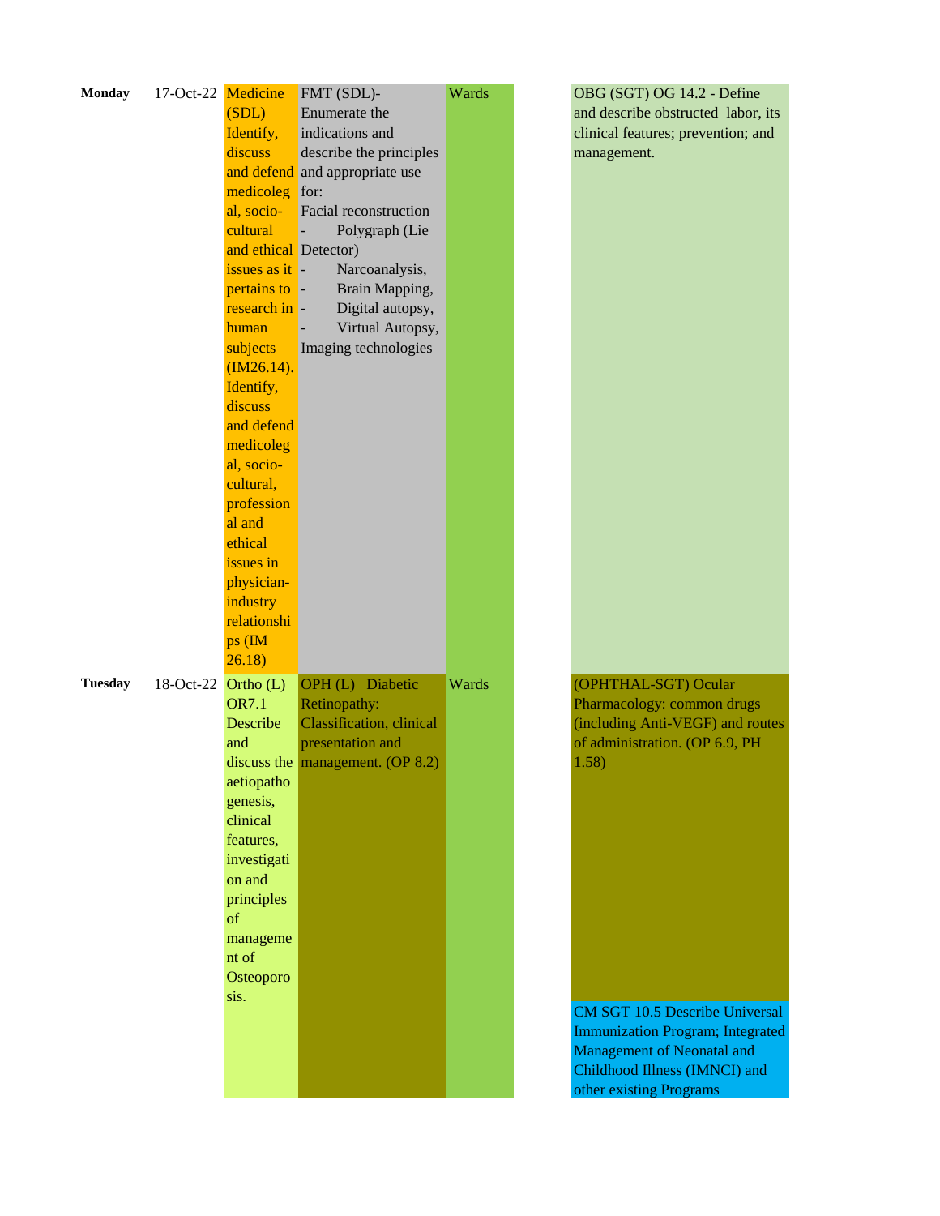| | | | | | | |
|---|---|---|---|---|---|---|
| **Monday** | 17-Oct-22 | Medicine (SDL) Identify, discuss and defend medicolegal, socio-cultural and ethical issues as it pertains to research in human subjects (IM26.14). Identify, discuss and defend medicolegal, socio-cultural, professional and ethical issues in physician-industry relationships (IM 26.18) | FMT (SDL)- Enumerate the indications and describe the principles and appropriate use for: Facial reconstruction - Polygraph (Lie Detector) - Narcoanalysis, - Brain Mapping, - Digital autopsy, - Virtual Autopsy, Imaging technologies | Wards | | OBG (SGT) OG 14.2 - Define and describe obstructed labor, its clinical features; prevention; and management. |
| **Tuesday** | 18-Oct-22 | Ortho (L) OR7.1 Describe and discuss the aetiopathogenesis, clinical features, investigation and principles of management of Osteoporosis. | OPH (L) Diabetic Retinopathy: Classification, clinical presentation and management. (OP 8.2) | Wards | | (OPHTHAL-SGT) Ocular Pharmacology: common drugs (including Anti-VEGF) and routes of administration. (OP 6.9, PH 1.58)<br>CM SGT 10.5 Describe Universal Immunization Program; Integrated Management of Neonatal and Childhood Illness (IMNCI) and other existing Programs |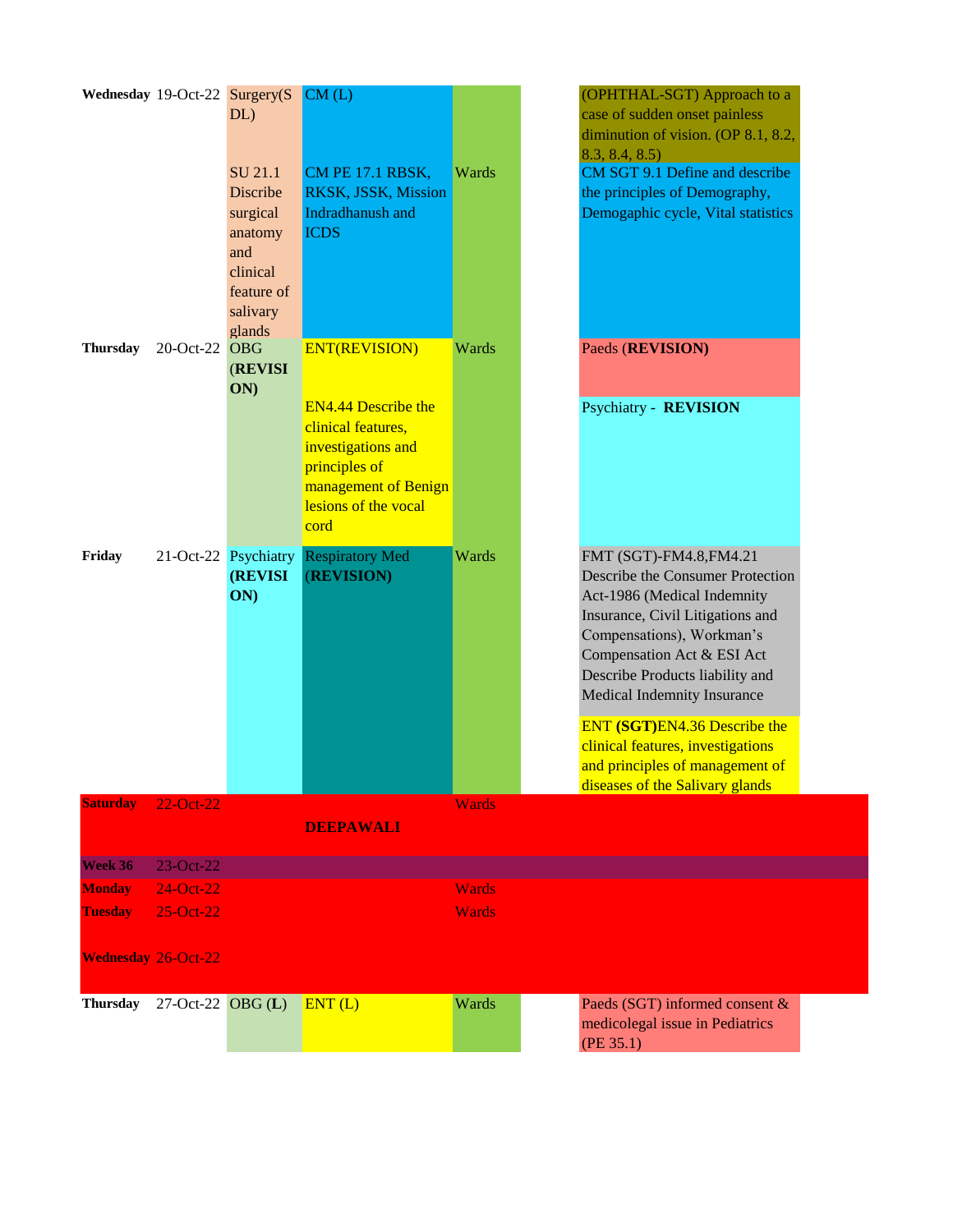| Day | Date | | | | | |
|---|---|---|---|---|---|---|
| **Wednesday** | 19-Oct-22 | Surgery(SDL)<br><br>SU 21.1 Discribe surgical anatomy and clinical feature of salivary glands | CM (L)<br><br>CM PE 17.1 RBSK, RKSK, JSSK, Mission Indradhanush and ICDS | Wards | | (OPHTHAL-SGT) Approach to a case of sudden onset painless diminution of vision. (OP 8.1, 8.2, 8.3, 8.4, 8.5)<br><br>CM SGT 9.1 Define and describe the principles of Demography, Demogaphic cycle, Vital statistics |
| **Thursday** | 20-Oct-22 | OBG **(REVISION)** | ENT(REVISION)<br><br>EN4.44 Describe the clinical features, investigations and principles of management of Benign lesions of the vocal cord | Wards | | Paeds **(REVISION)**<br><br>Psychiatry - **REVISION** |
| **Friday** | 21-Oct-22 | Psychiatry **(REVISION)** | Respiratory Med **(REVISION)** | Wards | | FMT (SGT)-FM4.8,FM4.21 Describe the Consumer Protection Act-1986 (Medical Indemnity Insurance, Civil Litigations and Compensations), Workman's Compensation Act & ESI Act Describe Products liability and Medical Indemnity Insurance<br><br>ENT **(SGT)**EN4.36 Describe the clinical features, investigations and principles of management of diseases of the Salivary glands |
| **Saturday** | 22-Oct-22 | | **DEEPAWALI** | Wards | | |
| **Week 36** | 23-Oct-22 | | | | | |
| **Monday** | 24-Oct-22 | | | Wards | | |
| **Tuesday** | 25-Oct-22 | | | Wards | | |
| **Wednesday** | 26-Oct-22 | | | | | |
| **Thursday** | 27-Oct-22 | OBG (**L**) | ENT (L) | Wards | | Paeds (SGT) informed consent & medicolegal issue in Pediatrics (PE 35.1) |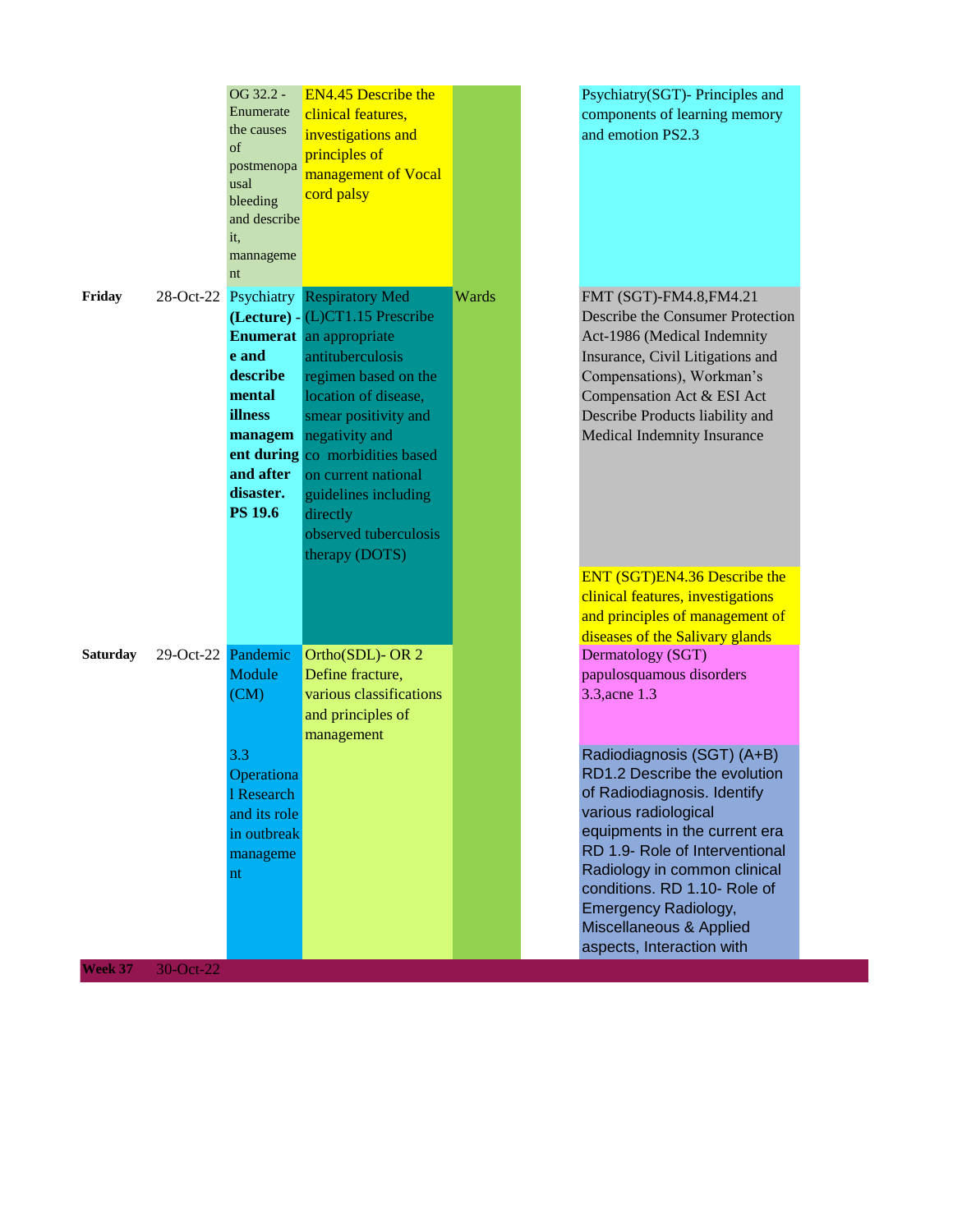| | | | | | | |
|---|---|---|---|---|---|---|
| | | OG 32.2 - Enumerate the causes of postmenopausal bleeding and describe it, mannagement | EN4.45 Describe the clinical features, investigations and principles of management of Vocal cord palsy | | | Psychiatry(SGT)- Principles and components of learning memory and emotion PS2.3 |
| **Friday** | 28-Oct-22 | Psychiatry **(Lecture) - Enumerate and describe mental illness management during and after disaster. PS 19.6** | Respiratory Med (L)CT1.15 Prescribe an appropriate antituberculosis regimen based on the location of disease, smear positivity and negativity and co morbidities based on current national guidelines including directly observed tuberculosis therapy (DOTS) | Wards | | FMT (SGT)-FM4.8,FM4.21 Describe the Consumer Protection Act-1986 (Medical Indemnity Insurance, Civil Litigations and Compensations), Workman's Compensation Act & ESI Act Describe Products liability and Medical Indemnity Insurance<br><br>ENT (SGT)EN4.36 Describe the clinical features, investigations and principles of management of diseases of the Salivary glands |
| **Saturday** | 29-Oct-22 | Pandemic Module (CM)<br><br>3.3 Operational Research and its role in outbreak management | Ortho(SDL)- OR 2 Define fracture, various classifications and principles of management | | | Dermatology (SGT) papulosquamous disorders 3.3,acne 1.3<br><br>Radiodiagnosis (SGT) (A+B) RD1.2 Describe the evolution of Radiodiagnosis. Identify various radiological equipments in the current era RD 1.9- Role of Interventional Radiology in common clinical conditions. RD 1.10- Role of Emergency Radiology, Miscellaneous & Applied aspects, Interaction with |
| **Week 37** | 30-Oct-22 | | | | | |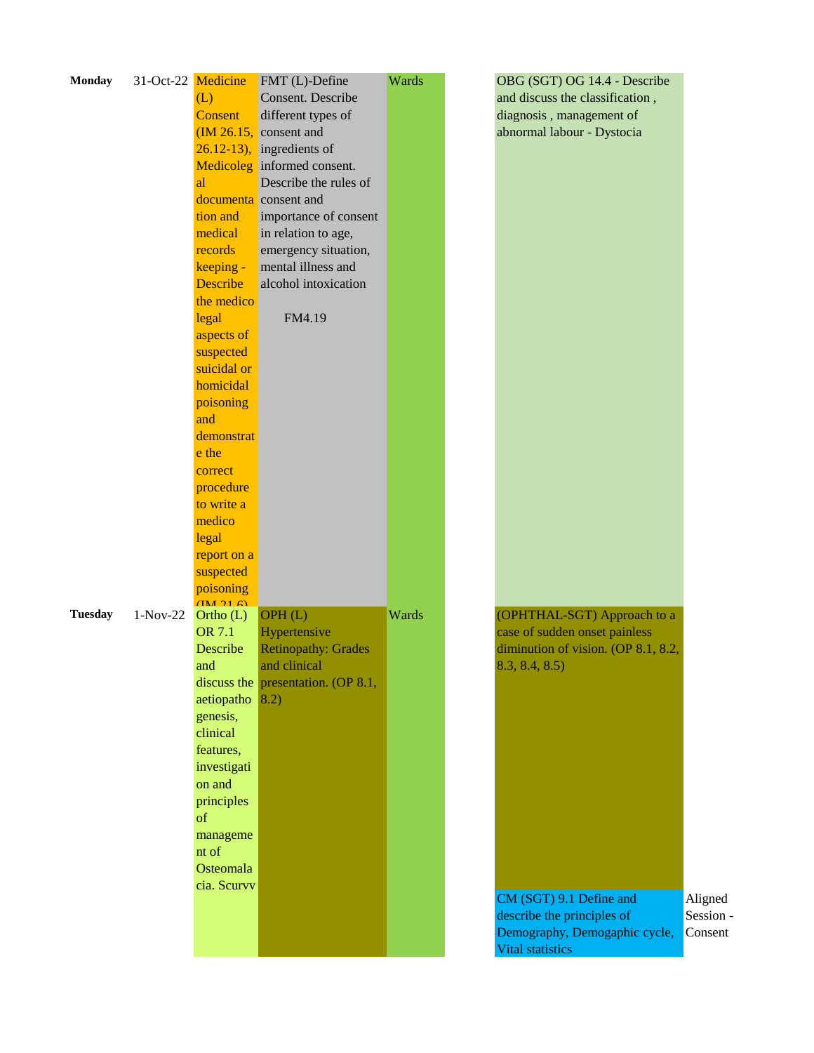| Monday | 31-Oct-22 | Medicine (L) Consent (IM 26.15, 26.12-13), Medicolegal documentation and medical records keeping - Describe the medico legal aspects of suspected suicidal or homicidal poisoning and demonstrate the correct procedure to write a medico legal report on a suspected poisoning (IM 21.6) | FMT (L)-Define Consent. Describe different types of consent and ingredients of informed consent. Describe the rules of consent and importance of consent in relation to age, emergency situation, mental illness and alcohol intoxication FM4.19 | Wards | | OBG (SGT) OG 14.4 - Describe and discuss the classification , diagnosis , management of abnormal labour - Dystocia | |
|---|---|---|---|---|---|---|---|
| Tuesday | 1-Nov-22 | Ortho (L) OR 7.1 Describe and discuss the aetiopathogenesis, clinical features, investigation and principles of management of Osteomalacia. Scurvy | OPH (L) Hypertensive Retinopathy: Grades and clinical presentation. (OP 8.1, 8.2) | Wards | | (OPHTHAL-SGT) Approach to a case of sudden onset painless diminution of vision. (OP 8.1, 8.2, 8.3, 8.4, 8.5) | |
| | | | | | | CM (SGT) 9.1 Define and describe the principles of Demography, Demogaphic cycle, Vital statistics | Aligned Session - Consent |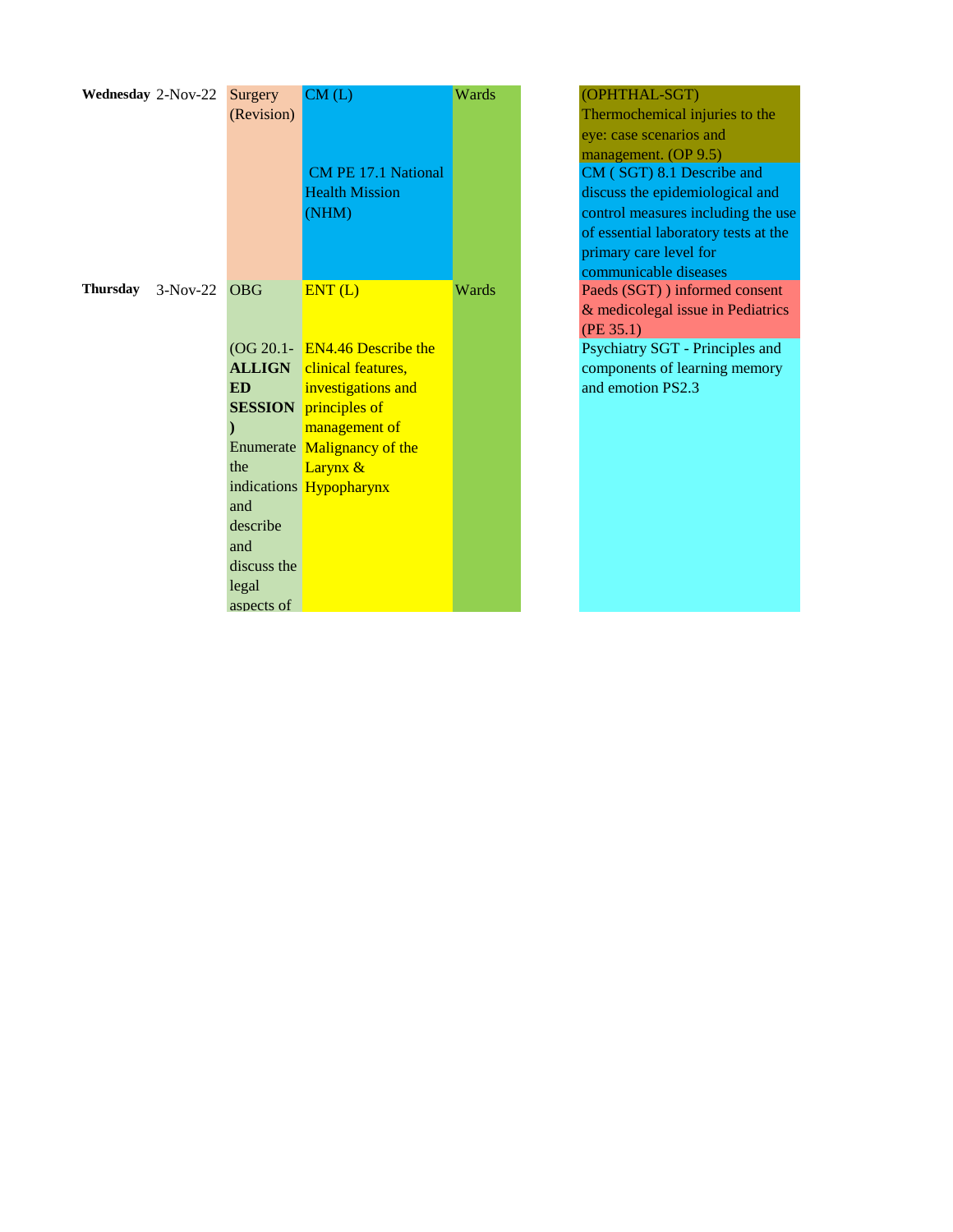| | | | | | | |
|---|---|---|---|---|---|---|
| **Wednesday** | 2-Nov-22 | Surgery (Revision) | CM (L) CM PE 17.1 National Health Mission (NHM) | Wards | | (OPHTHAL-SGT) Thermochemical injuries to the eye: case scenarios and management. (OP 9.5) |
| | | | | | | CM ( SGT) 8.1 Describe and discuss the epidemiological and control measures including the use of essential laboratory tests at the primary care level for communicable diseases |
| **Thursday** | 3-Nov-22 | OBG (OG 20.1- **ALLIGNED SESSION)** Enumerate the indications and describe and discuss the legal aspects of | ENT (L) EN4.46 Describe the clinical features, investigations and principles of management of Malignancy of the Larynx & Hypopharynx | Wards | | Paeds (SGT) ) informed consent & medicolegal issue in Pediatrics (PE 35.1) |
| | | | | | | Psychiatry SGT - Principles and components of learning memory and emotion PS2.3 |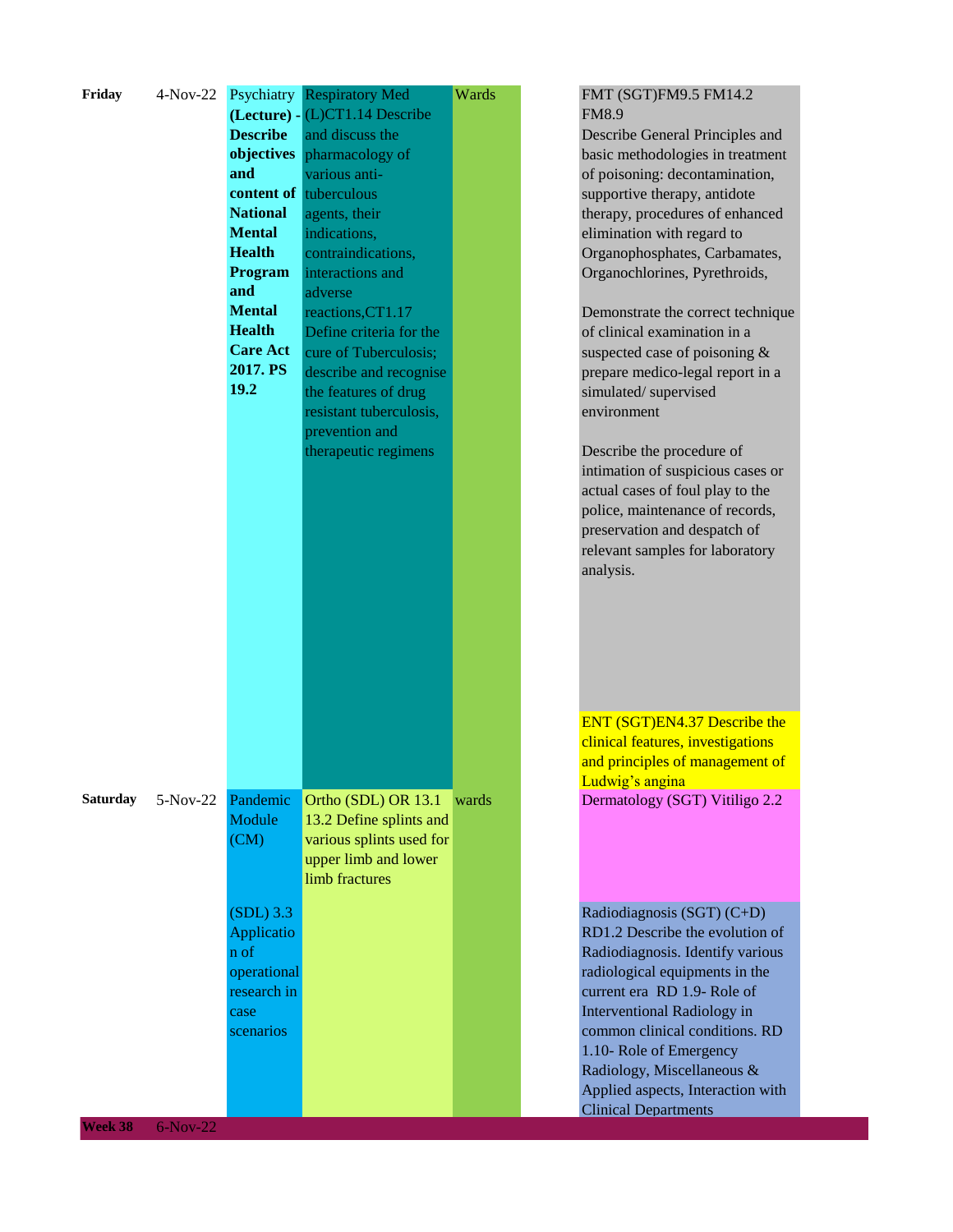| | | | | | | |
|---|---|---|---|---|---|---|
| **Friday** | 4-Nov-22 | Psychiatry **(Lecture) - Describe objectives and content of National Mental Health Program and Mental Health Care Act 2017. PS 19.2** | Respiratory Med (L)CT1.14 Describe and discuss the pharmacology of various anti-tuberculous agents, their indications, contraindications, interactions and adverse reactions,CT1.17 Define criteria for the cure of Tuberculosis; describe and recognise the features of drug resistant tuberculosis, prevention and therapeutic regimens | Wards | | FMT (SGT)FM9.5 FM14.2 FM8.9<br>Describe General Principles and basic methodologies in treatment of poisoning: decontamination, supportive therapy, antidote therapy, procedures of enhanced elimination with regard to Organophosphates, Carbamates, Organochlorines, Pyrethroids,<br><br>Demonstrate the correct technique of clinical examination in a suspected case of poisoning & prepare medico-legal report in a simulated/ supervised environment<br><br>Describe the procedure of intimation of suspicious cases or actual cases of foul play to the police, maintenance of records, preservation and despatch of relevant samples for laboratory analysis.<br><br>ENT (SGT)EN4.37 Describe the clinical features, investigations and principles of management of Ludwig's angina |
| **Saturday** | 5-Nov-22 | Pandemic Module (CM)<br><br>(SDL) 3.3 Application of operational research in case scenarios | Ortho (SDL) OR 13.1 13.2 Define splints and various splints used for upper limb and lower limb fractures | wards | | Dermatology (SGT) Vitiligo 2.2<br><br>Radiodiagnosis (SGT) (C+D) RD1.2 Describe the evolution of Radiodiagnosis. Identify various radiological equipments in the current era RD 1.9- Role of Interventional Radiology in common clinical conditions. RD 1.10- Role of Emergency Radiology, Miscellaneous & Applied aspects, Interaction with Clinical Departments |
| **Week 38** | 6-Nov-22 | | | | | |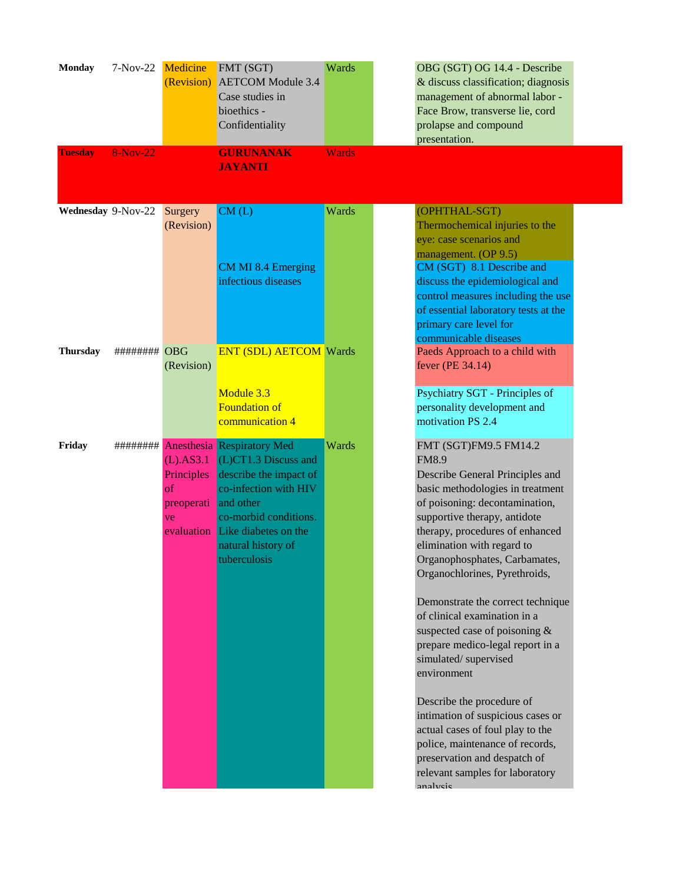| | | | | | | |
|---|---|---|---|---|---|---|
| **Monday** | 7-Nov-22 | Medicine (Revision) | FMT (SGT) AETCOM Module 3.4 Case studies in bioethics - Confidentiality | Wards | | OBG (SGT) OG 14.4 - Describe & discuss classification; diagnosis management of abnormal labor - Face Brow, transverse lie, cord prolapse and compound presentation. |
| **Tuesday** | 8-Nov-22 | | **GURUNANAK JAYANTI** | Wards | | |
| **Wednesday** | 9-Nov-22 | Surgery (Revision) | CM (L)<br><br>CM MI 8.4 Emerging infectious diseases | Wards | | (OPHTHAL-SGT) Thermochemical injuries to the eye: case scenarios and management. (OP 9.5)<br><br>CM (SGT) 8.1 Describe and discuss the epidemiological and control measures including the use of essential laboratory tests at the primary care level for communicable diseases |
| **Thursday** | ######## | OBG (Revision) | ENT (SDL) AETCOM<br><br>Module 3.3 Foundation of communication 4 | Wards | | Paeds Approach to a child with fever (PE 34.14)<br><br>Psychiatry SGT - Principles of personality development and motivation PS 2.4 |
| **Friday** | ######## | Anesthesia (L).AS3.1 Principles of preoperative evaluation | Respiratory Med (L)CT1.3 Discuss and describe the impact of co-infection with HIV and other co-morbid conditions. Like diabetes on the natural history of tuberculosis | Wards | | FMT (SGT)FM9.5 FM14.2 FM8.9<br>Describe General Principles and basic methodologies in treatment of poisoning: decontamination, supportive therapy, antidote therapy, procedures of enhanced elimination with regard to Organophosphates, Carbamates, Organochlorines, Pyrethroids,<br><br>Demonstrate the correct technique of clinical examination in a suspected case of poisoning & prepare medico-legal report in a simulated/ supervised environment<br><br>Describe the procedure of intimation of suspicious cases or actual cases of foul play to the police, maintenance of records, preservation and despatch of relevant samples for laboratory analysis |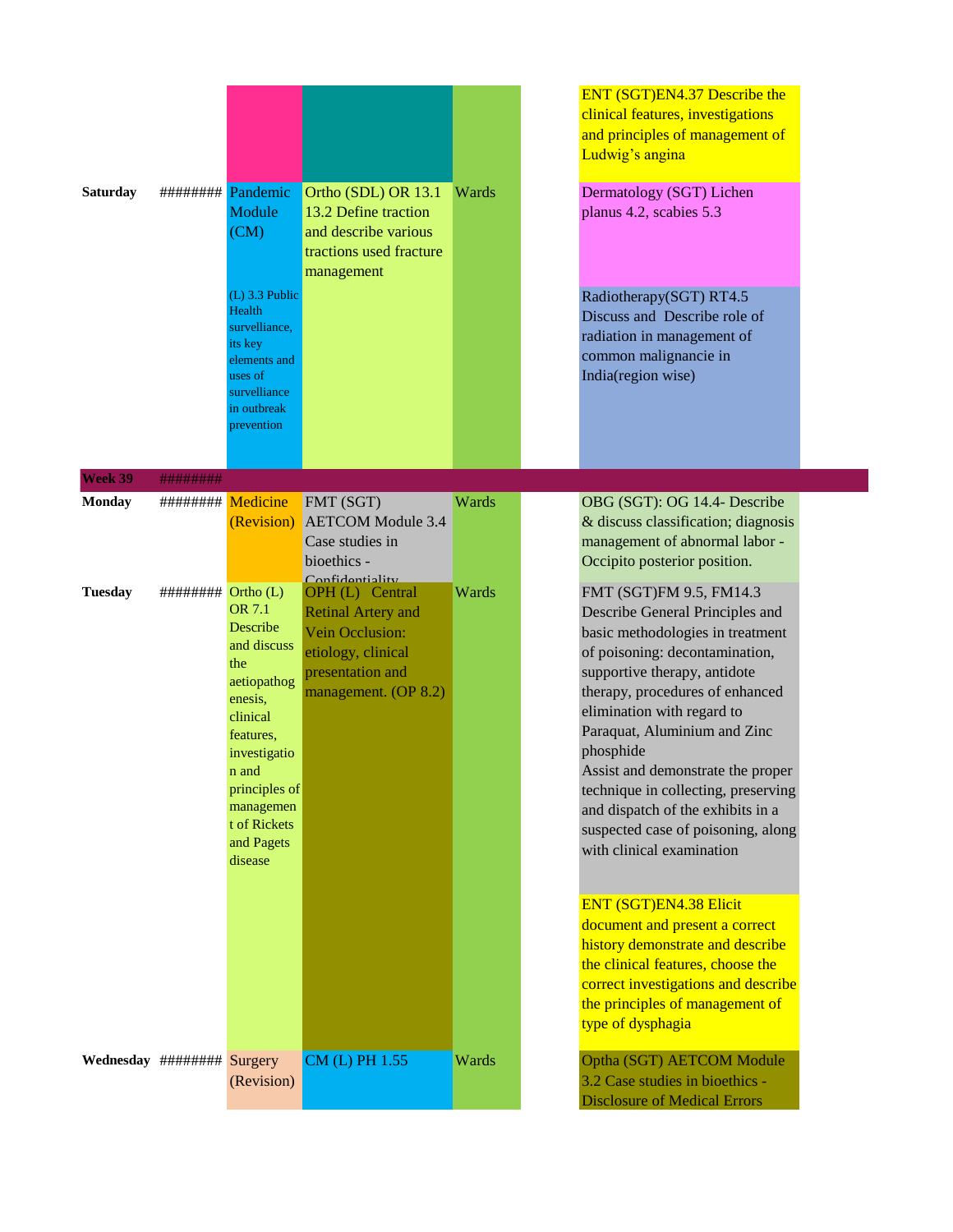| | | | | | | |
|---|---|---|---|---|---|---|
| | | | | | | ENT (SGT)EN4.37 Describe the clinical features, investigations and principles of management of Ludwig's angina |
| **Saturday** | ######## | Pandemic Module (CM) (L) 3.3 Public Health surveillance, its key elements and uses of surveillance in outbreak prevention | Ortho (SDL) OR 13.1 13.2 Define traction and describe various tractions used fracture management | Wards | | Dermatology (SGT) Lichen planus 4.2, scabies 5.3<br>Radiotherapy(SGT) RT4.5 Discuss and Describe role of radiation in management of common malignancie in India(region wise) |
| **Week 39** | ######## | | | | | |
| **Monday** | ######## | Medicine (Revision) | FMT (SGT) AETCOM Module 3.4 Case studies in bioethics - Confidentiality | Wards | | OBG (SGT): OG 14.4- Describe & discuss classification; diagnosis management of abnormal labor - Occipito posterior position. |
| **Tuesday** | ######## | Ortho (L) OR 7.1 Describe and discuss the aetiopathogenesis, clinical features, investigation and principles of management of Rickets and Pagets disease | OPH (L) Central Retinal Artery and Vein Occlusion: etiology, clinical presentation and management. (OP 8.2) | Wards | | FMT (SGT)FM 9.5, FM14.3 Describe General Principles and basic methodologies in treatment of poisoning: decontamination, supportive therapy, antidote therapy, procedures of enhanced elimination with regard to Paraquat, Aluminium and Zinc phosphide Assist and demonstrate the proper technique in collecting, preserving and dispatch of the exhibits in a suspected case of poisoning, along with clinical examination<br>ENT (SGT)EN4.38 Elicit document and present a correct history demonstrate and describe the clinical features, choose the correct investigations and describe the principles of management of type of dysphagia |
| **Wednesday** | ######## | Surgery (Revision) | CM (L) PH 1.55 | Wards | | Optha (SGT) AETCOM Module 3.2 Case studies in bioethics - Disclosure of Medical Errors |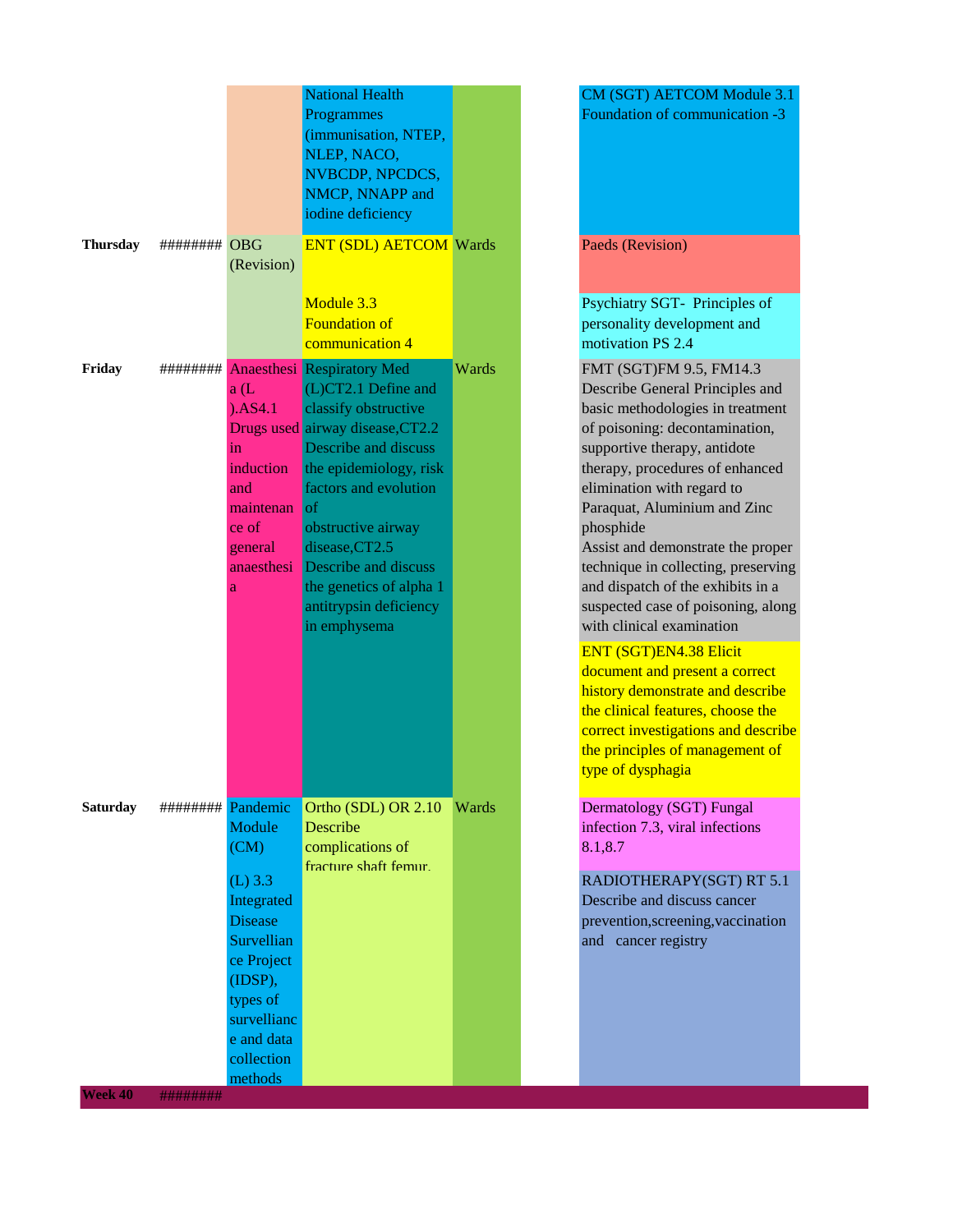| Day | Date | | | | | |
|---|---|---|---|---|---|---|
| | | | National Health Programmes (immunisation, NTEP, NLEP, NACO, NVBCDP, NPCDCS, NMCP, NNAPP and iodine deficiency | | | CM (SGT) AETCOM Module 3.1 Foundation of communication -3 |
| **Thursday** | ######## | OBG (Revision) | ENT (SDL) AETCOM Module 3.3 Foundation of communication 4 | Wards | | Paeds (Revision)<br>Psychiatry SGT- Principles of personality development and motivation PS 2.4 |
| **Friday** | ######## | Anaesthesia (L ).AS4.1 Drugs used in induction and maintenance of general anaesthesia | Respiratory Med (L)CT2.1 Define and classify obstructive airway disease,CT2.2 Describe and discuss the epidemiology, risk factors and evolution of obstructive airway disease,CT2.5 Describe and discuss the genetics of alpha 1 antitrypsin deficiency in emphysema | Wards | | FMT (SGT)FM 9.5, FM14.3 Describe General Principles and basic methodologies in treatment of poisoning: decontamination, supportive therapy, antidote therapy, procedures of enhanced elimination with regard to Paraquat, Aluminium and Zinc phosphide<br>Assist and demonstrate the proper technique in collecting, preserving and dispatch of the exhibits in a suspected case of poisoning, along with clinical examination<br>ENT (SGT)EN4.38 Elicit document and present a correct history demonstrate and describe the clinical features, choose the correct investigations and describe the principles of management of type of dysphagia |
| **Saturday** | ######## | Pandemic Module (CM)<br>(L) 3.3 Integrated Disease Survelliance Project (IDSP), types of survelliance and data collection methods | Ortho (SDL) OR 2.10 Describe complications of fracture shaft femur. | Wards | | Dermatology (SGT) Fungal infection 7.3, viral infections 8.1,8.7<br>RADIOTHERAPY(SGT) RT 5.1 Describe and discuss cancer prevention,screening,vaccination and cancer registry |
| **Week 40** | ######## | | | | | |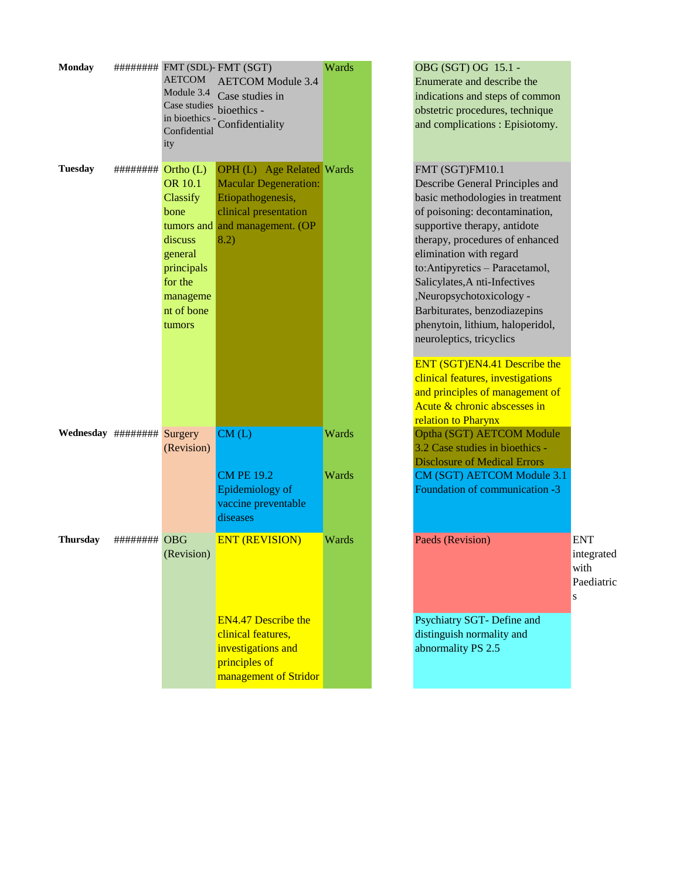| Day | Date | | | | | | |
|---|---|---|---|---|---|---|---|
| **Monday** | ######## | FMT (SDL)- AETCOM Module 3.4 Case studies in bioethics - Confidentiality | FMT (SGT) AETCOM Module 3.4 Case studies in bioethics - Confidentiality | Wards | | OBG (SGT) OG 15.1 - Enumerate and describe the indications and steps of common obstetric procedures, technique and complications : Episiotomy. | |
| **Tuesday** | ######## | Ortho (L) OR 10.1 Classify bone tumors and discuss general principals for the management of bone tumors | OPH (L) Age Related Macular Degeneration: Etiopathogenesis, clinical presentation and management. (OP 8.2) | Wards | | FMT (SGT)FM10.1 Describe General Principles and basic methodologies in treatment of poisoning: decontamination, supportive therapy, antidote therapy, procedures of enhanced elimination with regard to:Antipyretics – Paracetamol, Salicylates,A nti-Infectives ,Neuropsychotoxicology - Barbiturates, benzodiazepins phenytoin, lithium, haloperidol, neuroleptics, tricyclics | |
| | | | | | | ENT (SGT)EN4.41 Describe the clinical features, investigations and principles of management of Acute & chronic abscesses in relation to Pharynx | |
| **Wednesday** | ######## | Surgery (Revision) | CM (L) | Wards | | Optha (SGT) AETCOM Module 3.2 Case studies in bioethics - Disclosure of Medical Errors | |
| | | | CM PE 19.2 Epidemiology of vaccine preventable diseases | Wards | | CM (SGT) AETCOM Module 3.1 Foundation of communication -3 | |
| **Thursday** | ######## | OBG (Revision) | ENT (REVISION) | Wards | | Paeds (Revision) | ENT integrated with Paediatrics |
| | | | EN4.47 Describe the clinical features, investigations and principles of management of Stridor | | | Psychiatry SGT- Define and distinguish normality and abnormality PS 2.5 | |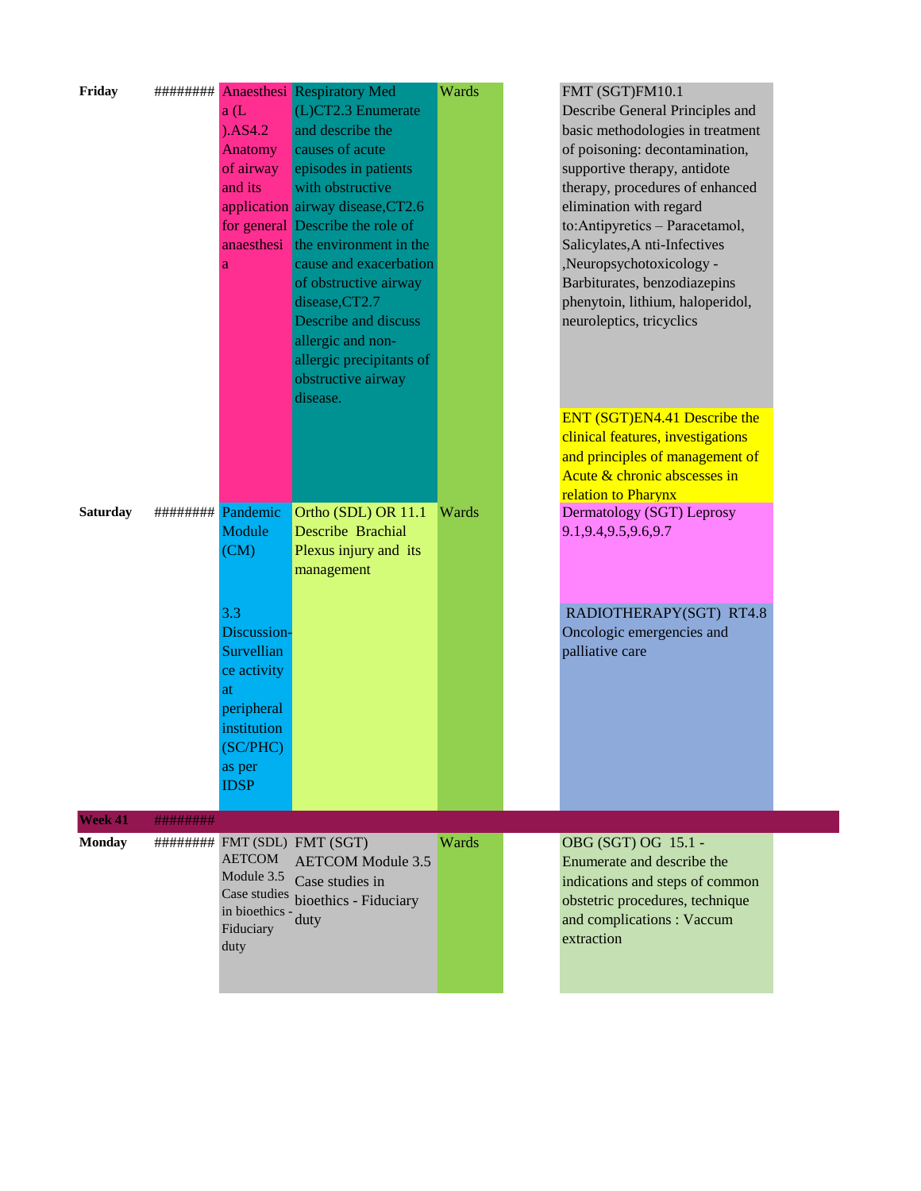| | | | | | | |
|---|---|---|---|---|---|---|
| **Friday** | ######## | Anaesthesia (L ).AS4.2 Anatomy of airway and its application for general anaesthesia | Respiratory Med (L)CT2.3 Enumerate and describe the causes of acute episodes in patients with obstructive airway disease,CT2.6 Describe the role of the environment in the cause and exacerbation of obstructive airway disease,CT2.7 Describe and discuss allergic and non-allergic precipitants of obstructive airway disease. | Wards | | FMT (SGT)FM10.1 Describe General Principles and basic methodologies in treatment of poisoning: decontamination, supportive therapy, antidote therapy, procedures of enhanced elimination with regard to:Antipyretics – Paracetamol, Salicylates,A nti-Infectives ,Neuropsychotoxicology - Barbiturates, benzodiazepins phenytoin, lithium, haloperidol, neuroleptics, tricyclics<br>ENT (SGT)EN4.41 Describe the clinical features, investigations and principles of management of Acute & chronic abscesses in relation to Pharynx |
| **Saturday** | ######## | Pandemic Module (CM)<br>3.3 Discussion-Survellian ce activity at peripheral institution (SC/PHC) as per IDSP | Ortho (SDL) OR 11.1 Describe Brachial Plexus injury and its management | Wards | | Dermatology (SGT) Leprosy 9.1,9.4,9.5,9.6,9.7<br>RADIOTHERAPY(SGT) RT4.8 Oncologic emergencies and palliative care |
| **Week 41** | ######## | | | | | |
| **Monday** | ######## | FMT (SDL) AETCOM Module 3.5 Case studies in bioethics - Fiduciary duty | FMT (SGT) AETCOM Module 3.5 Case studies in bioethics - Fiduciary duty | Wards | | OBG (SGT) OG 15.1 - Enumerate and describe the indications and steps of common obstetric procedures, technique and complications : Vaccum extraction |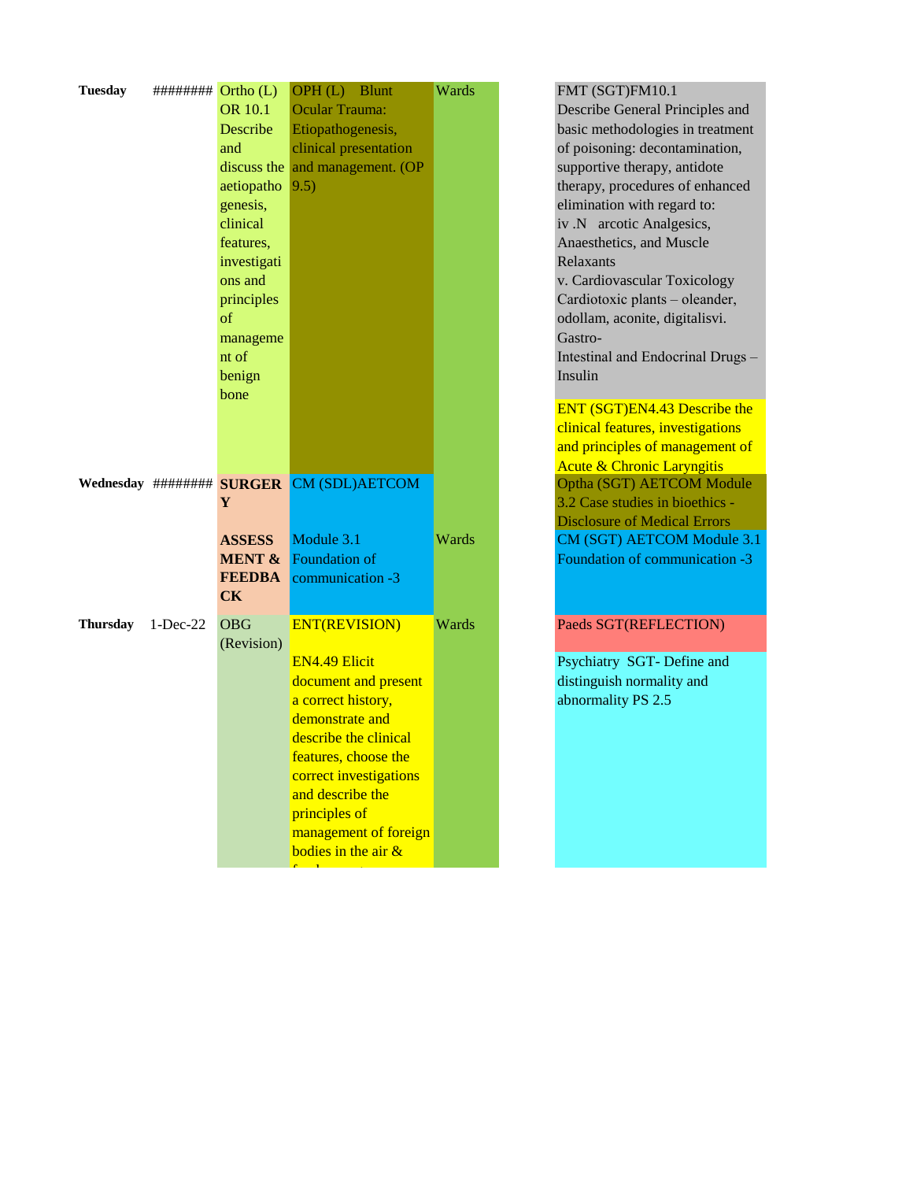| Day | Date | | | | | |
|---|---|---|---|---|---|---|
| **Tuesday** | ######## | Ortho (L) OR 10.1 Describe and discuss the aetiopatho genesis, clinical features, investigati ons and principles of manageme nt of benign bone | OPH (L) Blunt Ocular Trauma: Etiopathogenesis, clinical presentation and management. (OP 9.5) | Wards | | FMT (SGT)FM10.1 Describe General Principles and basic methodologies in treatment of poisoning: decontamination, supportive therapy, antidote therapy, procedures of enhanced elimination with regard to: iv .N arcotic Analgesics, Anaesthetics, and Muscle Relaxants v. Cardiovascular Toxicology Cardiotoxic plants – oleander, odollam, aconite, digitalisvi. Gastro- Intestinal and Endocrinal Drugs – Insulin<br>ENT (SGT)EN4.43 Describe the clinical features, investigations and principles of management of Acute & Chronic Laryngitis |
| **Wednesday** | ######## | **SURGERY**<br>**ASSESSMENT & FEEDBACK** | CM (SDL)AETCOM<br>Module 3.1 Foundation of communication -3 | Wards | | Optha (SGT) AETCOM Module 3.2 Case studies in bioethics - Disclosure of Medical Errors<br>CM (SGT) AETCOM Module 3.1 Foundation of communication -3 |
| **Thursday** | 1-Dec-22 | OBG (Revision) | ENT(REVISION)<br>EN4.49 Elicit document and present a correct history, demonstrate and describe the clinical features, choose the correct investigations and describe the principles of management of foreign bodies in the air & | Wards | | Paeds SGT(REFLECTION)<br>Psychiatry SGT- Define and distinguish normality and abnormality PS 2.5 |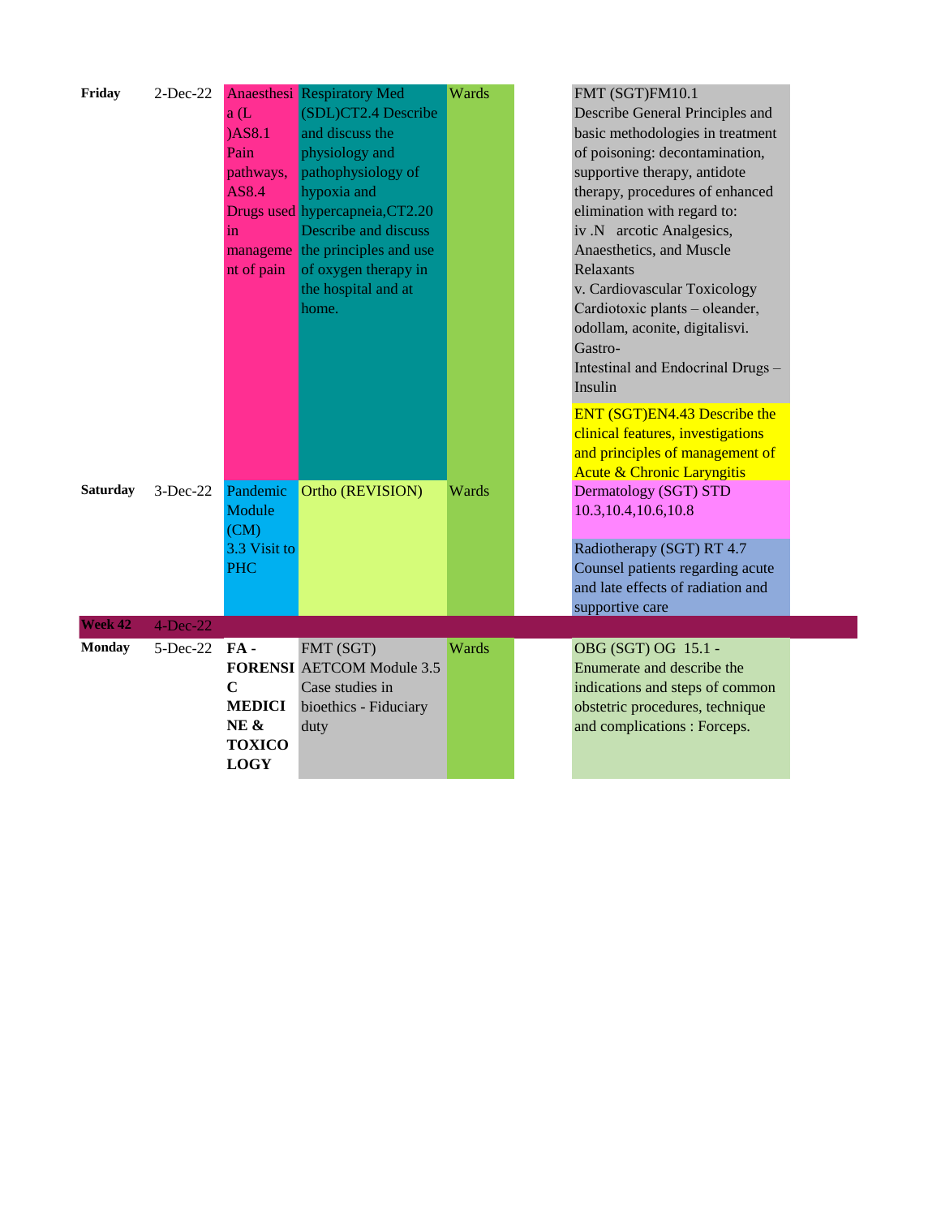| | | | | | | |
|---|---|---|---|---|---|---|
| **Friday** | 2-Dec-22 | Anaesthesia (L )AS8.1 Pain pathways, AS8.4 Drugs used in management of pain | Respiratory Med (SDL)CT2.4 Describe and discuss the physiology and pathophysiology of hypoxia and hypercapneia,CT2.20 Describe and discuss the principles and use of oxygen therapy in the hospital and at home. | Wards | | FMT (SGT)FM10.1 Describe General Principles and basic methodologies in treatment of poisoning: decontamination, supportive therapy, antidote therapy, procedures of enhanced elimination with regard to: iv .N arcotic Analgesics, Anaesthetics, and Muscle Relaxants v. Cardiovascular Toxicology Cardiotoxic plants – oleander, odollam, aconite, digitalisvi. Gastro- Intestinal and Endocrinal Drugs – Insulin |
| | | | | | | ENT (SGT)EN4.43 Describe the clinical features, investigations and principles of management of Acute & Chronic Laryngitis |
| **Saturday** | 3-Dec-22 | Pandemic Module (CM) 3.3 Visit to PHC | Ortho (REVISION) | Wards | | Dermatology (SGT) STD 10.3,10.4,10.6,10.8 |
| | | | | | | Radiotherapy (SGT) RT 4.7 Counsel patients regarding acute and late effects of radiation and supportive care |
| **Week 42** | 4-Dec-22 | | | | | |
| **Monday** | 5-Dec-22 | **FA - FORENSIC MEDICINE & TOXICOLOGY** | FMT (SGT) AETCOM Module 3.5 Case studies in bioethics - Fiduciary duty | Wards | | OBG (SGT) OG 15.1 - Enumerate and describe the indications and steps of common obstetric procedures, technique and complications : Forceps. |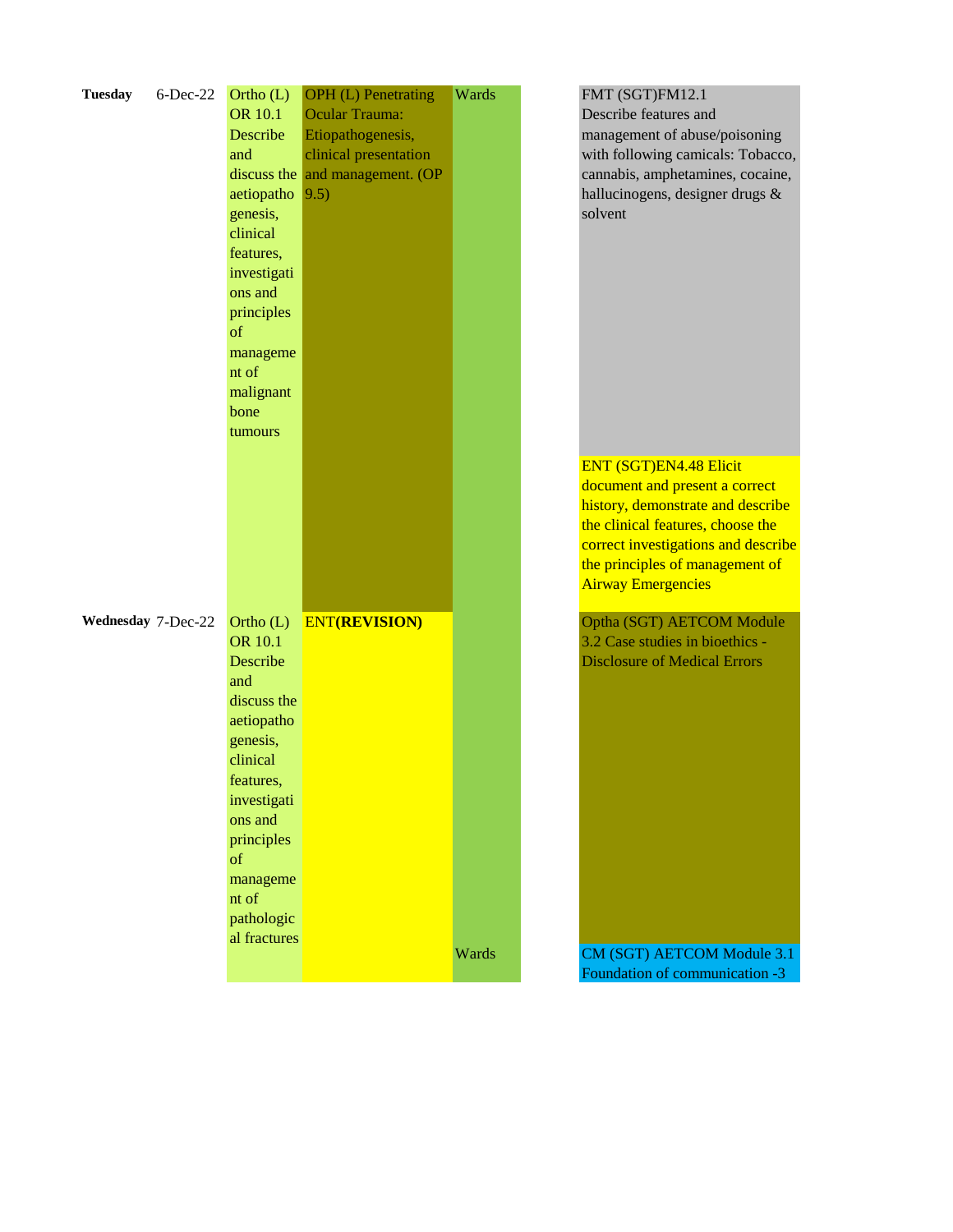| Day | Date | | | | | |
|---|---|---|---|---|---|---|
| **Tuesday** | 6-Dec-22 | Ortho (L) OR 10.1 Describe and discuss the aetiopathogenesis, clinical features, investigations and principles of management of malignant bone tumours | OPH (L) Penetrating Ocular Trauma: Etiopathogenesis, clinical presentation and management. (OP 9.5) | Wards | | FMT (SGT)FM12.1 Describe features and management of abuse/poisoning with following camicals: Tobacco, cannabis, amphetamines, cocaine, hallucinogens, designer drugs & solvent |
| | | | | | | ENT (SGT)EN4.48 Elicit document and present a correct history, demonstrate and describe the clinical features, choose the correct investigations and describe the principles of management of Airway Emergencies |
| **Wednesday** | 7-Dec-22 | Ortho (L) OR 10.1 Describe and discuss the aetiopathogenesis, clinical features, investigations and principles of management of pathological fractures | ENT**(REVISION)** | | | Optha (SGT) AETCOM Module 3.2 Case studies in bioethics - Disclosure of Medical Errors |
| | | | | Wards | | CM (SGT) AETCOM Module 3.1 Foundation of communication -3 |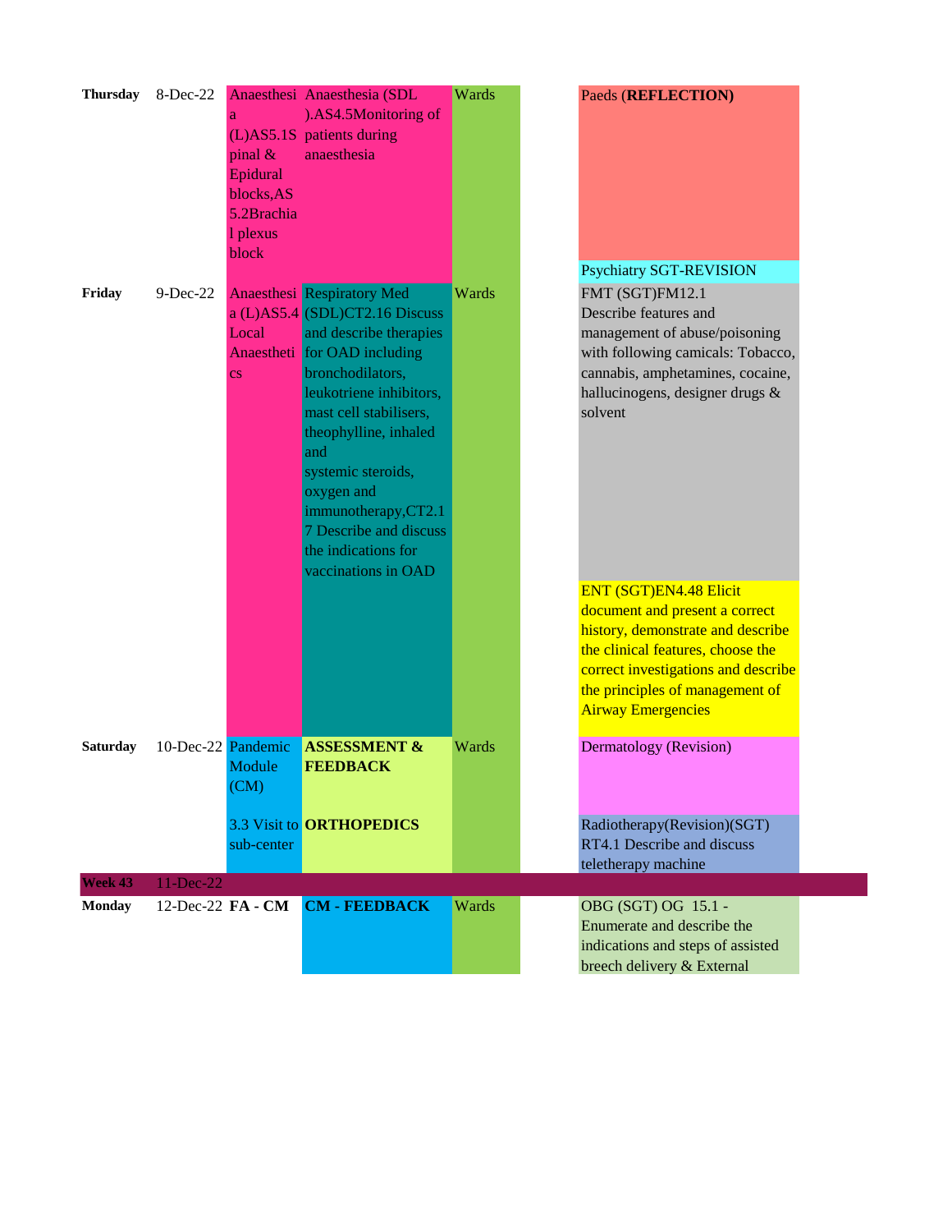| | | | | | | |
|---|---|---|---|---|---|---|
| **Thursday** | 8-Dec-22 | Anaesthesia (L)AS5.1Spinal & Epidural blocks,AS 5.2Brachial plexus block | Anaesthesia (SDL ).AS4.5Monitoring of patients during anaesthesia | Wards | | Paeds (**REFLECTION**) |
| | | | | | | Psychiatry SGT-REVISION |
| **Friday** | 9-Dec-22 | Anaesthesia (L)AS5.4 Local Anaesthetics | Respiratory Med (SDL)CT2.16 Discuss and describe therapies for OAD including bronchodilators, leukotriene inhibitors, mast cell stabilisers, theophylline, inhaled and systemic steroids, oxygen and immunotherapy,CT2.17 Describe and discuss the indications for vaccinations in OAD | Wards | | FMT (SGT)FM12.1 Describe features and management of abuse/poisoning with following camicals: Tobacco, cannabis, amphetamines, cocaine, hallucinogens, designer drugs & solvent |
| | | | | | | ENT (SGT)EN4.48 Elicit document and present a correct history, demonstrate and describe the clinical features, choose the correct investigations and describe the principles of management of Airway Emergencies |
| **Saturday** | 10-Dec-22 | Pandemic Module (CM) | **ASSESSMENT & FEEDBACK** | Wards | | Dermatology (Revision) |
| | | 3.3 Visit to sub-center | **ORTHOPEDICS** | | | Radiotherapy(Revision)(SGT) RT4.1 Describe and discuss teletherapy machine |
| **Week 43** | 11-Dec-22 | | | | | |
| **Monday** | 12-Dec-22 | **FA - CM** | **CM - FEEDBACK** | Wards | | OBG (SGT) OG 15.1 - Enumerate and describe the indications and steps of assisted breech delivery & External |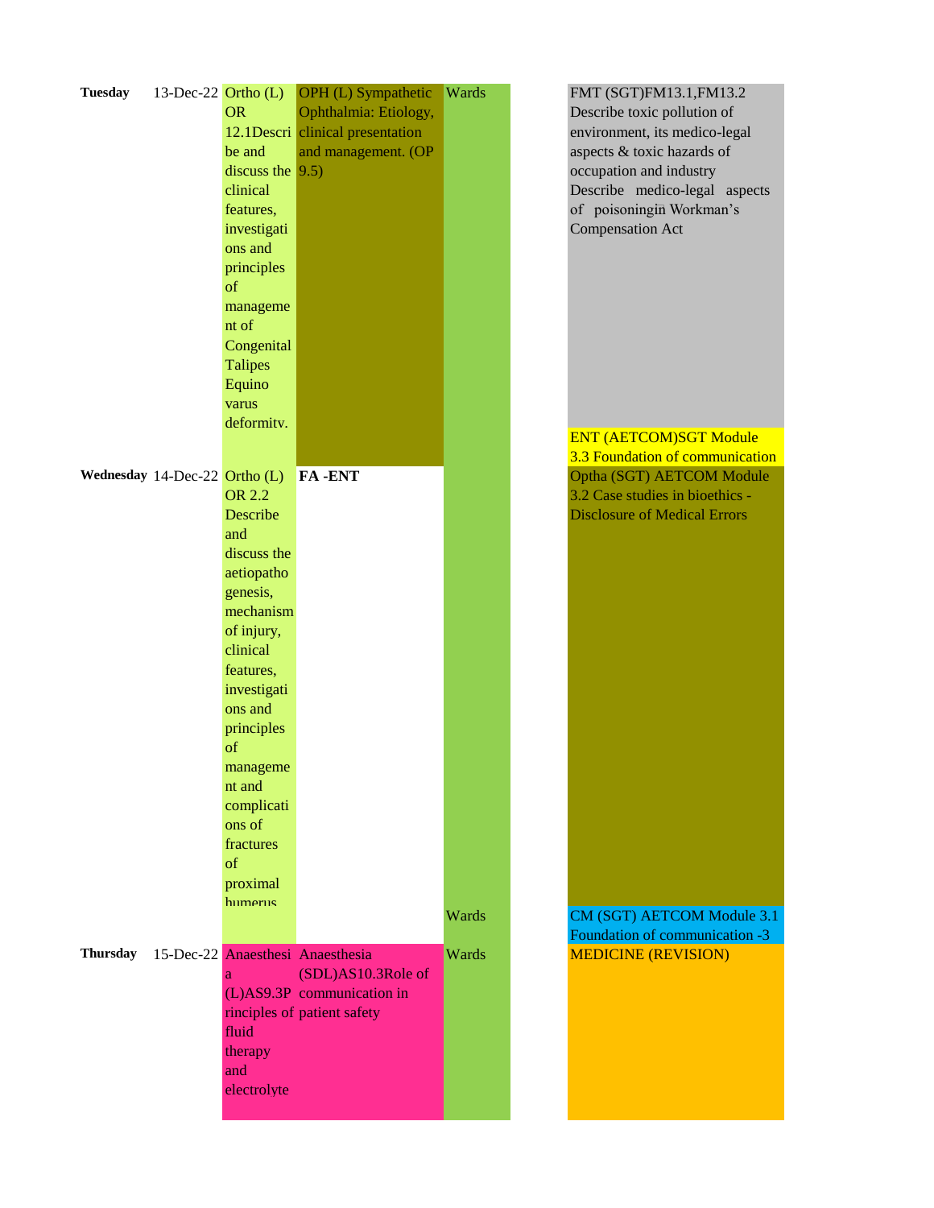| | | | | | | |
|---|---|---|---|---|---|---|
| **Tuesday** | 13-Dec-22 | Ortho (L) OR 12.1Describe and discuss the clinical features, investigations and principles of management of Congenital Talipes Equino varus deformity. | OPH (L) Sympathetic Ophthalmia: Etiology, clinical presentation and management. (OP 9.5) | Wards | | FMT (SGT)FM13.1,FM13.2 Describe toxic pollution of environment, its medico-legal aspects & toxic hazards of occupation and industry Describe medico-legal aspects of poisoningin Workman's Compensation Act |
| | | | | | | ENT (AETCOM)SGT Module 3.3 Foundation of communication |
| **Wednesday** | 14-Dec-22 | Ortho (L) OR 2.2 Describe and discuss the aetiopathogenesis, mechanism of injury, clinical features, investigations and principles of management and complications of fractures of proximal humerus | **FA -ENT** | | | Optha (SGT) AETCOM Module 3.2 Case studies in bioethics - Disclosure of Medical Errors |
| | | | | Wards | | CM (SGT) AETCOM Module 3.1 Foundation of communication -3 |
| **Thursday** | 15-Dec-22 | Anaesthesia (L)AS9.3Principles of fluid therapy and electrolyte | Anaesthesia (SDL)AS10.3Role of communication in patient safety | Wards | | MEDICINE (REVISION) |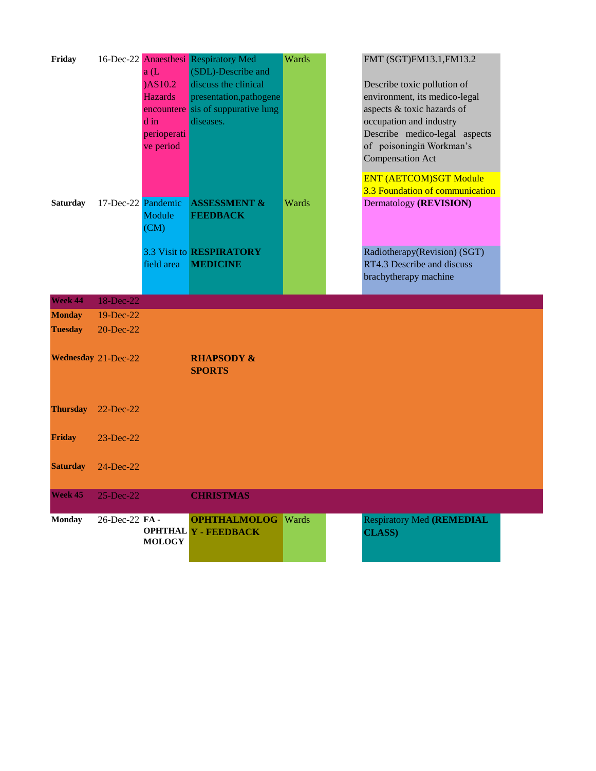| | | | | | | | |
|---|---|---|---|---|---|---|---|
| **Friday** | 16-Dec-22 | Anaesthesia (L )AS10.2 Hazards encountered in perioperative period | Respiratory Med (SDL)-Describe and discuss the clinical presentation,pathogenesis of suppurative lung diseases. | Wards | | FMT (SGT)FM13.1,FM13.2<br><br>Describe toxic pollution of environment, its medico-legal aspects & toxic hazards of occupation and industry Describe medico-legal aspects of poisoningin Workman's Compensation Act<br><br>ENT (AETCOM)SGT Module 3.3 Foundation of communication | |
| **Saturday** | 17-Dec-22 | Pandemic Module (CM)<br><br>3.3 Visit to field area | **ASSESSMENT & FEEDBACK**<br><br>**RESPIRATORY MEDICINE** | Wards | | Dermatology **(REVISION)**<br><br>Radiotherapy(Revision) (SGT) RT4.3 Describe and discuss brachytherapy machine | |
| **Week 44** | 18-Dec-22 | | | | | | |
| **Monday** | 19-Dec-22 | | | | | | |
| **Tuesday** | 20-Dec-22 | | | | | | |
| **Wednesday** | 21-Dec-22 | | **RHAPSODY & SPORTS** | | | | |
| **Thursday** | 22-Dec-22 | | | | | | |
| **Friday** | 23-Dec-22 | | | | | | |
| **Saturday** | 24-Dec-22 | | | | | | |
| **Week 45** | 25-Dec-22 | | **CHRISTMAS** | | | | |
| **Monday** | 26-Dec-22 | **FA - OPHTHALMOLOGY** | **OPHTHALMOLOGY - FEEDBACK** | Wards | | Respiratory Med **(REMEDIAL CLASS)** | |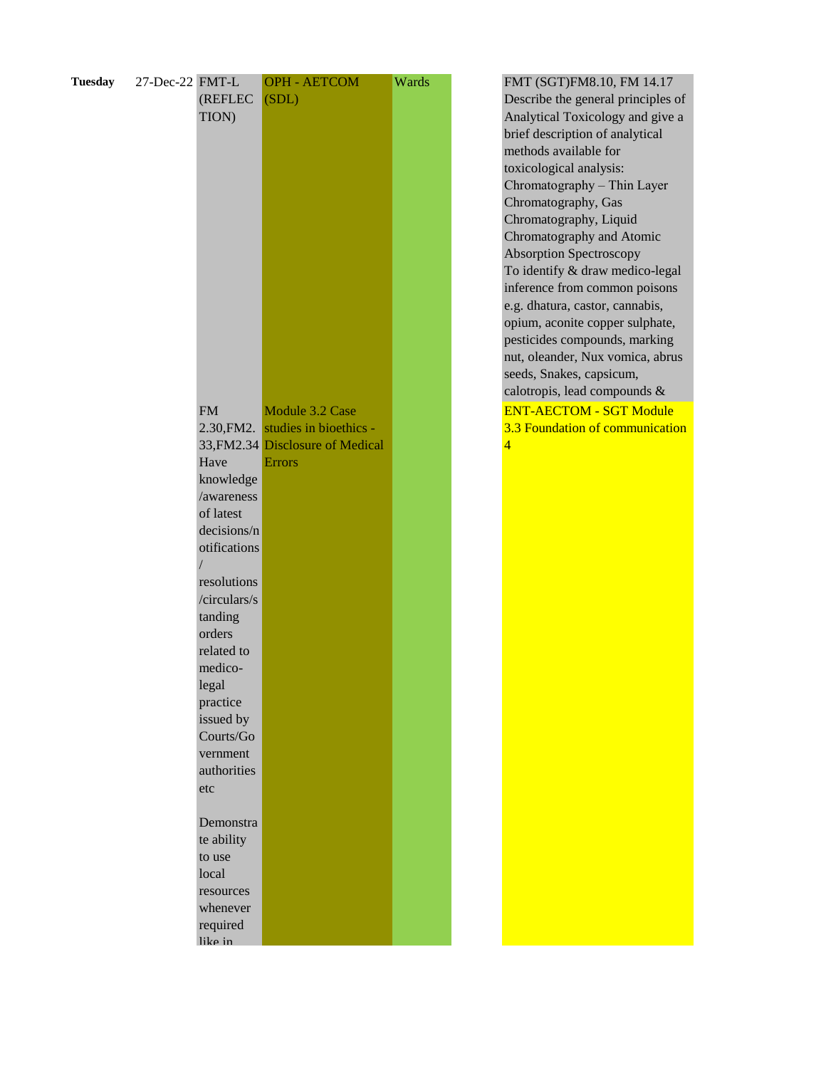| | | | | | | |
|---|---|---|---|---|---|---|
| **Tuesday** | 27-Dec-22 | FMT-L (REFLECTION) | OPH - AETCOM (SDL) | Wards | | FMT (SGT)FM8.10, FM 14.17 Describe the general principles of Analytical Toxicology and give a brief description of analytical methods available for toxicological analysis: Chromatography – Thin Layer Chromatography, Gas Chromatography, Liquid Chromatography and Atomic Absorption Spectroscopy To identify & draw medico-legal inference from common poisons e.g. dhatura, castor, cannabis, opium, aconite copper sulphate, pesticides compounds, marking nut, oleander, Nux vomica, abrus seeds, Snakes, capsicum, calotropis, lead compounds & |
| | | FM 2.30,FM2.33,FM2.34 Have knowledge /awareness of latest decisions/notifications / resolutions /circulars/standing orders related to medico-legal practice issued by Courts/Government authorities etc Demonstrate ability to use local resources whenever required like in | Module 3.2 Case studies in bioethics - Disclosure of Medical Errors | | | ENT-AECTOM - SGT Module 3.3 Foundation of communication 4 |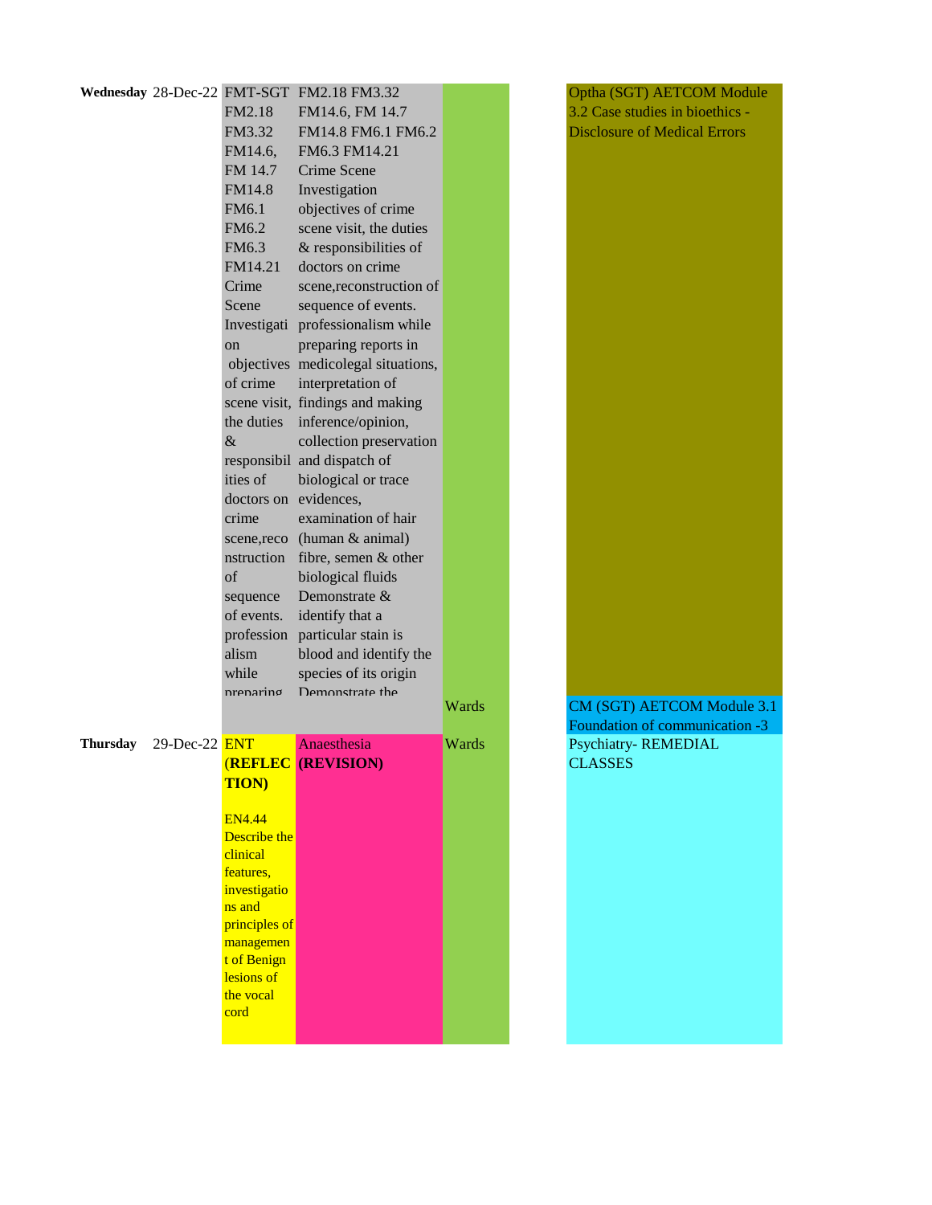| Day | Date | | | | | |
|---|---|---|---|---|---|---|
| **Wednesday** | 28-Dec-22 | FMT-SGT FM2.18 FM3.32 FM14.6, FM 14.7 FM14.8 FM6.1 FM6.2 FM6.3 FM14.21 Crime Scene Investigation objectives of crime scene visit, the duties & responsibilities of doctors on crime scene,reconstruction of sequence of events. professionalism while preparing | FM2.18 FM3.32 FM14.6, FM 14.7 FM14.8 FM6.1 FM6.2 FM6.3 FM14.21 Crime Scene Investigation objectives of crime scene visit, the duties & responsibilities of doctors on crime scene,reconstruction of sequence of events. professionalism while preparing reports in medicolegal situations, interpretation of findings and making inference/opinion, collection preservation and dispatch of biological or trace evidences, examination of hair (human & animal) fibre, semen & other biological fluids Demonstrate & identify that a particular stain is blood and identify the species of its origin Demonstrate the | | | Optha (SGT) AETCOM Module 3.2 Case studies in bioethics - Disclosure of Medical Errors |
| | | | | Wards | | CM (SGT) AETCOM Module 3.1 Foundation of communication -3 |
| **Thursday** | 29-Dec-22 | ENT **(REFLECTION)** EN4.44 Describe the clinical features, investigations and principles of management of Benign lesions of the vocal cord | Anaesthesia **(REVISION)** | Wards | | Psychiatry- REMEDIAL CLASSES |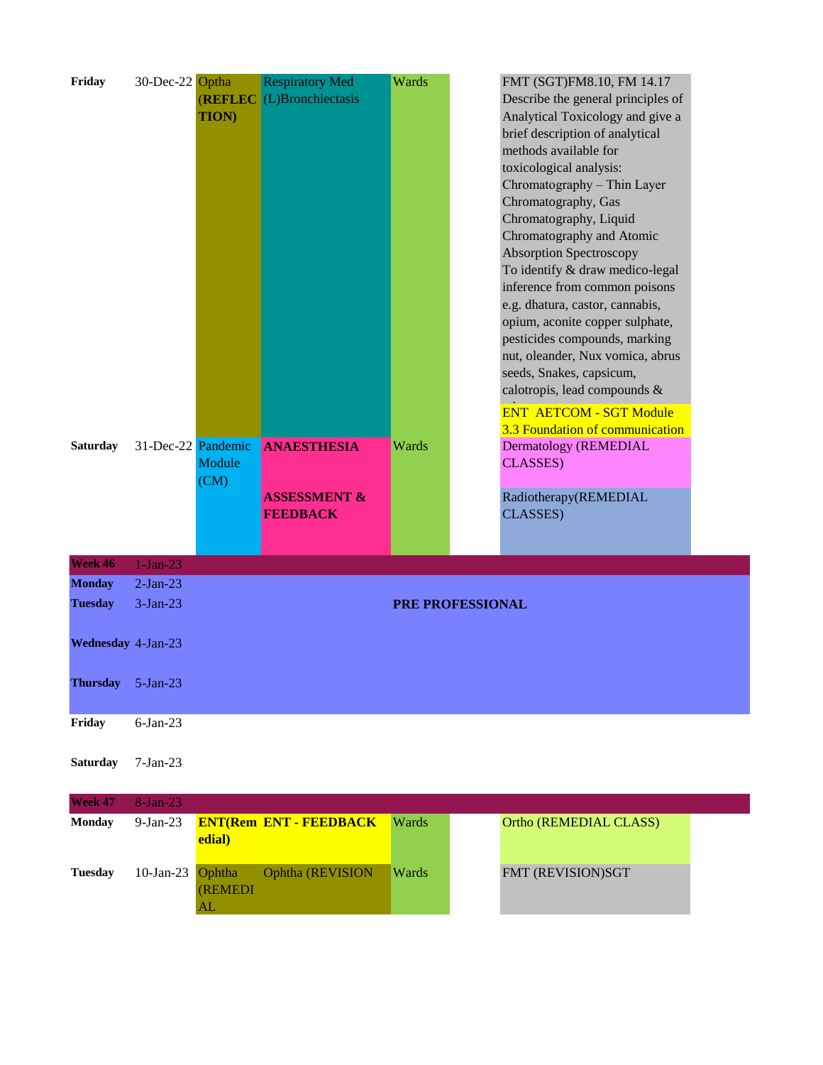| Day | Date | | | | | |
|---|---|---|---|---|---|---|
| **Friday** | 30-Dec-22 | Optha (**REFLECTION)** | Respiratory Med (L)Bronchiectasis | Wards | | FMT (SGT)FM8.10, FM 14.17 Describe the general principles of Analytical Toxicology and give a brief description of analytical methods available for toxicological analysis: Chromatography – Thin Layer Chromatography, Gas Chromatography, Liquid Chromatography and Atomic Absorption Spectroscopy To identify & draw medico-legal inference from common poisons e.g. dhatura, castor, cannabis, opium, aconite copper sulphate, pesticides compounds, marking nut, oleander, Nux vomica, abrus seeds, Snakes, capsicum, calotropis, lead compounds & ENT AETCOM - SGT Module 3.3 Foundation of communication |
| **Saturday** | 31-Dec-22 | Pandemic Module (CM) | **ANAESTHESIA** **ASSESSMENT & FEEDBACK** | Wards | | Dermatology (REMEDIAL CLASSES) Radiotherapy(REMEDIAL CLASSES) |
| **Week 46** | 1-Jan-23 | | | | | |
| **Monday** | 2-Jan-23 | | | **PRE PROFESSIONAL** | | |
| **Tuesday** | 3-Jan-23 | | | **PRE PROFESSIONAL** | | |
| **Wednesday** | 4-Jan-23 | | | **PRE PROFESSIONAL** | | |
| **Thursday** | 5-Jan-23 | | | **PRE PROFESSIONAL** | | |
| **Friday** | 6-Jan-23 | | | | | |
| **Saturday** | 7-Jan-23 | | | | | |
| **Week 47** | 8-Jan-23 | | | | | |
| **Monday** | 9-Jan-23 | **ENT(Remedial)** | **ENT - FEEDBACK** | Wards | | Ortho (REMEDIAL CLASS) |
| **Tuesday** | 10-Jan-23 | Ophtha (REMEDIAL | Ophtha (REVISION | Wards | | FMT (REVISION)SGT |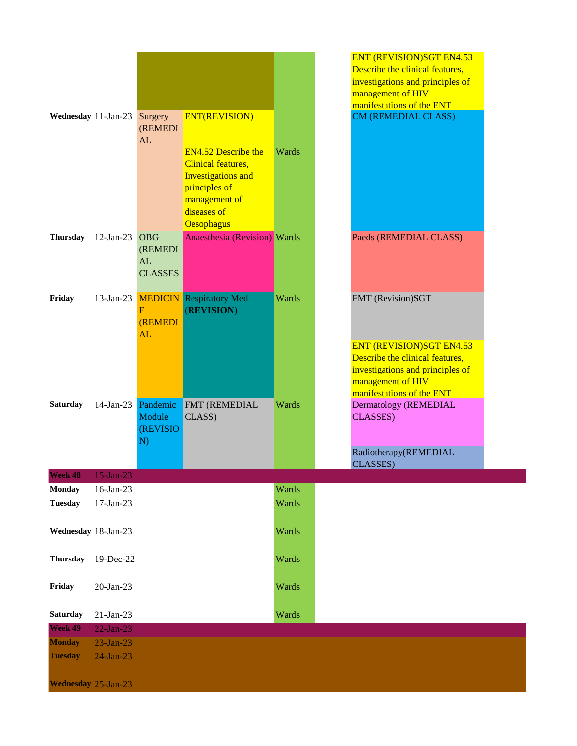| Day | Date | | | | | |
|---|---|---|---|---|---|---|
| | | | | | | ENT (REVISION)SGT EN4.53 Describe the clinical features, investigations and principles of management of HIV manifestations of the ENT |
| Wednesday | 11-Jan-23 | Surgery (REMEDIAL | ENT(REVISION) EN4.52 Describe the Clinical features, Investigations and principles of management of diseases of Oesophagus | Wards | | CM (REMEDIAL CLASS) |
| Thursday | 12-Jan-23 | OBG (REMEDIAL CLASSES | Anaesthesia (Revision) | Wards | | Paeds (REMEDIAL CLASS) |
| Friday | 13-Jan-23 | MEDICINE (REMEDIAL | Respiratory Med (**REVISION**) | Wards | | FMT (Revision)SGT<br>ENT (REVISION)SGT EN4.53 Describe the clinical features, investigations and principles of management of HIV manifestations of the ENT |
| Saturday | 14-Jan-23 | Pandemic Module (REVISION) | FMT (REMEDIAL CLASS) | Wards | | Dermatology (REMEDIAL CLASSES)<br>Radiotherapy(REMEDIAL CLASSES) |
| **Week 48** | 15-Jan-23 | | | | | |
| Monday | 16-Jan-23 | | | Wards | | |
| Tuesday | 17-Jan-23 | | | Wards | | |
| Wednesday | 18-Jan-23 | | | Wards | | |
| Thursday | 19-Dec-22 | | | Wards | | |
| Friday | 20-Jan-23 | | | Wards | | |
| Saturday | 21-Jan-23 | | | Wards | | |
| **Week 49** | 22-Jan-23 | | | | | |
| Monday | 23-Jan-23 | | | | | |
| Tuesday | 24-Jan-23 | | | | | |
| Wednesday | 25-Jan-23 | | | | | |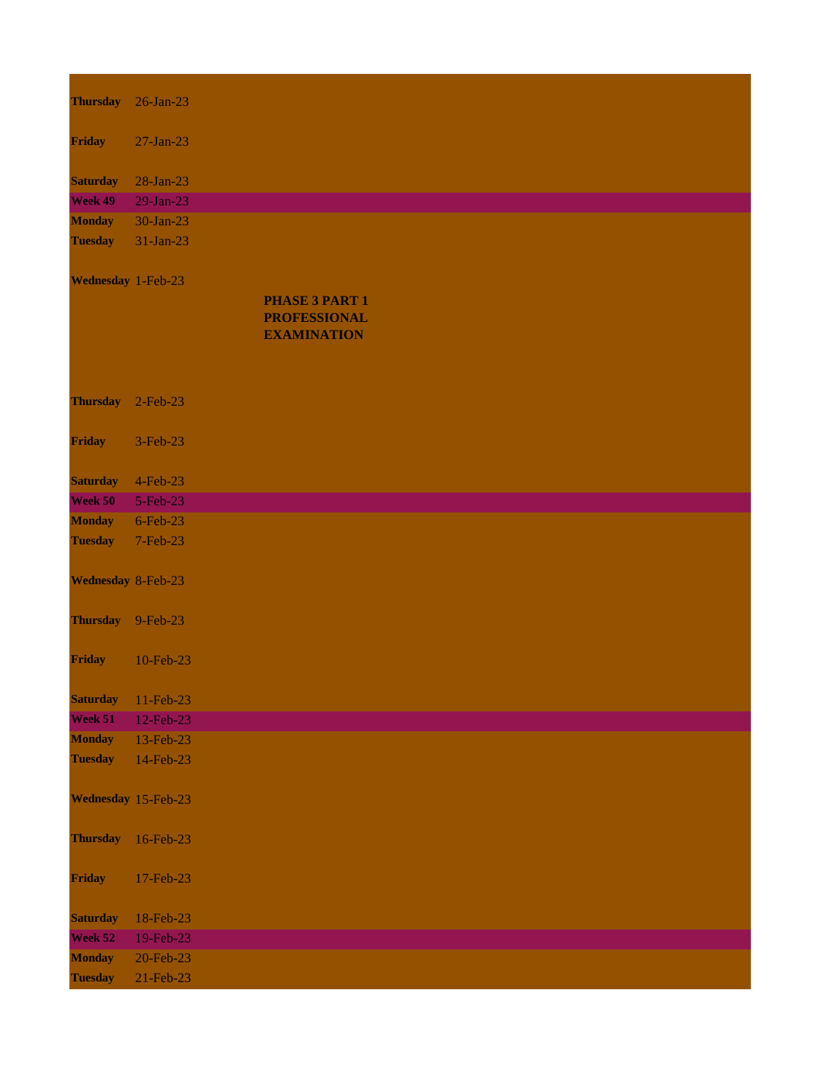| | | |
|---|---|---|
| **Thursday** | 26-Jan-23 | |
| **Friday** | 27-Jan-23 | |
| **Saturday** | 28-Jan-23 | |
| **Week 49** | 29-Jan-23 | |
| **Monday** | 30-Jan-23 | |
| **Tuesday** | 31-Jan-23 | |
| **Wednesday** | 1-Feb-23 | **PHASE 3 PART 1 PROFESSIONAL EXAMINATION** |
| **Thursday** | 2-Feb-23 | |
| **Friday** | 3-Feb-23 | |
| **Saturday** | 4-Feb-23 | |
| **Week 50** | 5-Feb-23 | |
| **Monday** | 6-Feb-23 | |
| **Tuesday** | 7-Feb-23 | |
| **Wednesday** | 8-Feb-23 | |
| **Thursday** | 9-Feb-23 | |
| **Friday** | 10-Feb-23 | |
| **Saturday** | 11-Feb-23 | |
| **Week 51** | 12-Feb-23 | |
| **Monday** | 13-Feb-23 | |
| **Tuesday** | 14-Feb-23 | |
| **Wednesday** | 15-Feb-23 | |
| **Thursday** | 16-Feb-23 | |
| **Friday** | 17-Feb-23 | |
| **Saturday** | 18-Feb-23 | |
| **Week 52** | 19-Feb-23 | |
| **Monday** | 20-Feb-23 | |
| **Tuesday** | 21-Feb-23 | |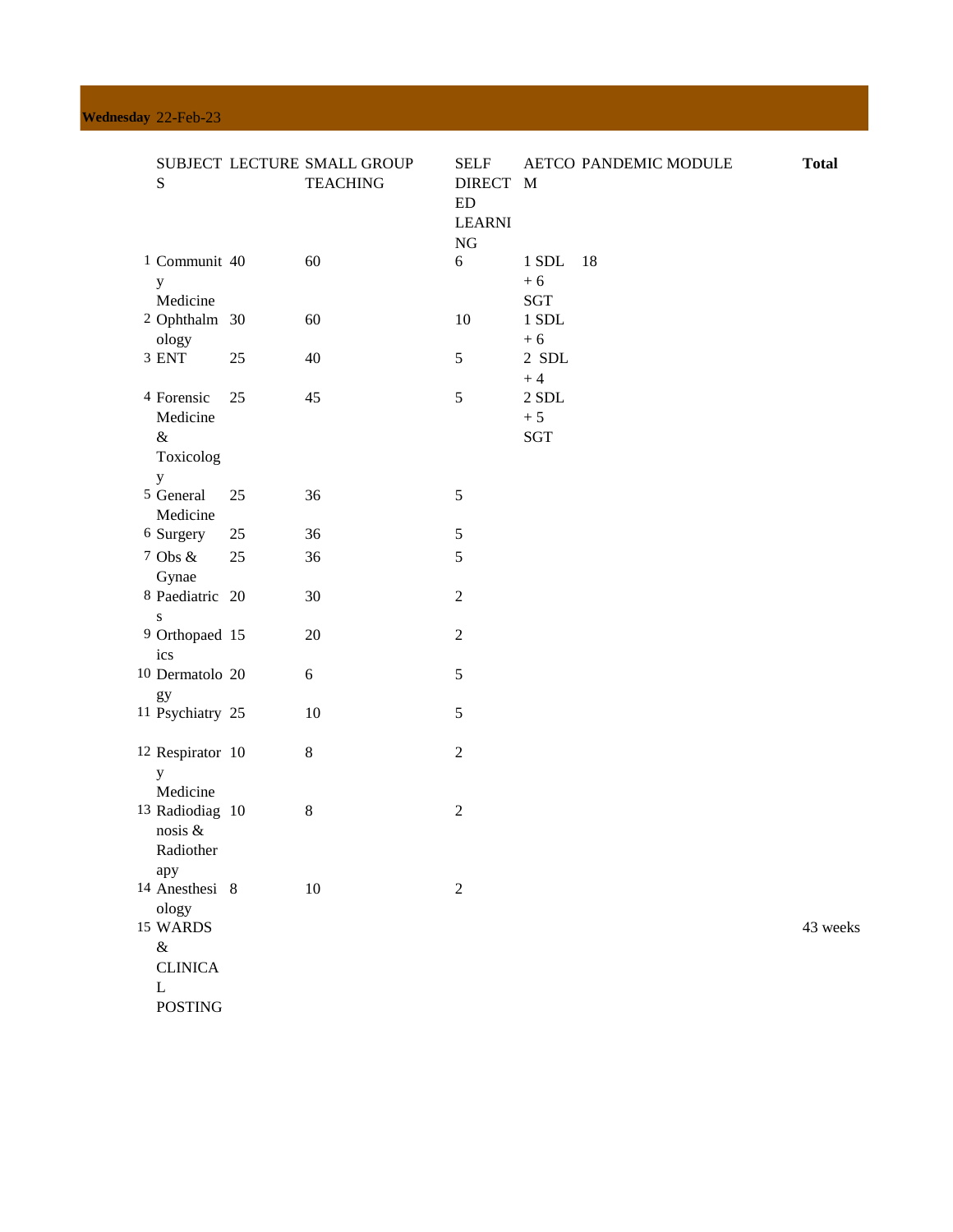**Wednesday** 22-Feb-23

| | SUBJECTS | LECTURE | SMALL GROUP TEACHING | SELF DIRECTED LEARNING | AETCOM | PANDEMIC MODULE | Total |
|---|---|---|---|---|---|---|---|
| 1 | Community Medicine | 40 | 60 | 6 | 1 SDL + 6 SGT | 18 | |
| 2 | Ophthalmology | 30 | 60 | 10 | 1 SDL + 6 | | |
| 3 | ENT | 25 | 40 | 5 | 2 SDL + 4 | | |
| 4 | Forensic Medicine & Toxicology | 25 | 45 | 5 | 2 SDL + 5 SGT | | |
| 5 | General Medicine | 25 | 36 | 5 | | | |
| 6 | Surgery | 25 | 36 | 5 | | | |
| 7 | Obs & Gynae | 25 | 36 | 5 | | | |
| 8 | Paediatrics | 20 | 30 | 2 | | | |
| 9 | Orthopaedics | 15 | 20 | 2 | | | |
| 10 | Dermatology | 20 | 6 | 5 | | | |
| 11 | Psychiatry | 25 | 10 | 5 | | | |
| 12 | Respiratory Medicine | 10 | 8 | 2 | | | |
| 13 | Radiodiagnosis & Radiotherapy | 10 | 8 | 2 | | | |
| 14 | Anesthesiology | 8 | 10 | 2 | | | |
| 15 | WARDS & CLINICAL POSTING | | | | | | 43 weeks |